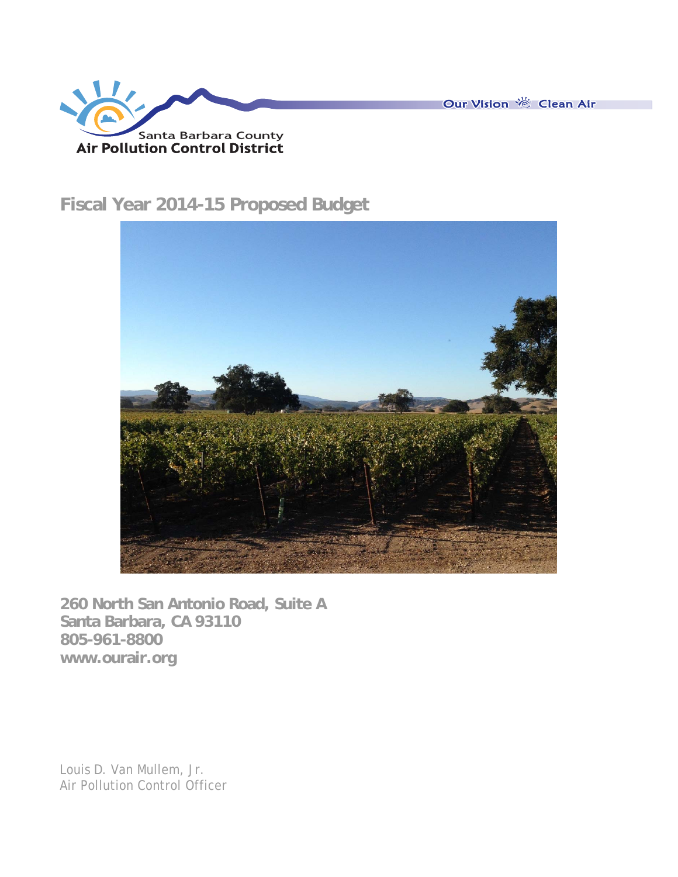Santa Barbara County
Air Pollution Control District

Our Vision Clean Air

# Fiscal Year 2014-15 Proposed Budget

**260 North San Antonio Road, Suite A**
**Santa Barbara, CA 93110**
**805-961-8800**
**www.ourair.org**

Louis D. Van Mullem, Jr.
Air Pollution Control Officer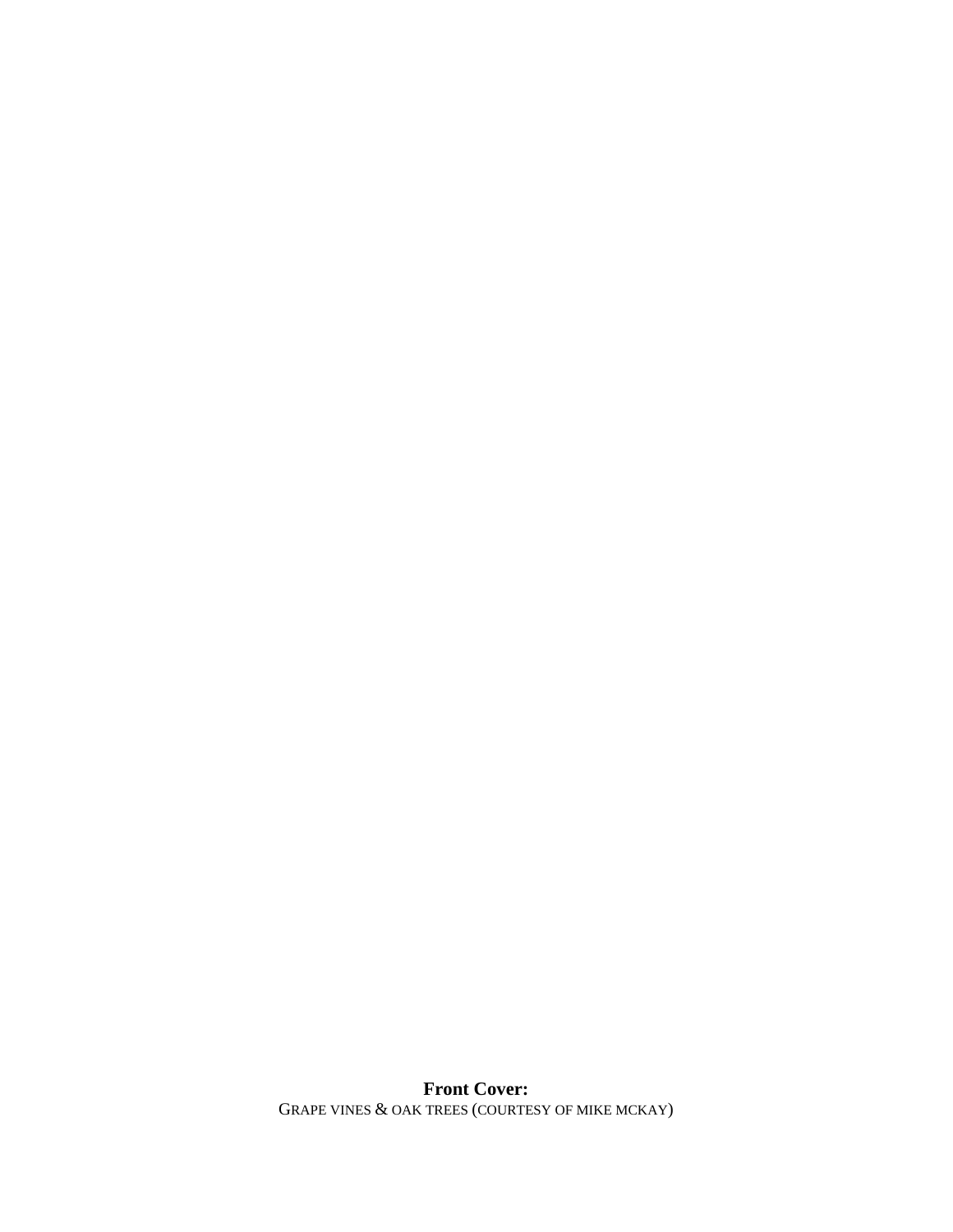**Front Cover:**
GRAPE VINES & OAK TREES (COURTESY OF MIKE MCKAY)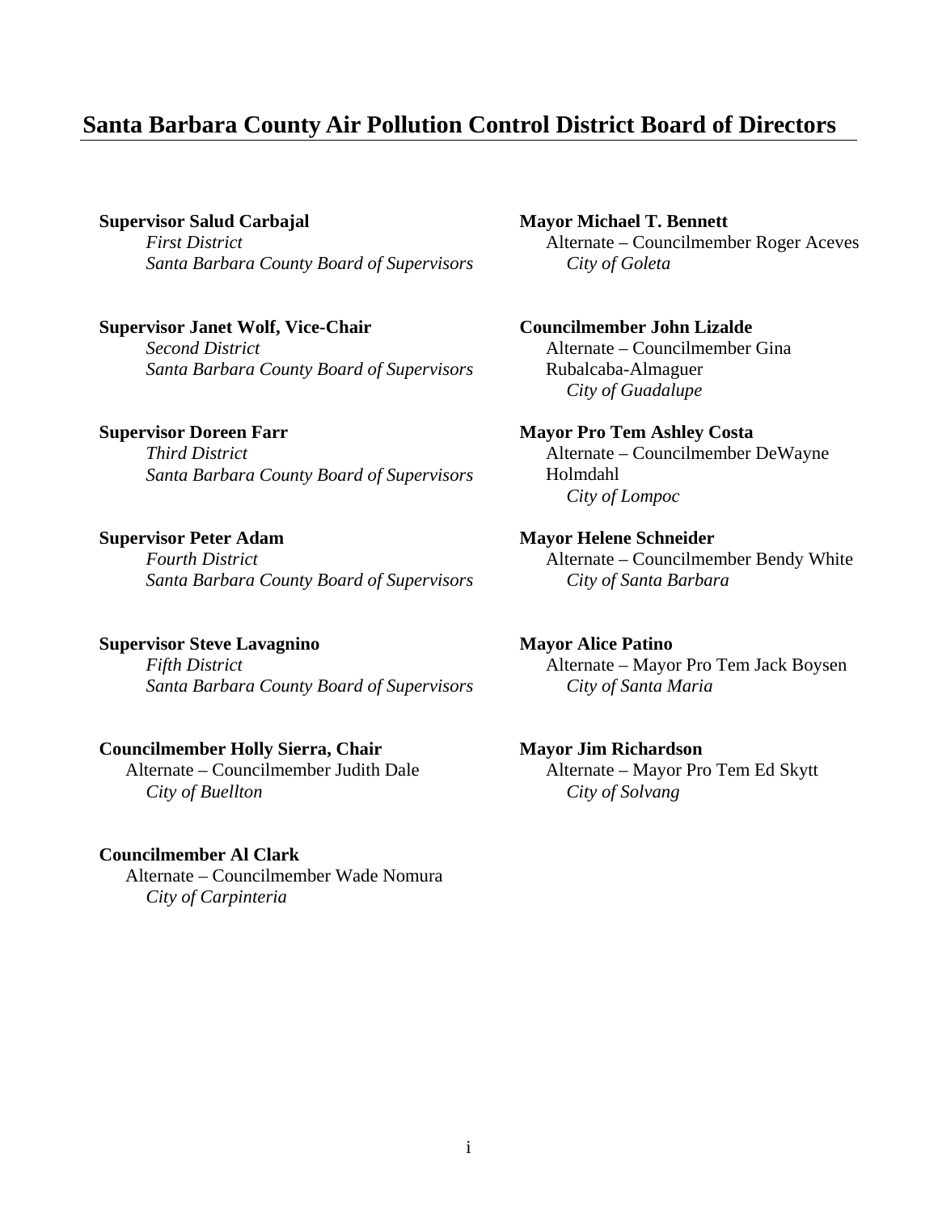# Santa Barbara County Air Pollution Control District Board of Directors

**Supervisor Salud Carbajal**
*First District*
*Santa Barbara County Board of Supervisors*

**Supervisor Janet Wolf, Vice-Chair**
*Second District*
*Santa Barbara County Board of Supervisors*

**Supervisor Doreen Farr**
*Third District*
*Santa Barbara County Board of Supervisors*

**Supervisor Peter Adam**
*Fourth District*
*Santa Barbara County Board of Supervisors*

**Supervisor Steve Lavagnino**
*Fifth District*
*Santa Barbara County Board of Supervisors*

**Councilmember Holly Sierra, Chair**
Alternate – Councilmember Judith Dale
*City of Buellton*

**Councilmember Al Clark**
Alternate – Councilmember Wade Nomura
*City of Carpinteria*

**Mayor Michael T. Bennett**
Alternate – Councilmember Roger Aceves
*City of Goleta*

**Councilmember John Lizalde**
Alternate – Councilmember Gina Rubalcaba-Almaguer
*City of Guadalupe*

**Mayor Pro Tem Ashley Costa**
Alternate – Councilmember DeWayne Holmdahl
*City of Lompoc*

**Mayor Helene Schneider**
Alternate – Councilmember Bendy White
*City of Santa Barbara*

**Mayor Alice Patino**
Alternate – Mayor Pro Tem Jack Boysen
*City of Santa Maria*

**Mayor Jim Richardson**
Alternate – Mayor Pro Tem Ed Skytt
*City of Solvang*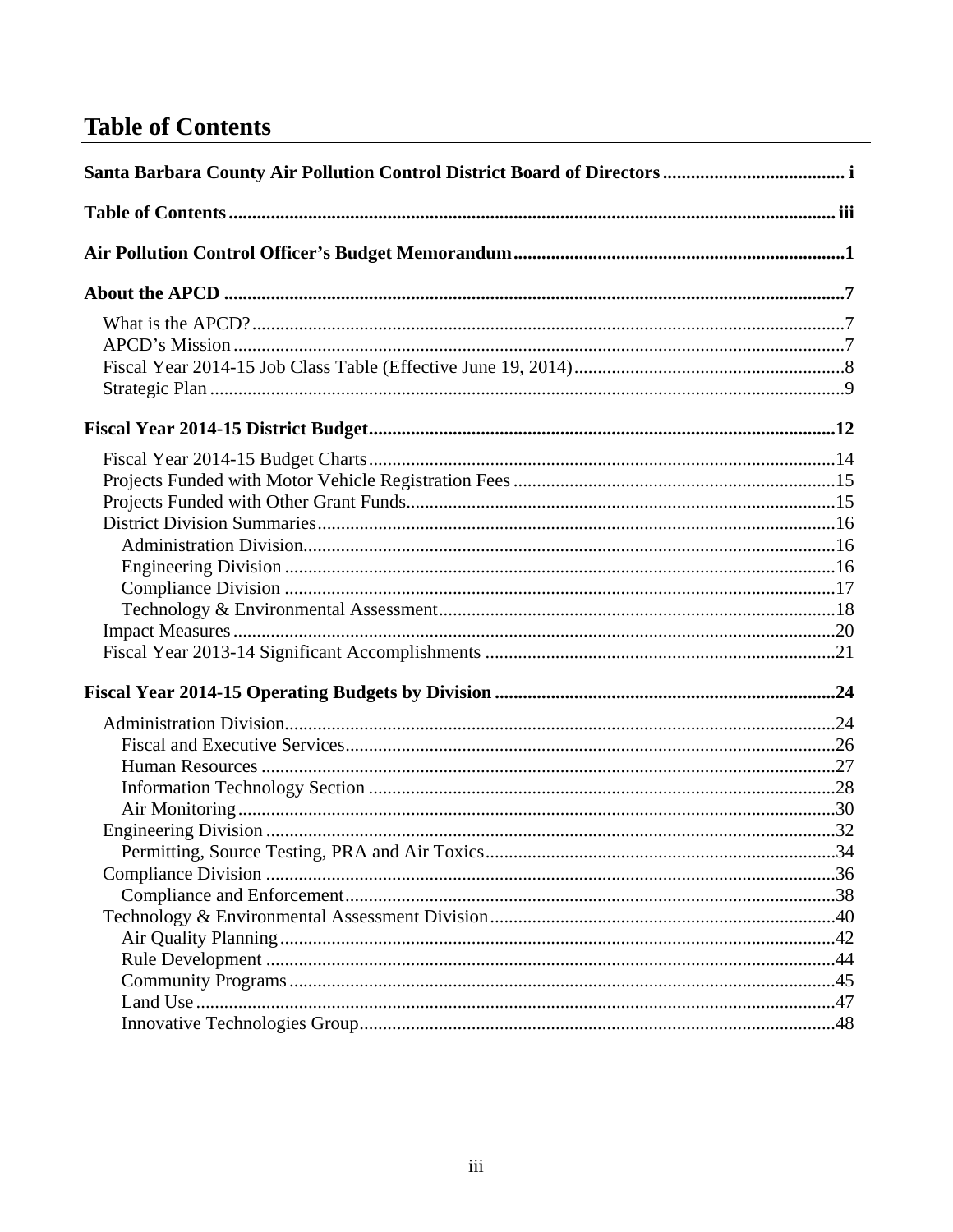# Table of Contents

**Santa Barbara County Air Pollution Control District Board of Directors ....................................... i**

**Table of Contents ................................................................................................................................ iii**

**Air Pollution Control Officer's Budget Memorandum .......................................................................1**

**About the APCD ....................................................................................................................................7**

- What is the APCD? .............................................................................................................................7
- APCD's Mission ..................................................................................................................................7
- Fiscal Year 2014-15 Job Class Table (Effective June 19, 2014) .........................................................8
- Strategic Plan .......................................................................................................................................9

**Fiscal Year 2014-15 District Budget ...................................................................................................12**

- Fiscal Year 2014-15 Budget Charts ...................................................................................................14
- Projects Funded with Motor Vehicle Registration Fees .....................................................................15
- Projects Funded with Other Grant Funds ...........................................................................................15
- District Division Summaries ...............................................................................................................16
  - Administration Division ................................................................................................................16
  - Engineering Division .....................................................................................................................16
  - Compliance Division .....................................................................................................................17
  - Technology & Environmental Assessment ....................................................................................18
- Impact Measures .................................................................................................................................20
- Fiscal Year 2013-14 Significant Accomplishments ...........................................................................21

**Fiscal Year 2014-15 Operating Budgets by Division .........................................................................24**

- Administration Division .....................................................................................................................24
  - Fiscal and Executive Services .........................................................................................................26
  - Human Resources ..........................................................................................................................27
  - Information Technology Section ....................................................................................................28
  - Air Monitoring ...............................................................................................................................30
- Engineering Division ..........................................................................................................................32
  - Permitting, Source Testing, PRA and Air Toxics ...........................................................................34
- Compliance Division ..........................................................................................................................36
  - Compliance and Enforcement .........................................................................................................38
- Technology & Environmental Assessment Division ..........................................................................40
  - Air Quality Planning .......................................................................................................................42
  - Rule Development ..........................................................................................................................44
  - Community Programs .....................................................................................................................45
  - Land Use .........................................................................................................................................47
  - Innovative Technologies Group ......................................................................................................48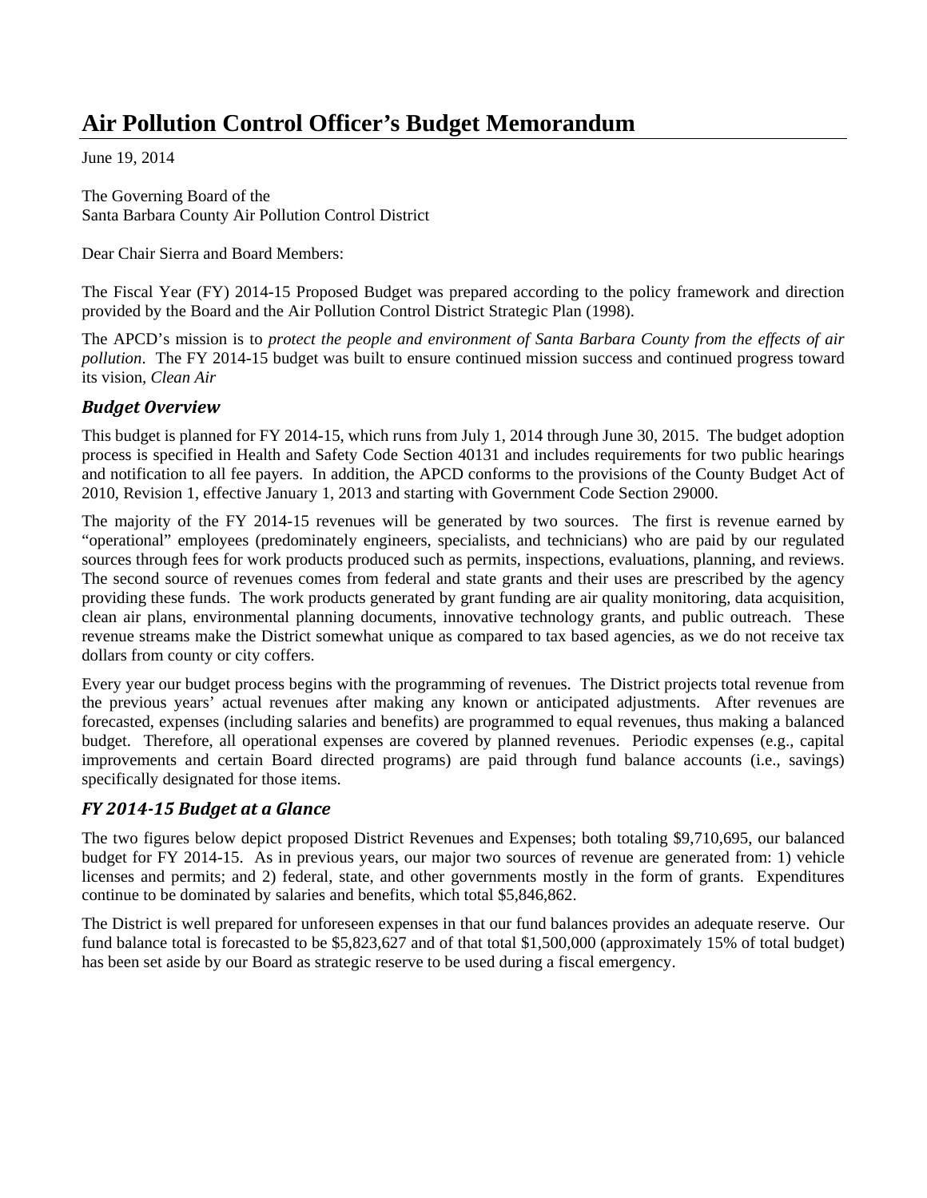# Air Pollution Control Officer's Budget Memorandum

June 19, 2014

The Governing Board of the
Santa Barbara County Air Pollution Control District

Dear Chair Sierra and Board Members:

The Fiscal Year (FY) 2014-15 Proposed Budget was prepared according to the policy framework and direction provided by the Board and the Air Pollution Control District Strategic Plan (1998).

The APCD's mission is to *protect the people and environment of Santa Barbara County from the effects of air pollution*. The FY 2014-15 budget was built to ensure continued mission success and continued progress toward its vision, *Clean Air*

### *Budget Overview*

This budget is planned for FY 2014-15, which runs from July 1, 2014 through June 30, 2015. The budget adoption process is specified in Health and Safety Code Section 40131 and includes requirements for two public hearings and notification to all fee payers. In addition, the APCD conforms to the provisions of the County Budget Act of 2010, Revision 1, effective January 1, 2013 and starting with Government Code Section 29000.

The majority of the FY 2014-15 revenues will be generated by two sources. The first is revenue earned by "operational" employees (predominately engineers, specialists, and technicians) who are paid by our regulated sources through fees for work products produced such as permits, inspections, evaluations, planning, and reviews. The second source of revenues comes from federal and state grants and their uses are prescribed by the agency providing these funds. The work products generated by grant funding are air quality monitoring, data acquisition, clean air plans, environmental planning documents, innovative technology grants, and public outreach. These revenue streams make the District somewhat unique as compared to tax based agencies, as we do not receive tax dollars from county or city coffers.

Every year our budget process begins with the programming of revenues. The District projects total revenue from the previous years' actual revenues after making any known or anticipated adjustments. After revenues are forecasted, expenses (including salaries and benefits) are programmed to equal revenues, thus making a balanced budget. Therefore, all operational expenses are covered by planned revenues. Periodic expenses (e.g., capital improvements and certain Board directed programs) are paid through fund balance accounts (i.e., savings) specifically designated for those items.

### *FY 2014-15 Budget at a Glance*

The two figures below depict proposed District Revenues and Expenses; both totaling $9,710,695, our balanced budget for FY 2014-15. As in previous years, our major two sources of revenue are generated from: 1) vehicle licenses and permits; and 2) federal, state, and other governments mostly in the form of grants. Expenditures continue to be dominated by salaries and benefits, which total $5,846,862.

The District is well prepared for unforeseen expenses in that our fund balances provides an adequate reserve. Our fund balance total is forecasted to be $5,823,627 and of that total $1,500,000 (approximately 15% of total budget) has been set aside by our Board as strategic reserve to be used during a fiscal emergency.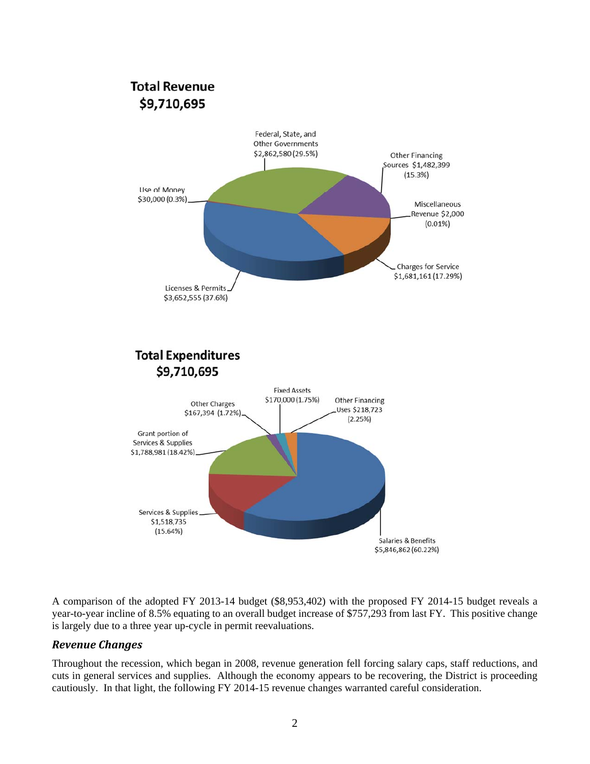**Total Revenue**
**$9,710,695**

Federal, State, and Other Governments $2,862,580 (29.5%)

Other Financing Sources $1,482,399 (15.3%)

Use of Money $30,000 (0.3%)

Miscellaneous Revenue $2,000 (0.01%)

Charges for Service $1,681,161 (17.29%)

Licenses & Permits $3,652,555 (37.6%)

**Total Expenditures**
**$9,710,695**

Fixed Assets $170,000 (1.75%)

Other Charges $167,394 (1.72%)

Other Financing Uses $218,723 (2.25%)

Grant portion of Services & Supplies $1,788,981 (18.42%)

Services & Supplies $1,518,735 (15.64%)

Salaries & Benefits $5,846,862 (60.22%)

A comparison of the adopted FY 2013-14 budget ($8,953,402) with the proposed FY 2014-15 budget reveals a year-to-year incline of 8.5% equating to an overall budget increase of $757,293 from last FY. This positive change is largely due to a three year up-cycle in permit reevaluations.

### *Revenue Changes*

Throughout the recession, which began in 2008, revenue generation fell forcing salary caps, staff reductions, and cuts in general services and supplies. Although the economy appears to be recovering, the District is proceeding cautiously. In that light, the following FY 2014-15 revenue changes warranted careful consideration.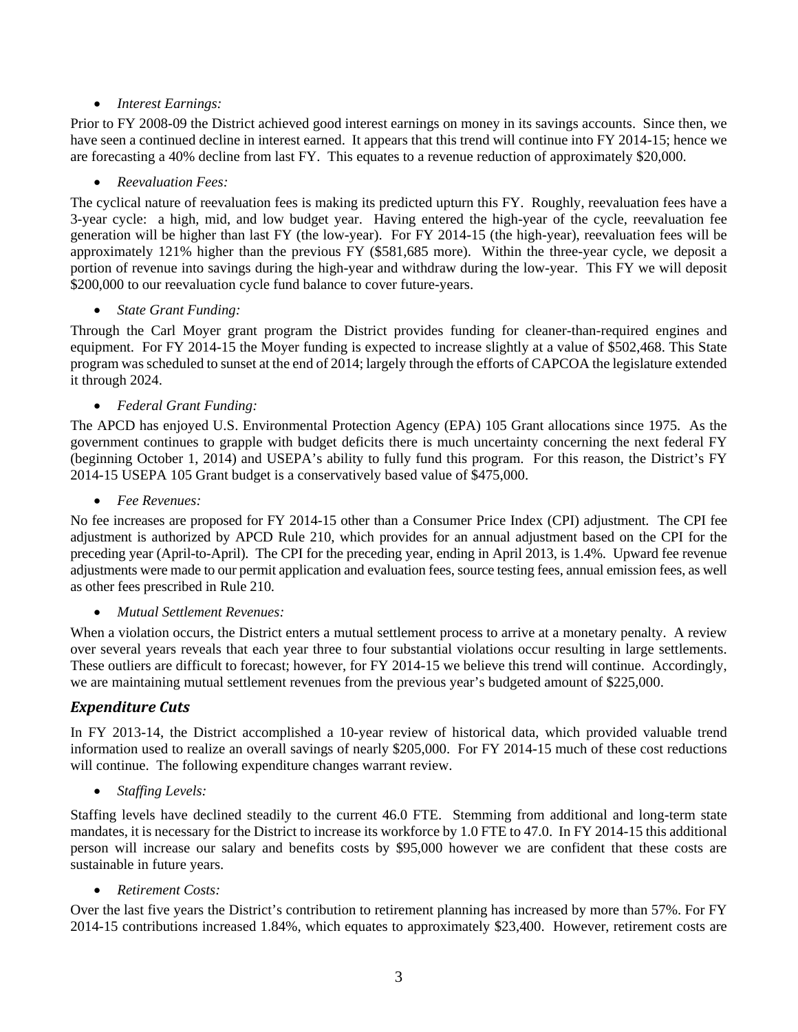- *Interest Earnings:*

Prior to FY 2008-09 the District achieved good interest earnings on money in its savings accounts. Since then, we have seen a continued decline in interest earned. It appears that this trend will continue into FY 2014-15; hence we are forecasting a 40% decline from last FY. This equates to a revenue reduction of approximately $20,000.

- *Reevaluation Fees:*

The cyclical nature of reevaluation fees is making its predicted upturn this FY. Roughly, reevaluation fees have a 3-year cycle: a high, mid, and low budget year. Having entered the high-year of the cycle, reevaluation fee generation will be higher than last FY (the low-year). For FY 2014-15 (the high-year), reevaluation fees will be approximately 121% higher than the previous FY ($581,685 more). Within the three-year cycle, we deposit a portion of revenue into savings during the high-year and withdraw during the low-year. This FY we will deposit $200,000 to our reevaluation cycle fund balance to cover future-years.

- *State Grant Funding:*

Through the Carl Moyer grant program the District provides funding for cleaner-than-required engines and equipment. For FY 2014-15 the Moyer funding is expected to increase slightly at a value of $502,468. This State program was scheduled to sunset at the end of 2014; largely through the efforts of CAPCOA the legislature extended it through 2024.

- *Federal Grant Funding:*

The APCD has enjoyed U.S. Environmental Protection Agency (EPA) 105 Grant allocations since 1975. As the government continues to grapple with budget deficits there is much uncertainty concerning the next federal FY (beginning October 1, 2014) and USEPA's ability to fully fund this program. For this reason, the District's FY 2014-15 USEPA 105 Grant budget is a conservatively based value of $475,000.

- *Fee Revenues:*

No fee increases are proposed for FY 2014-15 other than a Consumer Price Index (CPI) adjustment. The CPI fee adjustment is authorized by APCD Rule 210, which provides for an annual adjustment based on the CPI for the preceding year (April-to-April). The CPI for the preceding year, ending in April 2013, is 1.4%. Upward fee revenue adjustments were made to our permit application and evaluation fees, source testing fees, annual emission fees, as well as other fees prescribed in Rule 210.

- *Mutual Settlement Revenues:*

When a violation occurs, the District enters a mutual settlement process to arrive at a monetary penalty. A review over several years reveals that each year three to four substantial violations occur resulting in large settlements. These outliers are difficult to forecast; however, for FY 2014-15 we believe this trend will continue. Accordingly, we are maintaining mutual settlement revenues from the previous year's budgeted amount of $225,000.

## *Expenditure Cuts*

In FY 2013-14, the District accomplished a 10-year review of historical data, which provided valuable trend information used to realize an overall savings of nearly $205,000. For FY 2014-15 much of these cost reductions will continue. The following expenditure changes warrant review.

- *Staffing Levels:*

Staffing levels have declined steadily to the current 46.0 FTE. Stemming from additional and long-term state mandates, it is necessary for the District to increase its workforce by 1.0 FTE to 47.0. In FY 2014-15 this additional person will increase our salary and benefits costs by $95,000 however we are confident that these costs are sustainable in future years.

- *Retirement Costs:*

Over the last five years the District's contribution to retirement planning has increased by more than 57%. For FY 2014-15 contributions increased 1.84%, which equates to approximately $23,400. However, retirement costs are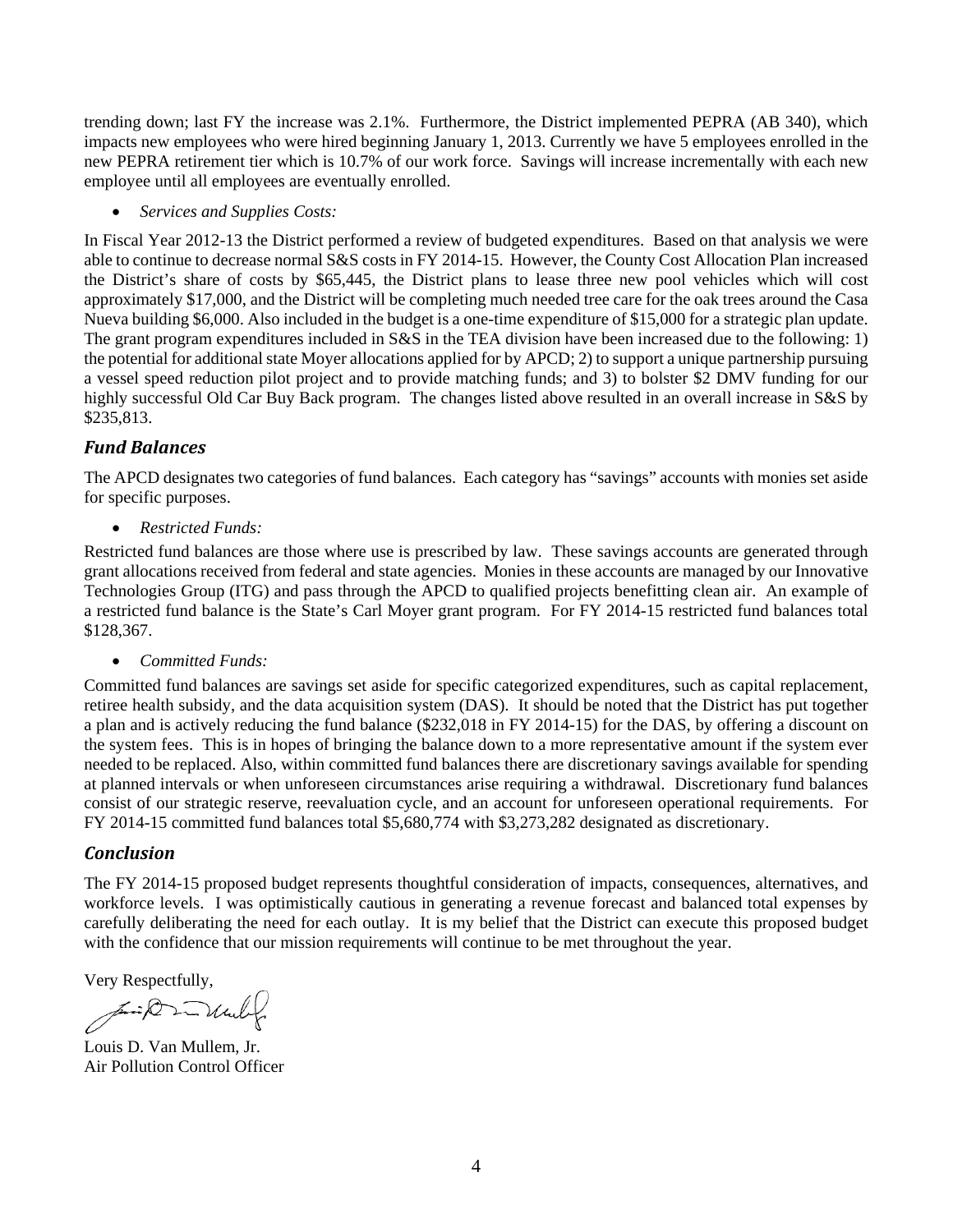trending down; last FY the increase was 2.1%. Furthermore, the District implemented PEPRA (AB 340), which impacts new employees who were hired beginning January 1, 2013. Currently we have 5 employees enrolled in the new PEPRA retirement tier which is 10.7% of our work force. Savings will increase incrementally with each new employee until all employees are eventually enrolled.

- *Services and Supplies Costs:*

In Fiscal Year 2012-13 the District performed a review of budgeted expenditures. Based on that analysis we were able to continue to decrease normal S&S costs in FY 2014-15. However, the County Cost Allocation Plan increased the District's share of costs by $65,445, the District plans to lease three new pool vehicles which will cost approximately $17,000, and the District will be completing much needed tree care for the oak trees around the Casa Nueva building $6,000. Also included in the budget is a one-time expenditure of $15,000 for a strategic plan update. The grant program expenditures included in S&S in the TEA division have been increased due to the following: 1) the potential for additional state Moyer allocations applied for by APCD; 2) to support a unique partnership pursuing a vessel speed reduction pilot project and to provide matching funds; and 3) to bolster $2 DMV funding for our highly successful Old Car Buy Back program. The changes listed above resulted in an overall increase in S&S by $235,813.

## *Fund Balances*

The APCD designates two categories of fund balances. Each category has "savings" accounts with monies set aside for specific purposes.

- *Restricted Funds:*

Restricted fund balances are those where use is prescribed by law. These savings accounts are generated through grant allocations received from federal and state agencies. Monies in these accounts are managed by our Innovative Technologies Group (ITG) and pass through the APCD to qualified projects benefitting clean air. An example of a restricted fund balance is the State's Carl Moyer grant program. For FY 2014-15 restricted fund balances total $128,367.

- *Committed Funds:*

Committed fund balances are savings set aside for specific categorized expenditures, such as capital replacement, retiree health subsidy, and the data acquisition system (DAS). It should be noted that the District has put together a plan and is actively reducing the fund balance ($232,018 in FY 2014-15) for the DAS, by offering a discount on the system fees. This is in hopes of bringing the balance down to a more representative amount if the system ever needed to be replaced. Also, within committed fund balances there are discretionary savings available for spending at planned intervals or when unforeseen circumstances arise requiring a withdrawal. Discretionary fund balances consist of our strategic reserve, reevaluation cycle, and an account for unforeseen operational requirements. For FY 2014-15 committed fund balances total $5,680,774 with $3,273,282 designated as discretionary.

## *Conclusion*

The FY 2014-15 proposed budget represents thoughtful consideration of impacts, consequences, alternatives, and workforce levels. I was optimistically cautious in generating a revenue forecast and balanced total expenses by carefully deliberating the need for each outlay. It is my belief that the District can execute this proposed budget with the confidence that our mission requirements will continue to be met throughout the year.

Very Respectfully,

Louis D. Van Mullem, Jr.
Air Pollution Control Officer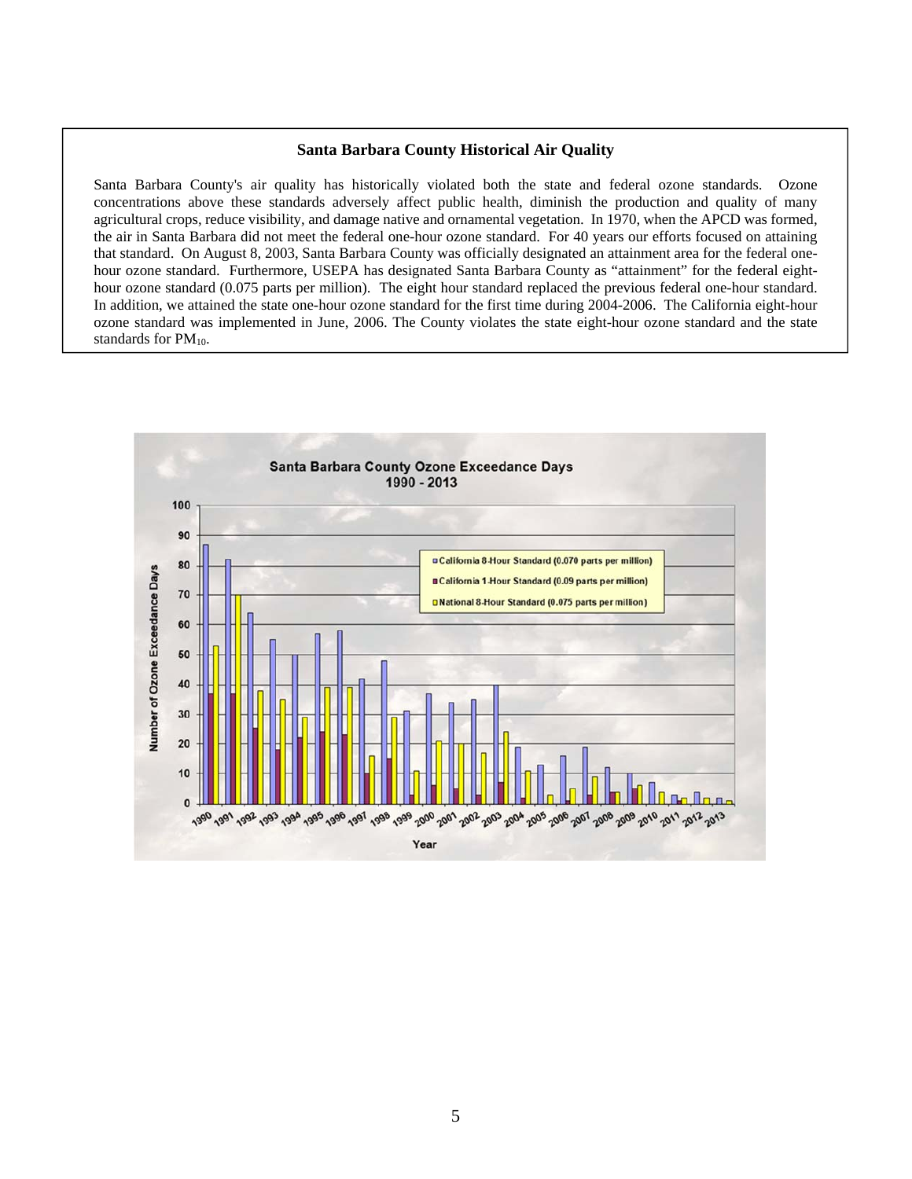## Santa Barbara County Historical Air Quality

Santa Barbara County's air quality has historically violated both the state and federal ozone standards. Ozone concentrations above these standards adversely affect public health, diminish the production and quality of many agricultural crops, reduce visibility, and damage native and ornamental vegetation. In 1970, when the APCD was formed, the air in Santa Barbara did not meet the federal one-hour ozone standard. For 40 years our efforts focused on attaining that standard. On August 8, 2003, Santa Barbara County was officially designated an attainment area for the federal one-hour ozone standard. Furthermore, USEPA has designated Santa Barbara County as "attainment" for the federal eight-hour ozone standard (0.075 parts per million). The eight hour standard replaced the previous federal one-hour standard. In addition, we attained the state one-hour ozone standard for the first time during 2004-2006. The California eight-hour ozone standard was implemented in June, 2006. The County violates the state eight-hour ozone standard and the state standards for $PM_{10}$.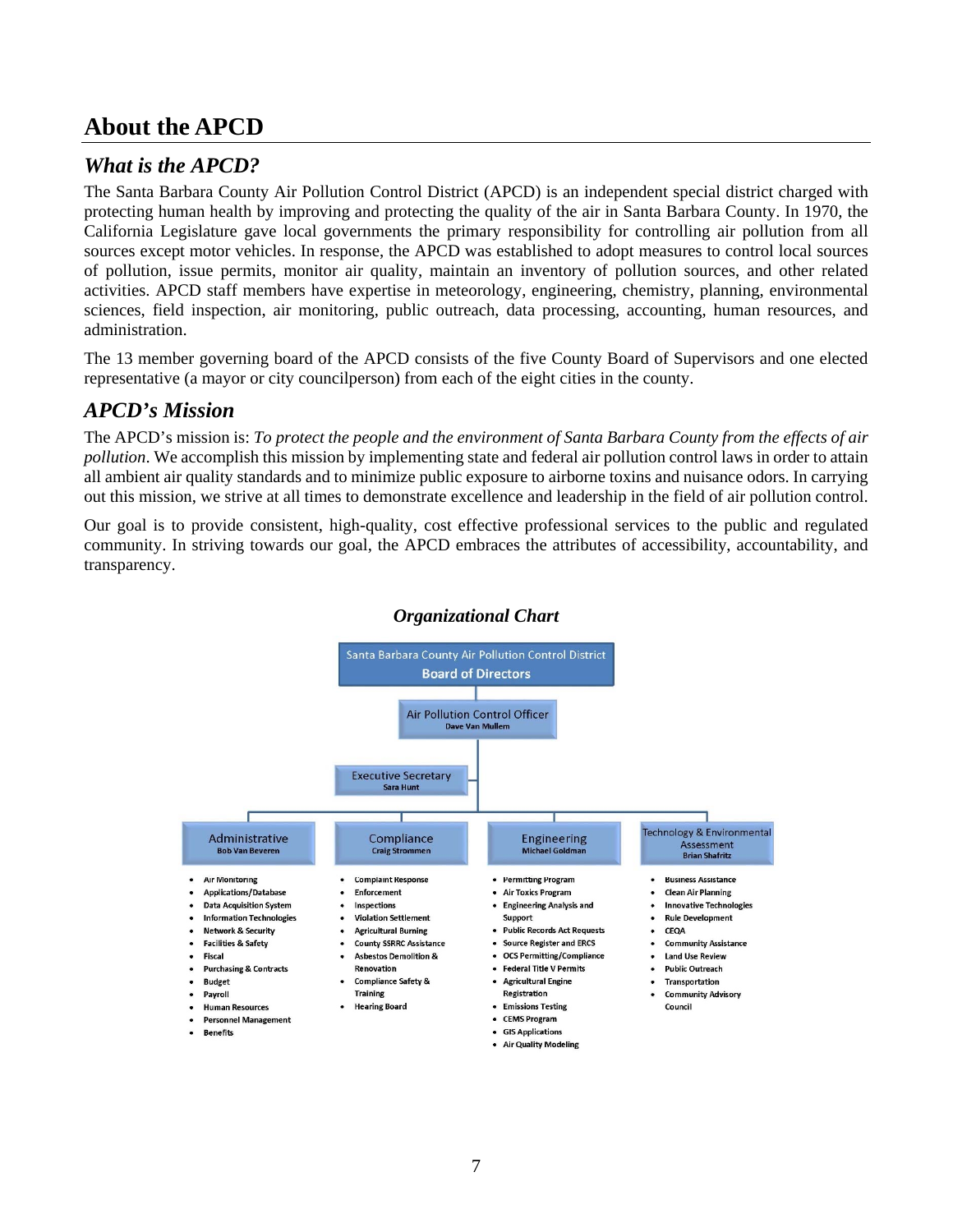# About the APCD

## *What is the APCD?*

The Santa Barbara County Air Pollution Control District (APCD) is an independent special district charged with protecting human health by improving and protecting the quality of the air in Santa Barbara County. In 1970, the California Legislature gave local governments the primary responsibility for controlling air pollution from all sources except motor vehicles. In response, the APCD was established to adopt measures to control local sources of pollution, issue permits, monitor air quality, maintain an inventory of pollution sources, and other related activities. APCD staff members have expertise in meteorology, engineering, chemistry, planning, environmental sciences, field inspection, air monitoring, public outreach, data processing, accounting, human resources, and administration.

The 13 member governing board of the APCD consists of the five County Board of Supervisors and one elected representative (a mayor or city councilperson) from each of the eight cities in the county.

## *APCD's Mission*

The APCD's mission is: *To protect the people and the environment of Santa Barbara County from the effects of air pollution*. We accomplish this mission by implementing state and federal air pollution control laws in order to attain all ambient air quality standards and to minimize public exposure to airborne toxins and nuisance odors. In carrying out this mission, we strive at all times to demonstrate excellence and leadership in the field of air pollution control.

Our goal is to provide consistent, high-quality, cost effective professional services to the public and regulated community. In striving towards our goal, the APCD embraces the attributes of accessibility, accountability, and transparency.

### *Organizational Chart*

**Santa Barbara County Air Pollution Control District Board of Directors**

**Air Pollution Control Officer** – Dave Van Mullem

**Executive Secretary** – Sara Hunt

**Administrative** – Bob Van Beveren
- Air Monitoring
- Applications/Database
- Data Acquisition System
- Information Technologies
- Network & Security
- Facilities & Safety
- Fiscal
- Purchasing & Contracts
- Budget
- Payroll
- Human Resources
- Personnel Management
- Benefits

**Compliance** – Craig Strommen
- Complaint Response
- Enforcement
- Inspections
- Violation Settlement
- Agricultural Burning
- County SSRRC Assistance
- Asbestos Demolition & Renovation
- Compliance Safety & Training
- Hearing Board

**Engineering** – Michael Goldman
- Permitting Program
- Air Toxics Program
- Engineering Analysis and Support
- Public Records Act Requests
- Source Register and ERCS
- OCS Permitting/Compliance
- Federal Title V Permits
- Agricultural Engine Registration
- Emissions Testing
- CEMS Program
- GIS Applications
- Air Quality Modeling

**Technology & Environmental Assessment** – Brian Shafritz
- Business Assistance
- Clean Air Planning
- Innovative Technologies
- Rule Development
- CEQA
- Community Assistance
- Land Use Review
- Public Outreach
- Transportation
- Community Advisory Council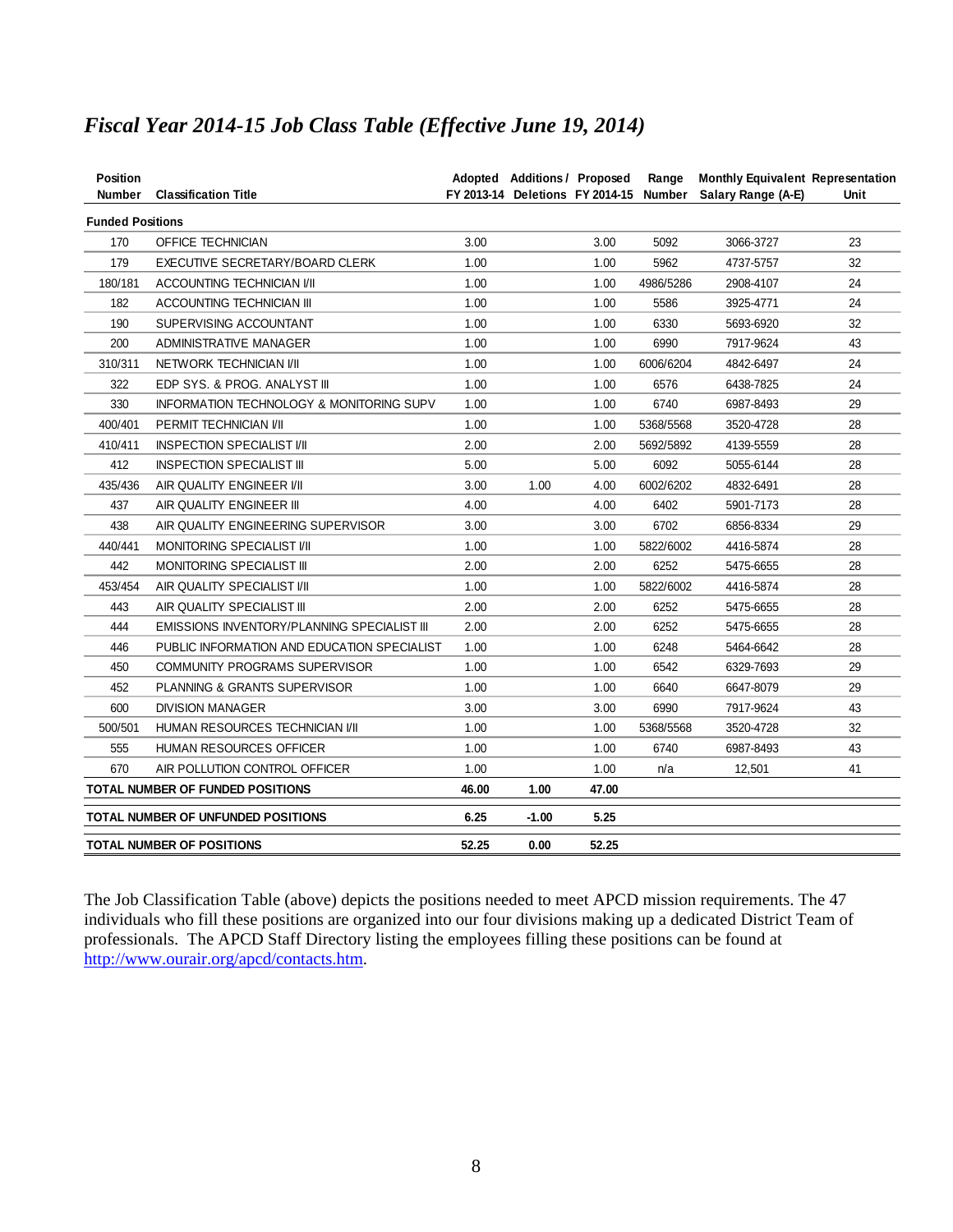*Fiscal Year 2014-15 Job Class Table (Effective June 19, 2014)*

| Position Number | Classification Title | Adopted FY 2013-14 | Additions / Deletions | Proposed FY 2014-15 | Range Number | Monthly Equivalent Salary Range (A-E) | Representation Unit |
|---|---|---|---|---|---|---|---|
| **Funded Positions** | | | | | | | |
| 170 | OFFICE TECHNICIAN | 3.00 | | 3.00 | 5092 | 3066-3727 | 23 |
| 179 | EXECUTIVE SECRETARY/BOARD CLERK | 1.00 | | 1.00 | 5962 | 4737-5757 | 32 |
| 180/181 | ACCOUNTING TECHNICIAN I/II | 1.00 | | 1.00 | 4986/5286 | 2908-4107 | 24 |
| 182 | ACCOUNTING TECHNICIAN III | 1.00 | | 1.00 | 5586 | 3925-4771 | 24 |
| 190 | SUPERVISING ACCOUNTANT | 1.00 | | 1.00 | 6330 | 5693-6920 | 32 |
| 200 | ADMINISTRATIVE MANAGER | 1.00 | | 1.00 | 6990 | 7917-9624 | 43 |
| 310/311 | NETWORK TECHNICIAN I/II | 1.00 | | 1.00 | 6006/6204 | 4842-6497 | 24 |
| 322 | EDP SYS. & PROG. ANALYST III | 1.00 | | 1.00 | 6576 | 6438-7825 | 24 |
| 330 | INFORMATION TECHNOLOGY & MONITORING SUPV | 1.00 | | 1.00 | 6740 | 6987-8493 | 29 |
| 400/401 | PERMIT TECHNICIAN I/II | 1.00 | | 1.00 | 5368/5568 | 3520-4728 | 28 |
| 410/411 | INSPECTION SPECIALIST I/II | 2.00 | | 2.00 | 5692/5892 | 4139-5559 | 28 |
| 412 | INSPECTION SPECIALIST III | 5.00 | | 5.00 | 6092 | 5055-6144 | 28 |
| 435/436 | AIR QUALITY ENGINEER I/II | 3.00 | 1.00 | 4.00 | 6002/6202 | 4832-6491 | 28 |
| 437 | AIR QUALITY ENGINEER III | 4.00 | | 4.00 | 6402 | 5901-7173 | 28 |
| 438 | AIR QUALITY ENGINEERING SUPERVISOR | 3.00 | | 3.00 | 6702 | 6856-8334 | 29 |
| 440/441 | MONITORING SPECIALIST I/II | 1.00 | | 1.00 | 5822/6002 | 4416-5874 | 28 |
| 442 | MONITORING SPECIALIST III | 2.00 | | 2.00 | 6252 | 5475-6655 | 28 |
| 453/454 | AIR QUALITY SPECIALIST I/II | 1.00 | | 1.00 | 5822/6002 | 4416-5874 | 28 |
| 443 | AIR QUALITY SPECIALIST III | 2.00 | | 2.00 | 6252 | 5475-6655 | 28 |
| 444 | EMISSIONS INVENTORY/PLANNING SPECIALIST III | 2.00 | | 2.00 | 6252 | 5475-6655 | 28 |
| 446 | PUBLIC INFORMATION AND EDUCATION SPECIALIST | 1.00 | | 1.00 | 6248 | 5464-6642 | 28 |
| 450 | COMMUNITY PROGRAMS SUPERVISOR | 1.00 | | 1.00 | 6542 | 6329-7693 | 29 |
| 452 | PLANNING & GRANTS SUPERVISOR | 1.00 | | 1.00 | 6640 | 6647-8079 | 29 |
| 600 | DIVISION MANAGER | 3.00 | | 3.00 | 6990 | 7917-9624 | 43 |
| 500/501 | HUMAN RESOURCES TECHNICIAN I/II | 1.00 | | 1.00 | 5368/5568 | 3520-4728 | 32 |
| 555 | HUMAN RESOURCES OFFICER | 1.00 | | 1.00 | 6740 | 6987-8493 | 43 |
| 670 | AIR POLLUTION CONTROL OFFICER | 1.00 | | 1.00 | n/a | 12,501 | 41 |
| **TOTAL NUMBER OF FUNDED POSITIONS** | | **46.00** | **1.00** | **47.00** | | | |
| **TOTAL NUMBER OF UNFUNDED POSITIONS** | | **6.25** | **-1.00** | **5.25** | | | |
| **TOTAL NUMBER OF POSITIONS** | | **52.25** | **0.00** | **52.25** | | | |

The Job Classification Table (above) depicts the positions needed to meet APCD mission requirements. The 47 individuals who fill these positions are organized into our four divisions making up a dedicated District Team of professionals. The APCD Staff Directory listing the employees filling these positions can be found at http://www.ourair.org/apcd/contacts.htm.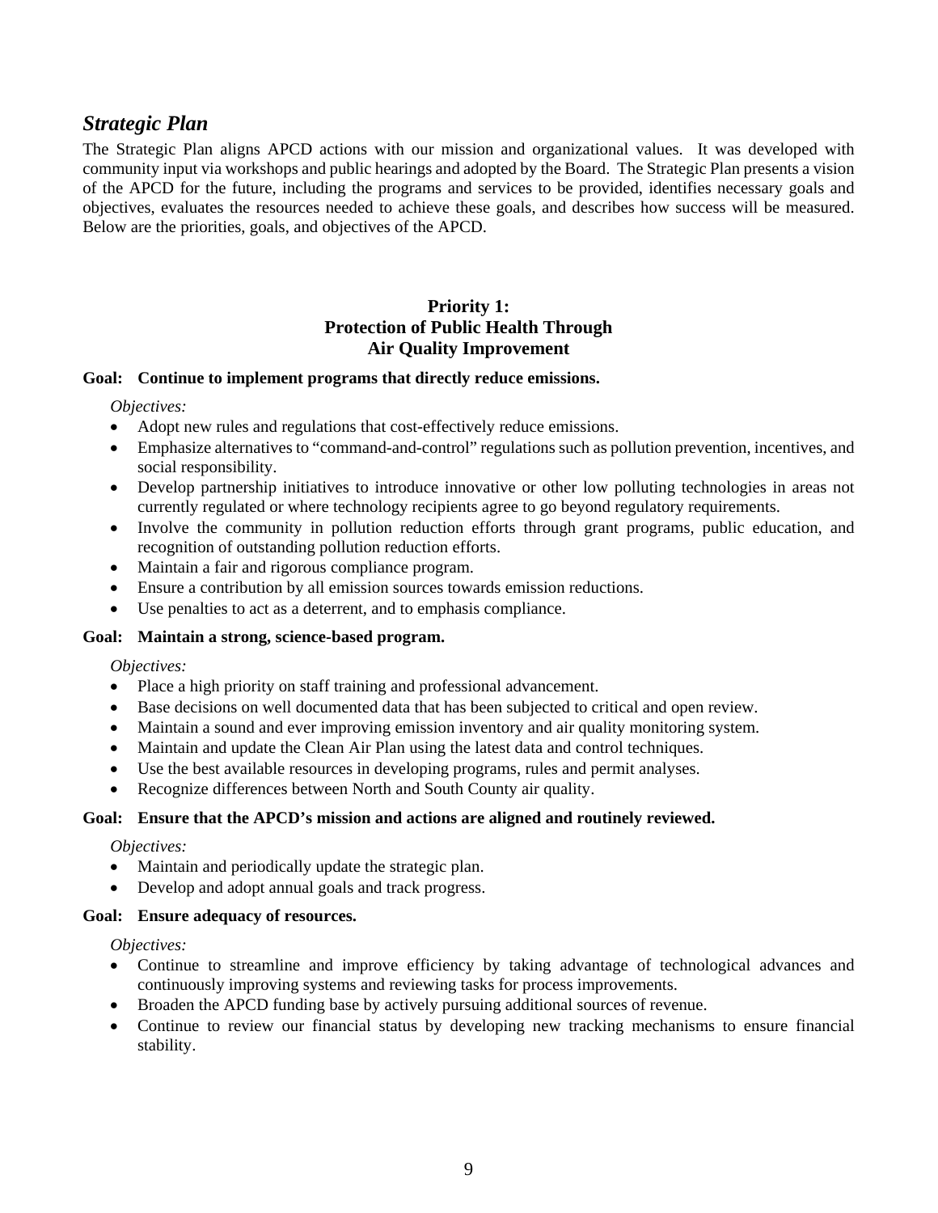## *Strategic Plan*

The Strategic Plan aligns APCD actions with our mission and organizational values. It was developed with community input via workshops and public hearings and adopted by the Board. The Strategic Plan presents a vision of the APCD for the future, including the programs and services to be provided, identifies necessary goals and objectives, evaluates the resources needed to achieve these goals, and describes how success will be measured. Below are the priorities, goals, and objectives of the APCD.

### Priority 1: Protection of Public Health Through Air Quality Improvement

**Goal: Continue to implement programs that directly reduce emissions.**

*Objectives:*

- Adopt new rules and regulations that cost-effectively reduce emissions.
- Emphasize alternatives to "command-and-control" regulations such as pollution prevention, incentives, and social responsibility.
- Develop partnership initiatives to introduce innovative or other low polluting technologies in areas not currently regulated or where technology recipients agree to go beyond regulatory requirements.
- Involve the community in pollution reduction efforts through grant programs, public education, and recognition of outstanding pollution reduction efforts.
- Maintain a fair and rigorous compliance program.
- Ensure a contribution by all emission sources towards emission reductions.
- Use penalties to act as a deterrent, and to emphasis compliance.

**Goal: Maintain a strong, science-based program.**

*Objectives:*

- Place a high priority on staff training and professional advancement.
- Base decisions on well documented data that has been subjected to critical and open review.
- Maintain a sound and ever improving emission inventory and air quality monitoring system.
- Maintain and update the Clean Air Plan using the latest data and control techniques.
- Use the best available resources in developing programs, rules and permit analyses.
- Recognize differences between North and South County air quality.

**Goal: Ensure that the APCD's mission and actions are aligned and routinely reviewed.**

*Objectives:*

- Maintain and periodically update the strategic plan.
- Develop and adopt annual goals and track progress.

**Goal: Ensure adequacy of resources.**

*Objectives:*

- Continue to streamline and improve efficiency by taking advantage of technological advances and continuously improving systems and reviewing tasks for process improvements.
- Broaden the APCD funding base by actively pursuing additional sources of revenue.
- Continue to review our financial status by developing new tracking mechanisms to ensure financial stability.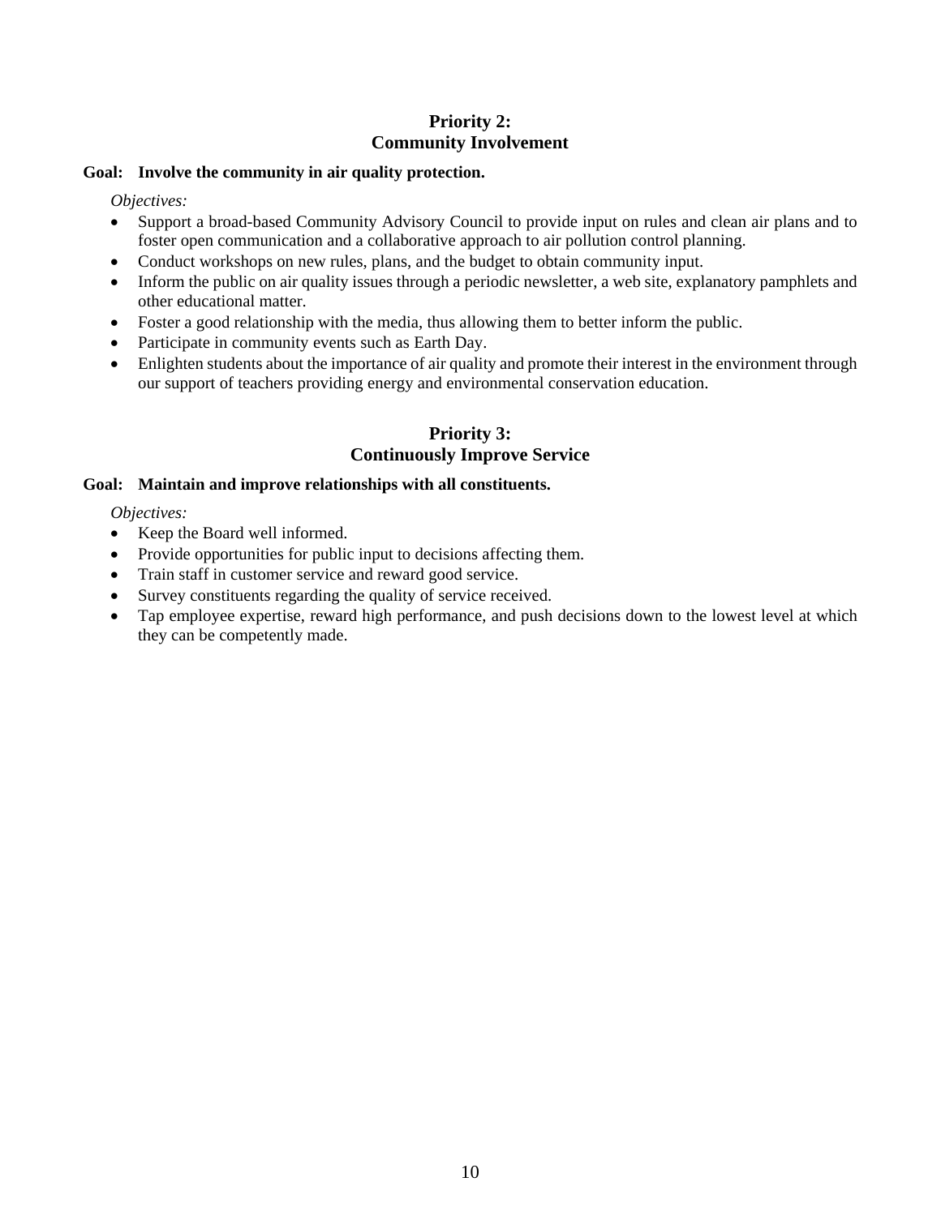## Priority 2:
## Community Involvement

**Goal: Involve the community in air quality protection.**

*Objectives:*

- Support a broad-based Community Advisory Council to provide input on rules and clean air plans and to foster open communication and a collaborative approach to air pollution control planning.
- Conduct workshops on new rules, plans, and the budget to obtain community input.
- Inform the public on air quality issues through a periodic newsletter, a web site, explanatory pamphlets and other educational matter.
- Foster a good relationship with the media, thus allowing them to better inform the public.
- Participate in community events such as Earth Day.
- Enlighten students about the importance of air quality and promote their interest in the environment through our support of teachers providing energy and environmental conservation education.

## Priority 3:
## Continuously Improve Service

**Goal: Maintain and improve relationships with all constituents.**

*Objectives:*

- Keep the Board well informed.
- Provide opportunities for public input to decisions affecting them.
- Train staff in customer service and reward good service.
- Survey constituents regarding the quality of service received.
- Tap employee expertise, reward high performance, and push decisions down to the lowest level at which they can be competently made.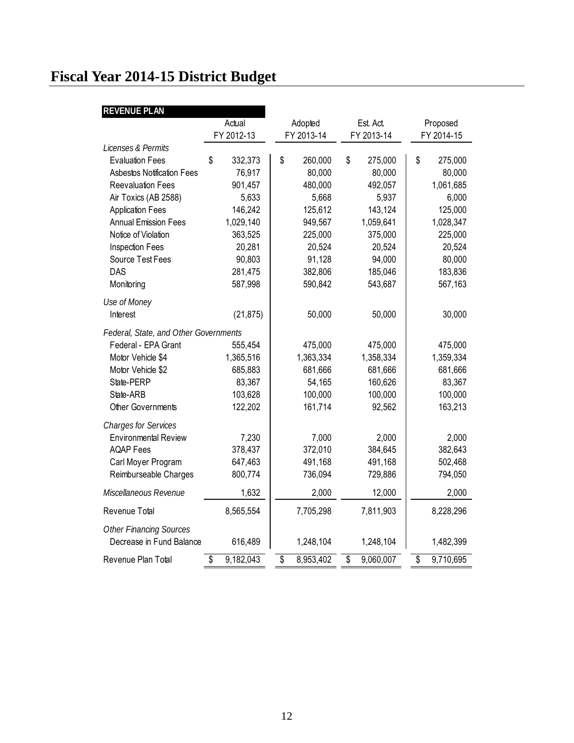# Fiscal Year 2014-15 District Budget

| REVENUE PLAN | Actual FY 2012-13 | Adopted FY 2013-14 | Est. Act. FY 2013-14 | Proposed FY 2014-15 |
|---|---|---|---|---|
| *Licenses & Permits* | | | | |
| Evaluation Fees | $ 332,373 | $ 260,000 | $ 275,000 | $ 275,000 |
| Asbestos Notification Fees | 76,917 | 80,000 | 80,000 | 80,000 |
| Reevaluation Fees | 901,457 | 480,000 | 492,057 | 1,061,685 |
| Air Toxics (AB 2588) | 5,633 | 5,668 | 5,937 | 6,000 |
| Application Fees | 146,242 | 125,612 | 143,124 | 125,000 |
| Annual Emission Fees | 1,029,140 | 949,567 | 1,059,641 | 1,028,347 |
| Notice of Violation | 363,525 | 225,000 | 375,000 | 225,000 |
| Inspection Fees | 20,281 | 20,524 | 20,524 | 20,524 |
| Source Test Fees | 90,803 | 91,128 | 94,000 | 80,000 |
| DAS | 281,475 | 382,806 | 185,046 | 183,836 |
| Monitoring | 587,998 | 590,842 | 543,687 | 567,163 |
| *Use of Money* | | | | |
| Interest | (21,875) | 50,000 | 50,000 | 30,000 |
| *Federal, State, and Other Governments* | | | | |
| Federal - EPA Grant | 555,454 | 475,000 | 475,000 | 475,000 |
| Motor Vehicle $4 | 1,365,516 | 1,363,334 | 1,358,334 | 1,359,334 |
| Motor Vehicle $2 | 685,883 | 681,666 | 681,666 | 681,666 |
| State-PERP | 83,367 | 54,165 | 160,626 | 83,367 |
| State-ARB | 103,628 | 100,000 | 100,000 | 100,000 |
| Other Governments | 122,202 | 161,714 | 92,562 | 163,213 |
| *Charges for Services* | | | | |
| Environmental Review | 7,230 | 7,000 | 2,000 | 2,000 |
| AQAP Fees | 378,437 | 372,010 | 384,645 | 382,643 |
| Carl Moyer Program | 647,463 | 491,168 | 491,168 | 502,468 |
| Reimburseable Charges | 800,774 | 736,094 | 729,886 | 794,050 |
| *Miscellaneous Revenue* | 1,632 | 2,000 | 12,000 | 2,000 |
| Revenue Total | 8,565,554 | 7,705,298 | 7,811,903 | 8,228,296 |
| *Other Financing Sources* | | | | |
| Decrease in Fund Balance | 616,489 | 1,248,104 | 1,248,104 | 1,482,399 |
| Revenue Plan Total | $ 9,182,043 | $ 8,953,402 | $ 9,060,007 | $ 9,710,695 |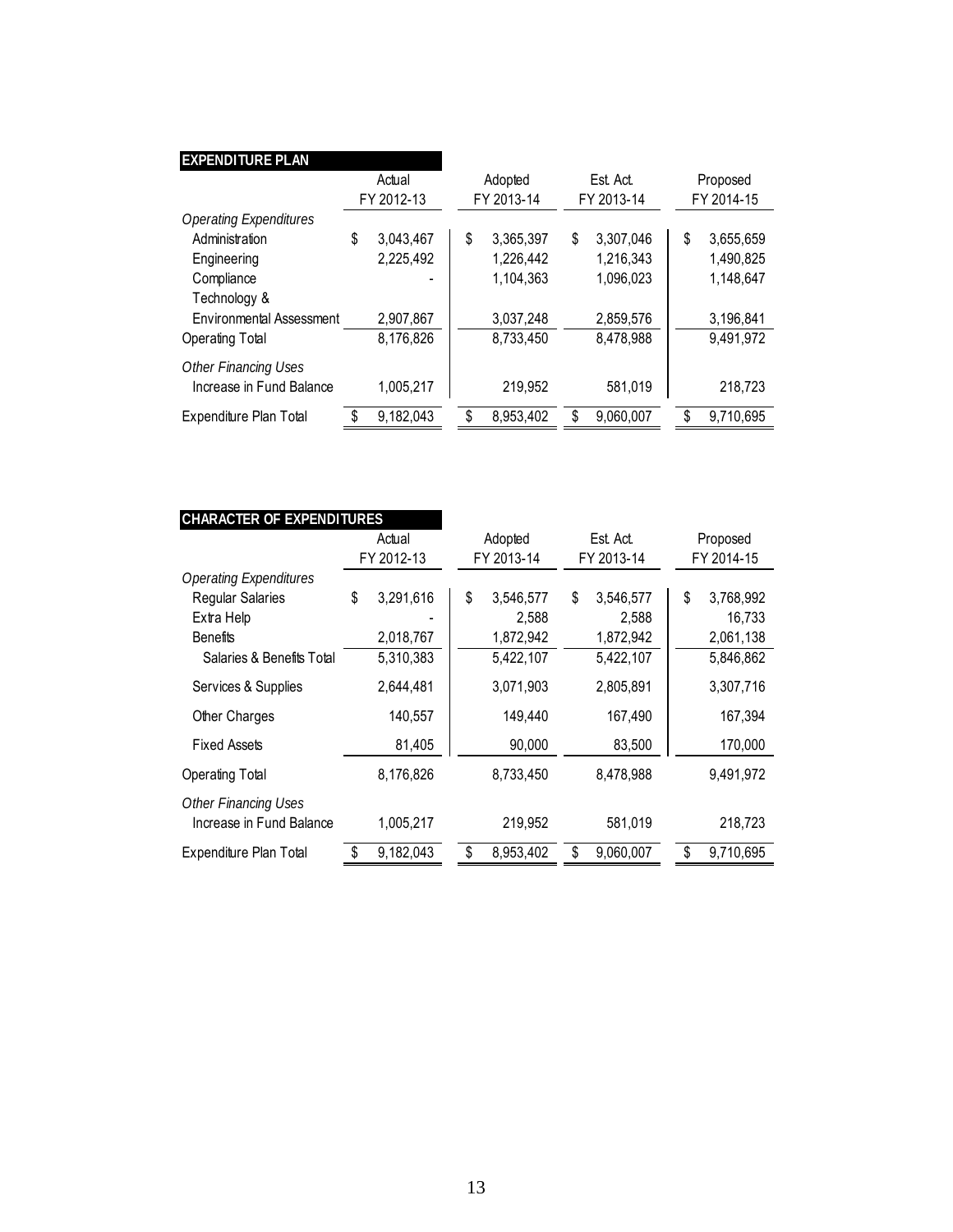## EXPENDITURE PLAN

| | Actual FY 2012-13 | Adopted FY 2013-14 | Est. Act. FY 2013-14 | Proposed FY 2014-15 |
|---|---|---|---|---|
| *Operating Expenditures* | | | | |
| Administration | $ 3,043,467 | $ 3,365,397 | $ 3,307,046 | $ 3,655,659 |
| Engineering | 2,225,492 | 1,226,442 | 1,216,343 | 1,490,825 |
| Compliance | - | 1,104,363 | 1,096,023 | 1,148,647 |
| Technology & Environmental Assessment | 2,907,867 | 3,037,248 | 2,859,576 | 3,196,841 |
| Operating Total | 8,176,826 | 8,733,450 | 8,478,988 | 9,491,972 |
| *Other Financing Uses* | | | | |
| Increase in Fund Balance | 1,005,217 | 219,952 | 581,019 | 218,723 |
| Expenditure Plan Total | $ 9,182,043 | $ 8,953,402 | $ 9,060,007 | $ 9,710,695 |

## CHARACTER OF EXPENDITURES

| | Actual FY 2012-13 | Adopted FY 2013-14 | Est. Act. FY 2013-14 | Proposed FY 2014-15 |
|---|---|---|---|---|
| *Operating Expenditures* | | | | |
| Regular Salaries | $ 3,291,616 | $ 3,546,577 | $ 3,546,577 | $ 3,768,992 |
| Extra Help | - | 2,588 | 2,588 | 16,733 |
| Benefits | 2,018,767 | 1,872,942 | 1,872,942 | 2,061,138 |
| Salaries & Benefits Total | 5,310,383 | 5,422,107 | 5,422,107 | 5,846,862 |
| Services & Supplies | 2,644,481 | 3,071,903 | 2,805,891 | 3,307,716 |
| Other Charges | 140,557 | 149,440 | 167,490 | 167,394 |
| Fixed Assets | 81,405 | 90,000 | 83,500 | 170,000 |
| Operating Total | 8,176,826 | 8,733,450 | 8,478,988 | 9,491,972 |
| *Other Financing Uses* | | | | |
| Increase in Fund Balance | 1,005,217 | 219,952 | 581,019 | 218,723 |
| Expenditure Plan Total | $ 9,182,043 | $ 8,953,402 | $ 9,060,007 | $ 9,710,695 |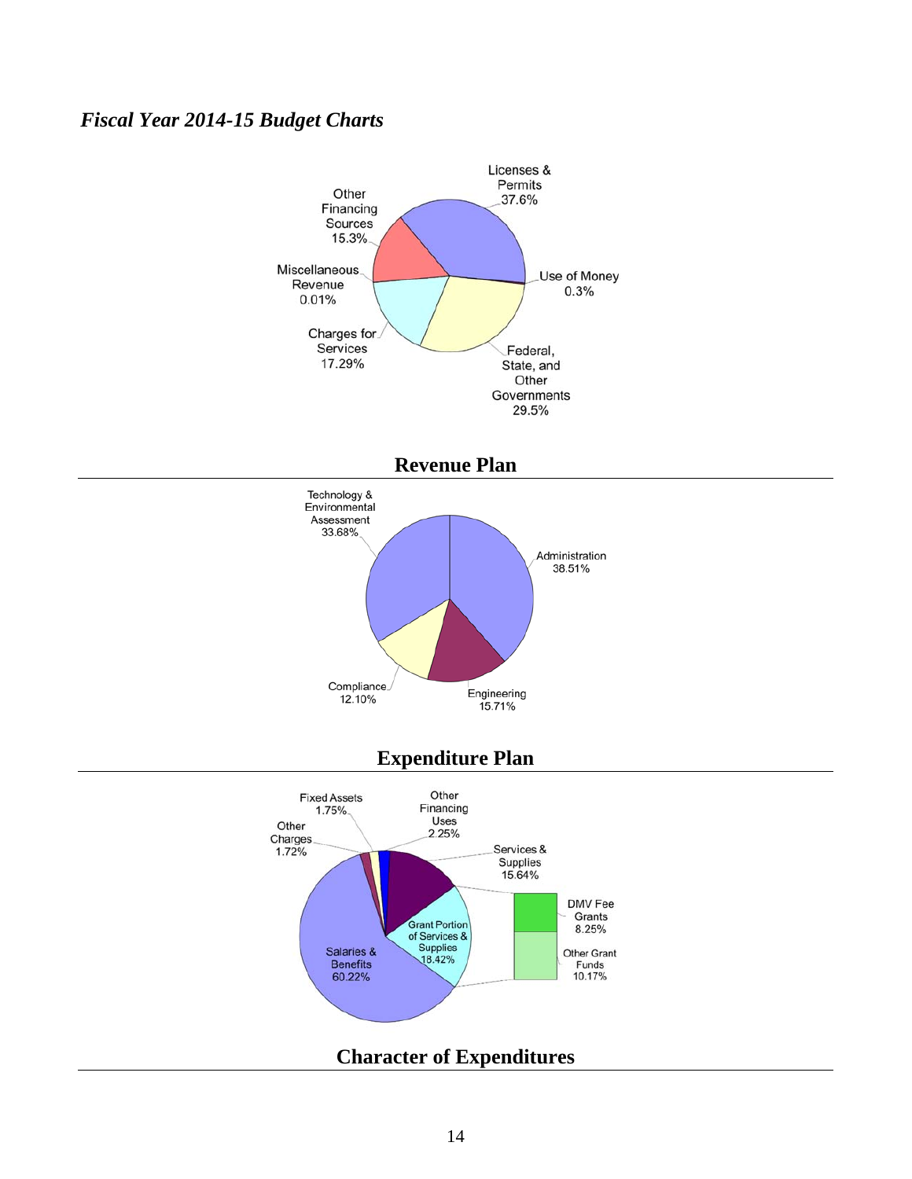## *Fiscal Year 2014-15 Budget Charts*

Licenses & Permits 37.6%

Other Financing Sources 15.3%

Miscellaneous Revenue 0.01%

Charges for Services 17.29%

Use of Money 0.3%

Federal, State, and Other Governments 29.5%

**Revenue Plan**

Technology & Environmental Assessment 33.68%

Administration 38.51%

Compliance 12.10%

Engineering 15.71%

**Expenditure Plan**

Fixed Assets 1.75%

Other Financing Uses 2.25%

Other Charges 1.72%

Services & Supplies 15.64%

DMV Fee Grants 8.25%

Grant Portion of Services & Supplies 18.42%

Salaries & Benefits 60.22%

Other Grant Funds 10.17%

**Character of Expenditures**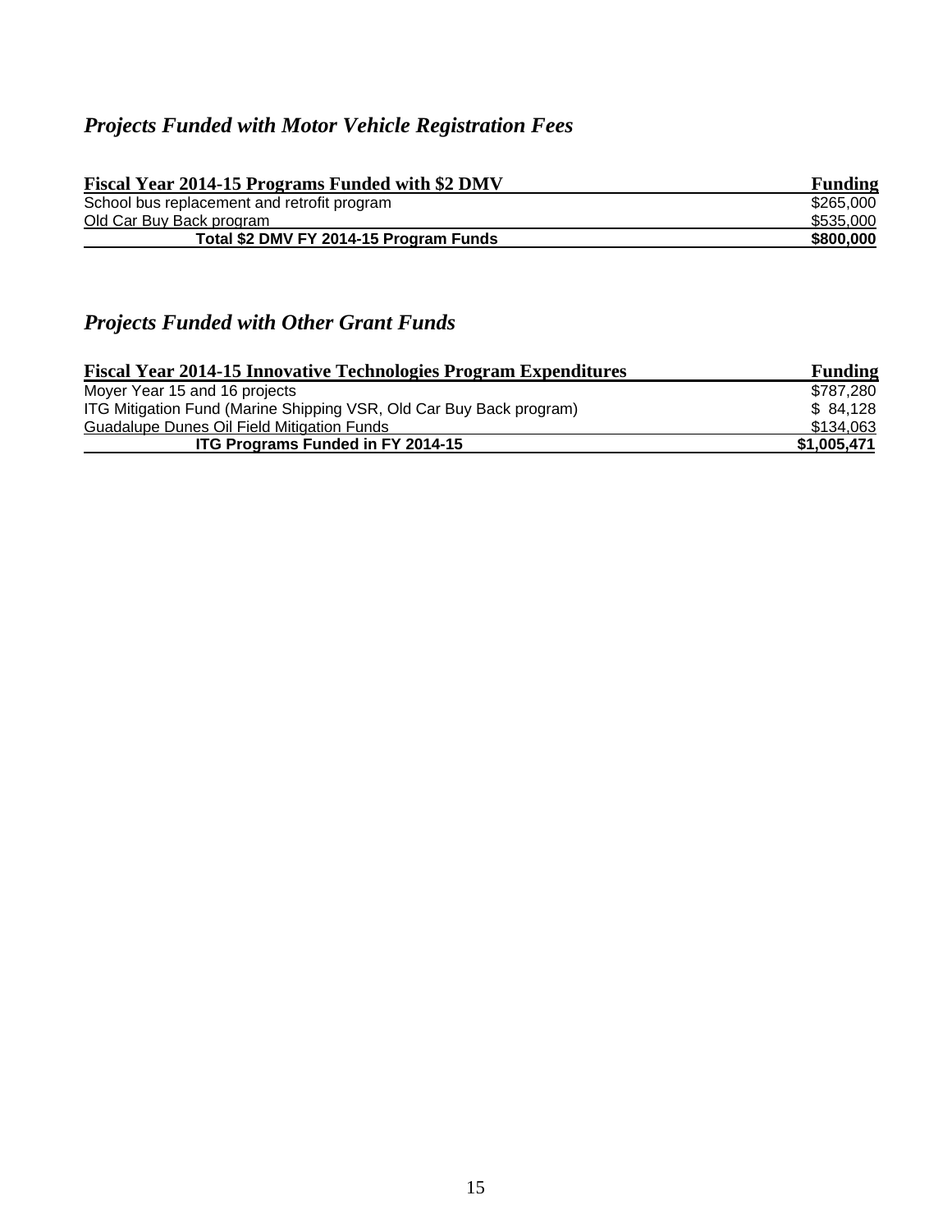## *Projects Funded with Motor Vehicle Registration Fees*

| Fiscal Year 2014-15 Programs Funded with $2 DMV | Funding |
|---|---|
| School bus replacement and retrofit program | $265,000 |
| Old Car Buy Back program | $535,000 |
| **Total $2 DMV FY 2014-15 Program Funds** | **$800,000** |

## *Projects Funded with Other Grant Funds*

| Fiscal Year 2014-15 Innovative Technologies Program Expenditures | Funding |
|---|---|
| Moyer Year 15 and 16 projects | $787,280 |
| ITG Mitigation Fund (Marine Shipping VSR, Old Car Buy Back program) | $ 84,128 |
| Guadalupe Dunes Oil Field Mitigation Funds | $134,063 |
| **ITG Programs Funded in FY 2014-15** | **$1,005,471** |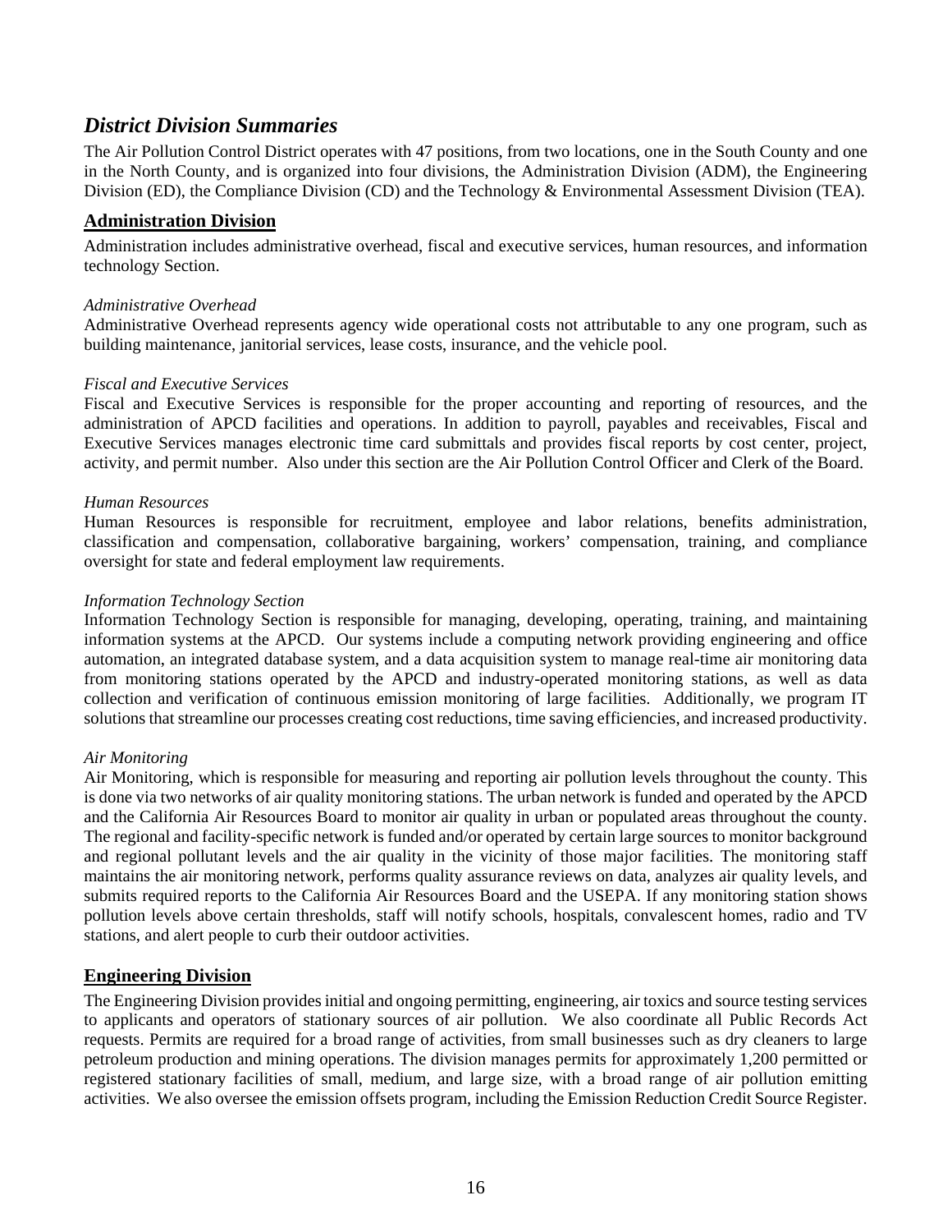## *District Division Summaries*

The Air Pollution Control District operates with 47 positions, from two locations, one in the South County and one in the North County, and is organized into four divisions, the Administration Division (ADM), the Engineering Division (ED), the Compliance Division (CD) and the Technology & Environmental Assessment Division (TEA).

### Administration Division

Administration includes administrative overhead, fiscal and executive services, human resources, and information technology Section.

*Administrative Overhead*
Administrative Overhead represents agency wide operational costs not attributable to any one program, such as building maintenance, janitorial services, lease costs, insurance, and the vehicle pool.

*Fiscal and Executive Services*
Fiscal and Executive Services is responsible for the proper accounting and reporting of resources, and the administration of APCD facilities and operations. In addition to payroll, payables and receivables, Fiscal and Executive Services manages electronic time card submittals and provides fiscal reports by cost center, project, activity, and permit number. Also under this section are the Air Pollution Control Officer and Clerk of the Board.

*Human Resources*
Human Resources is responsible for recruitment, employee and labor relations, benefits administration, classification and compensation, collaborative bargaining, workers' compensation, training, and compliance oversight for state and federal employment law requirements.

*Information Technology Section*
Information Technology Section is responsible for managing, developing, operating, training, and maintaining information systems at the APCD. Our systems include a computing network providing engineering and office automation, an integrated database system, and a data acquisition system to manage real-time air monitoring data from monitoring stations operated by the APCD and industry-operated monitoring stations, as well as data collection and verification of continuous emission monitoring of large facilities. Additionally, we program IT solutions that streamline our processes creating cost reductions, time saving efficiencies, and increased productivity.

*Air Monitoring*
Air Monitoring, which is responsible for measuring and reporting air pollution levels throughout the county. This is done via two networks of air quality monitoring stations. The urban network is funded and operated by the APCD and the California Air Resources Board to monitor air quality in urban or populated areas throughout the county. The regional and facility-specific network is funded and/or operated by certain large sources to monitor background and regional pollutant levels and the air quality in the vicinity of those major facilities. The monitoring staff maintains the air monitoring network, performs quality assurance reviews on data, analyzes air quality levels, and submits required reports to the California Air Resources Board and the USEPA. If any monitoring station shows pollution levels above certain thresholds, staff will notify schools, hospitals, convalescent homes, radio and TV stations, and alert people to curb their outdoor activities.

### Engineering Division

The Engineering Division provides initial and ongoing permitting, engineering, air toxics and source testing services to applicants and operators of stationary sources of air pollution. We also coordinate all Public Records Act requests. Permits are required for a broad range of activities, from small businesses such as dry cleaners to large petroleum production and mining operations. The division manages permits for approximately 1,200 permitted or registered stationary facilities of small, medium, and large size, with a broad range of air pollution emitting activities. We also oversee the emission offsets program, including the Emission Reduction Credit Source Register.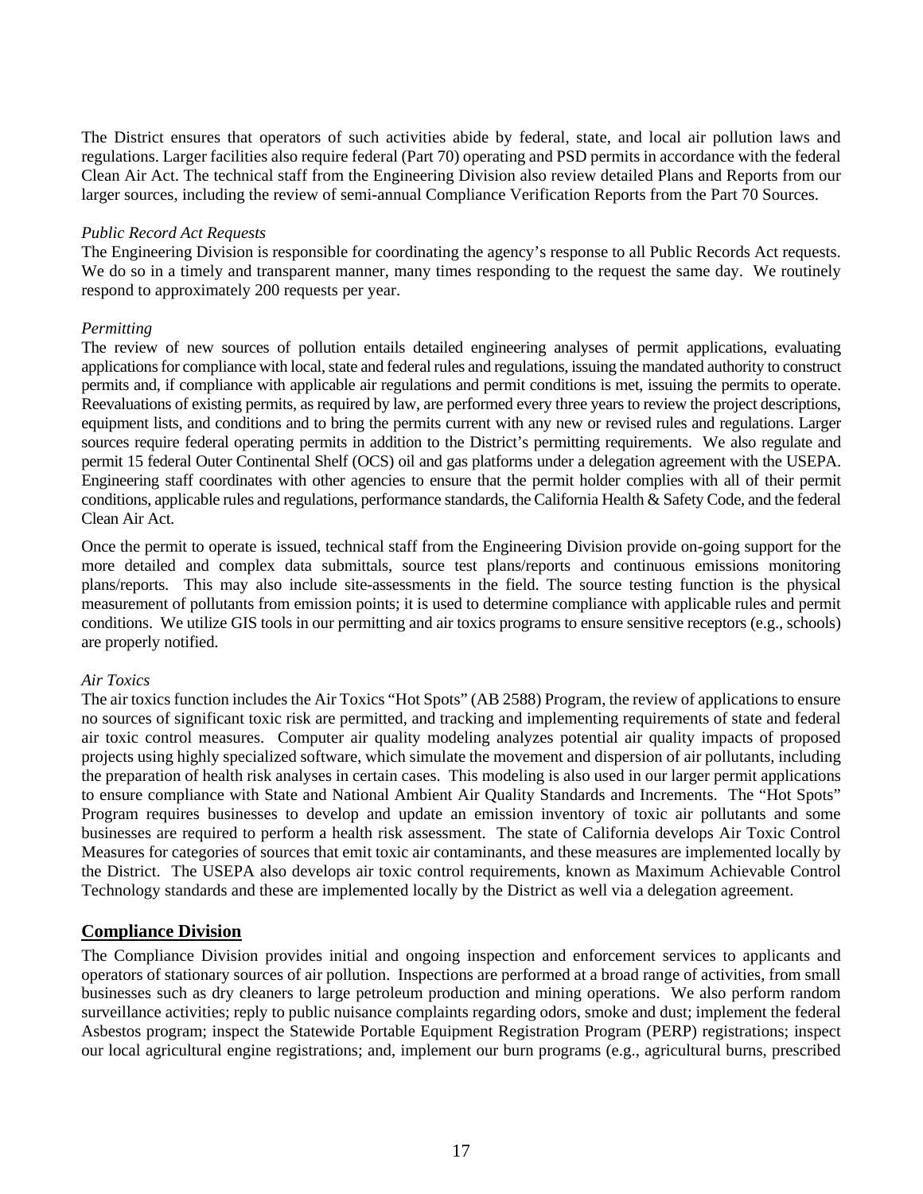The District ensures that operators of such activities abide by federal, state, and local air pollution laws and regulations. Larger facilities also require federal (Part 70) operating and PSD permits in accordance with the federal Clean Air Act. The technical staff from the Engineering Division also review detailed Plans and Reports from our larger sources, including the review of semi-annual Compliance Verification Reports from the Part 70 Sources.

*Public Record Act Requests*

The Engineering Division is responsible for coordinating the agency's response to all Public Records Act requests. We do so in a timely and transparent manner, many times responding to the request the same day. We routinely respond to approximately 200 requests per year.

*Permitting*

The review of new sources of pollution entails detailed engineering analyses of permit applications, evaluating applications for compliance with local, state and federal rules and regulations, issuing the mandated authority to construct permits and, if compliance with applicable air regulations and permit conditions is met, issuing the permits to operate. Reevaluations of existing permits, as required by law, are performed every three years to review the project descriptions, equipment lists, and conditions and to bring the permits current with any new or revised rules and regulations. Larger sources require federal operating permits in addition to the District's permitting requirements. We also regulate and permit 15 federal Outer Continental Shelf (OCS) oil and gas platforms under a delegation agreement with the USEPA. Engineering staff coordinates with other agencies to ensure that the permit holder complies with all of their permit conditions, applicable rules and regulations, performance standards, the California Health & Safety Code, and the federal Clean Air Act.

Once the permit to operate is issued, technical staff from the Engineering Division provide on-going support for the more detailed and complex data submittals, source test plans/reports and continuous emissions monitoring plans/reports. This may also include site-assessments in the field. The source testing function is the physical measurement of pollutants from emission points; it is used to determine compliance with applicable rules and permit conditions. We utilize GIS tools in our permitting and air toxics programs to ensure sensitive receptors (e.g., schools) are properly notified.

*Air Toxics*

The air toxics function includes the Air Toxics "Hot Spots" (AB 2588) Program, the review of applications to ensure no sources of significant toxic risk are permitted, and tracking and implementing requirements of state and federal air toxic control measures. Computer air quality modeling analyzes potential air quality impacts of proposed projects using highly specialized software, which simulate the movement and dispersion of air pollutants, including the preparation of health risk analyses in certain cases. This modeling is also used in our larger permit applications to ensure compliance with State and National Ambient Air Quality Standards and Increments. The "Hot Spots" Program requires businesses to develop and update an emission inventory of toxic air pollutants and some businesses are required to perform a health risk assessment. The state of California develops Air Toxic Control Measures for categories of sources that emit toxic air contaminants, and these measures are implemented locally by the District. The USEPA also develops air toxic control requirements, known as Maximum Achievable Control Technology standards and these are implemented locally by the District as well via a delegation agreement.

## Compliance Division

The Compliance Division provides initial and ongoing inspection and enforcement services to applicants and operators of stationary sources of air pollution. Inspections are performed at a broad range of activities, from small businesses such as dry cleaners to large petroleum production and mining operations. We also perform random surveillance activities; reply to public nuisance complaints regarding odors, smoke and dust; implement the federal Asbestos program; inspect the Statewide Portable Equipment Registration Program (PERP) registrations; inspect our local agricultural engine registrations; and, implement our burn programs (e.g., agricultural burns, prescribed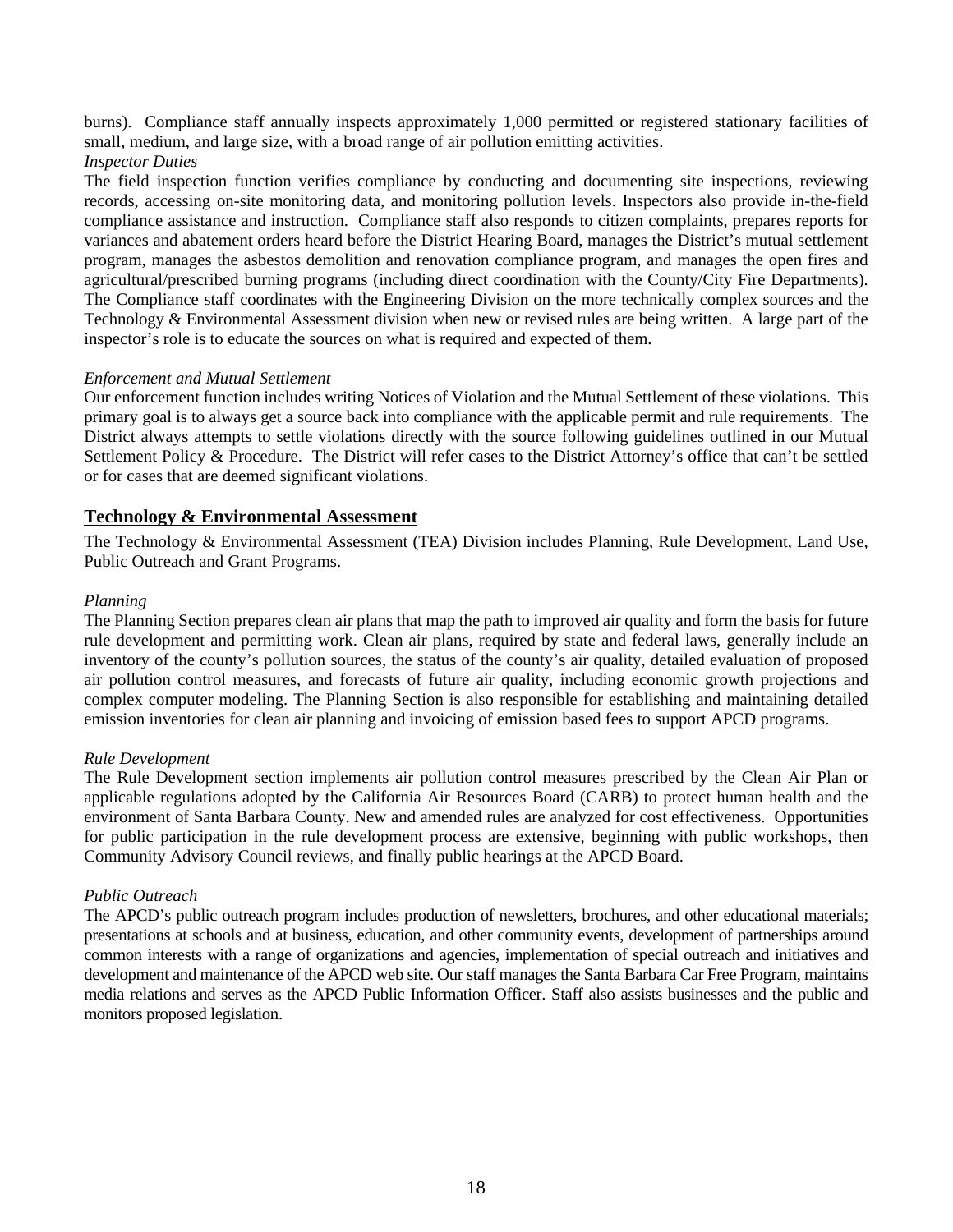burns). Compliance staff annually inspects approximately 1,000 permitted or registered stationary facilities of small, medium, and large size, with a broad range of air pollution emitting activities.

*Inspector Duties*

The field inspection function verifies compliance by conducting and documenting site inspections, reviewing records, accessing on-site monitoring data, and monitoring pollution levels. Inspectors also provide in-the-field compliance assistance and instruction. Compliance staff also responds to citizen complaints, prepares reports for variances and abatement orders heard before the District Hearing Board, manages the District's mutual settlement program, manages the asbestos demolition and renovation compliance program, and manages the open fires and agricultural/prescribed burning programs (including direct coordination with the County/City Fire Departments). The Compliance staff coordinates with the Engineering Division on the more technically complex sources and the Technology & Environmental Assessment division when new or revised rules are being written. A large part of the inspector's role is to educate the sources on what is required and expected of them.

*Enforcement and Mutual Settlement*

Our enforcement function includes writing Notices of Violation and the Mutual Settlement of these violations. This primary goal is to always get a source back into compliance with the applicable permit and rule requirements. The District always attempts to settle violations directly with the source following guidelines outlined in our Mutual Settlement Policy & Procedure. The District will refer cases to the District Attorney's office that can't be settled or for cases that are deemed significant violations.

## Technology & Environmental Assessment

The Technology & Environmental Assessment (TEA) Division includes Planning, Rule Development, Land Use, Public Outreach and Grant Programs.

*Planning*

The Planning Section prepares clean air plans that map the path to improved air quality and form the basis for future rule development and permitting work. Clean air plans, required by state and federal laws, generally include an inventory of the county's pollution sources, the status of the county's air quality, detailed evaluation of proposed air pollution control measures, and forecasts of future air quality, including economic growth projections and complex computer modeling. The Planning Section is also responsible for establishing and maintaining detailed emission inventories for clean air planning and invoicing of emission based fees to support APCD programs.

*Rule Development*

The Rule Development section implements air pollution control measures prescribed by the Clean Air Plan or applicable regulations adopted by the California Air Resources Board (CARB) to protect human health and the environment of Santa Barbara County. New and amended rules are analyzed for cost effectiveness. Opportunities for public participation in the rule development process are extensive, beginning with public workshops, then Community Advisory Council reviews, and finally public hearings at the APCD Board.

*Public Outreach*

The APCD's public outreach program includes production of newsletters, brochures, and other educational materials; presentations at schools and at business, education, and other community events, development of partnerships around common interests with a range of organizations and agencies, implementation of special outreach and initiatives and development and maintenance of the APCD web site. Our staff manages the Santa Barbara Car Free Program, maintains media relations and serves as the APCD Public Information Officer. Staff also assists businesses and the public and monitors proposed legislation.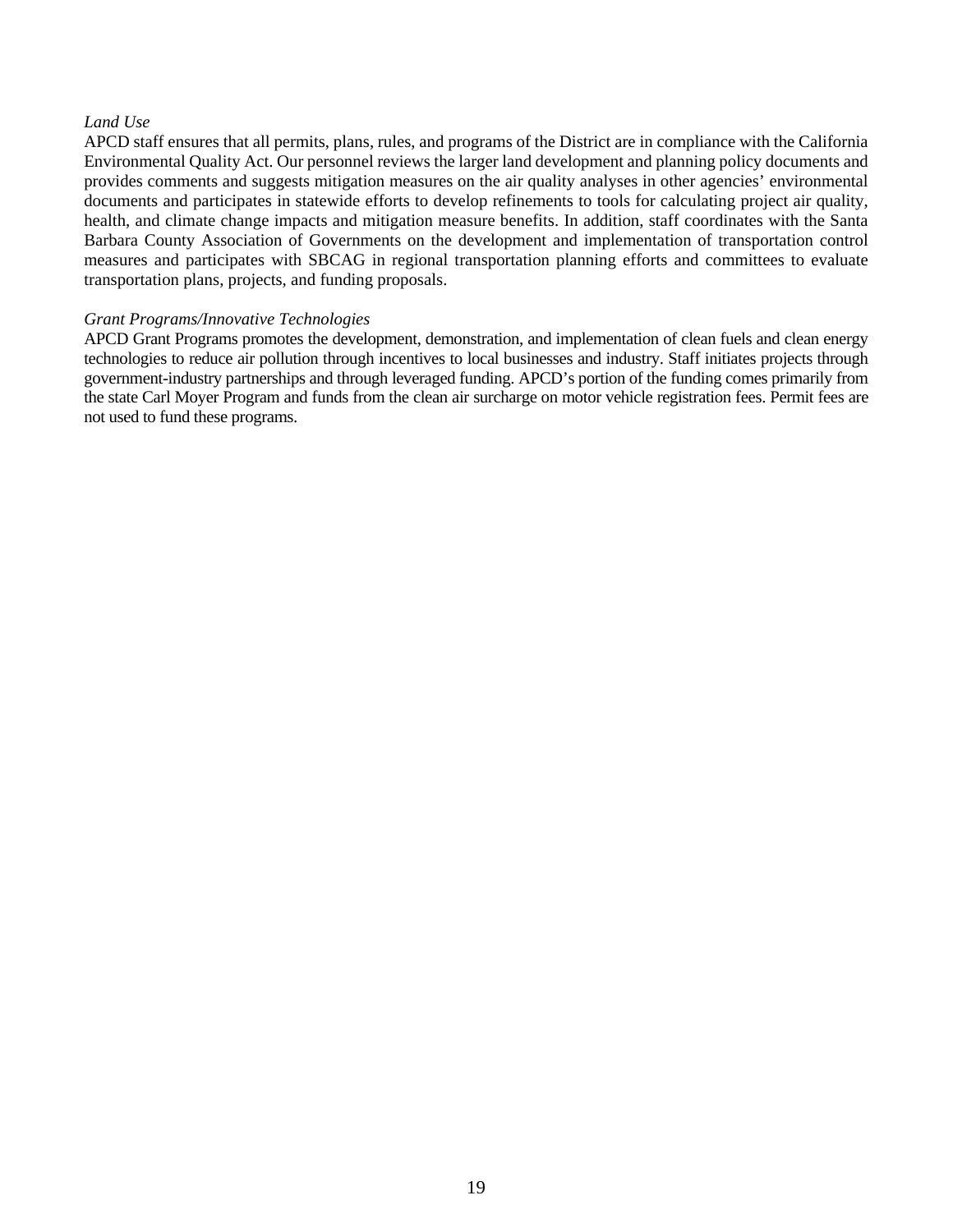*Land Use*

APCD staff ensures that all permits, plans, rules, and programs of the District are in compliance with the California Environmental Quality Act. Our personnel reviews the larger land development and planning policy documents and provides comments and suggests mitigation measures on the air quality analyses in other agencies' environmental documents and participates in statewide efforts to develop refinements to tools for calculating project air quality, health, and climate change impacts and mitigation measure benefits. In addition, staff coordinates with the Santa Barbara County Association of Governments on the development and implementation of transportation control measures and participates with SBCAG in regional transportation planning efforts and committees to evaluate transportation plans, projects, and funding proposals.

*Grant Programs/Innovative Technologies*

APCD Grant Programs promotes the development, demonstration, and implementation of clean fuels and clean energy technologies to reduce air pollution through incentives to local businesses and industry. Staff initiates projects through government-industry partnerships and through leveraged funding. APCD's portion of the funding comes primarily from the state Carl Moyer Program and funds from the clean air surcharge on motor vehicle registration fees. Permit fees are not used to fund these programs.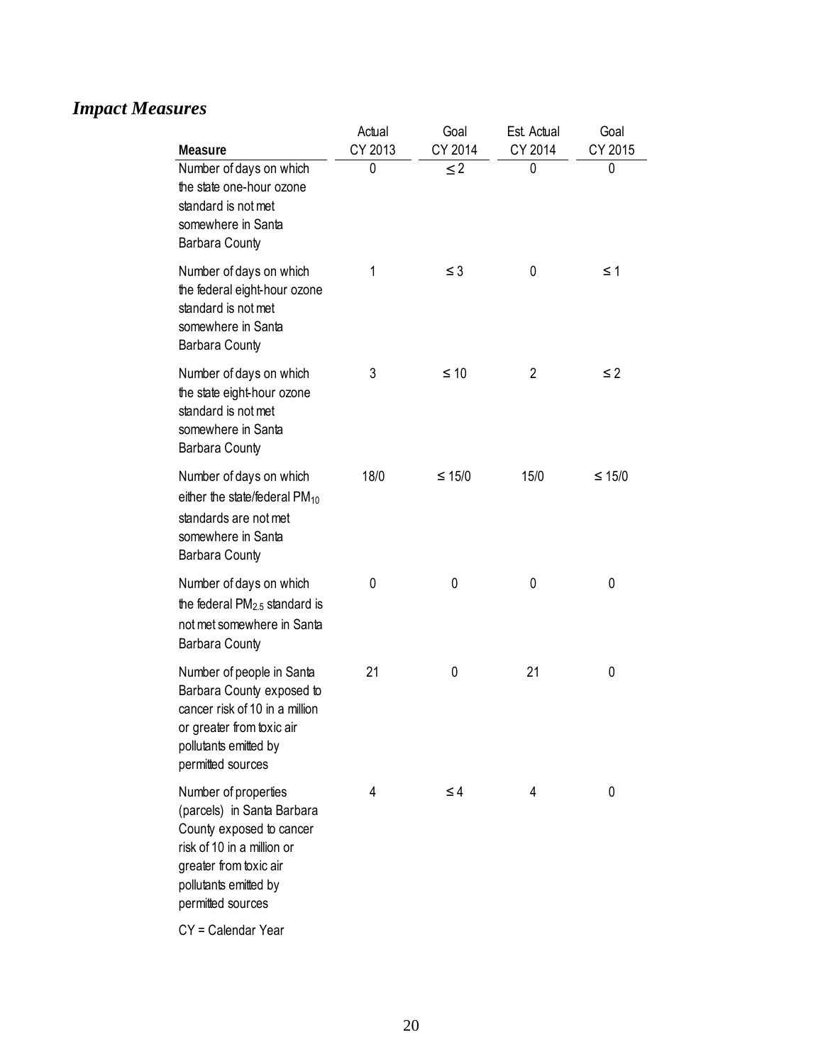## *Impact Measures*

| Measure | Actual CY 2013 | Goal CY 2014 | Est. Actual CY 2014 | Goal CY 2015 |
|---|---|---|---|---|
| Number of days on which the state one-hour ozone standard is not met somewhere in Santa Barbara County | 0 | ≤ 2 | 0 | 0 |
| Number of days on which the federal eight-hour ozone standard is not met somewhere in Santa Barbara County | 1 | ≤ 3 | 0 | ≤ 1 |
| Number of days on which the state eight-hour ozone standard is not met somewhere in Santa Barbara County | 3 | ≤ 10 | 2 | ≤ 2 |
| Number of days on which either the state/federal $PM_{10}$ standards are not met somewhere in Santa Barbara County | 18/0 | ≤ 15/0 | 15/0 | ≤ 15/0 |
| Number of days on which the federal $PM_{2.5}$ standard is not met somewhere in Santa Barbara County | 0 | 0 | 0 | 0 |
| Number of people in Santa Barbara County exposed to cancer risk of 10 in a million or greater from toxic air pollutants emitted by permitted sources | 21 | 0 | 21 | 0 |
| Number of properties (parcels) in Santa Barbara County exposed to cancer risk of 10 in a million or greater from toxic air pollutants emitted by permitted sources | 4 | ≤ 4 | 4 | 0 |

CY = Calendar Year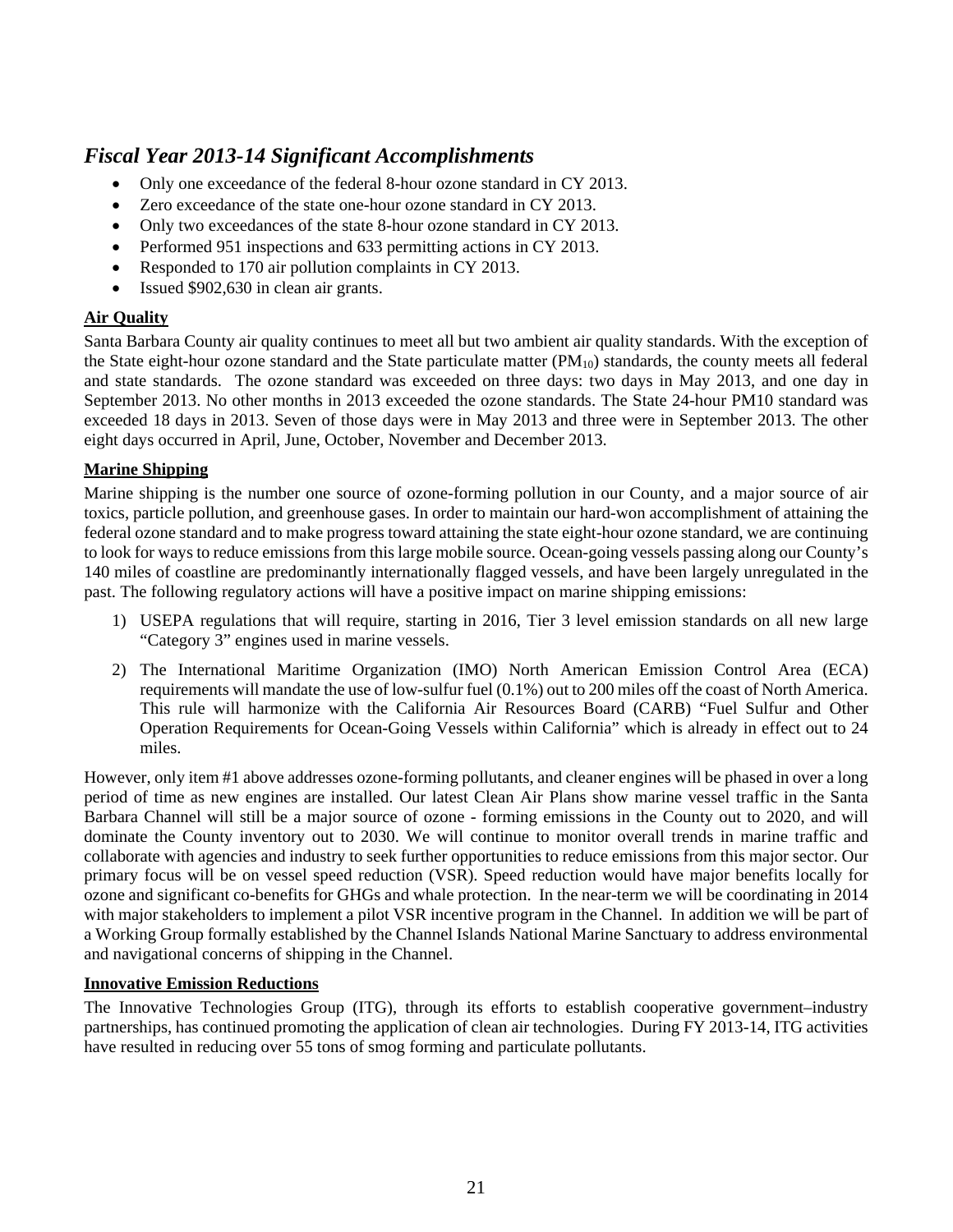## *Fiscal Year 2013-14 Significant Accomplishments*

- Only one exceedance of the federal 8-hour ozone standard in CY 2013.
- Zero exceedance of the state one-hour ozone standard in CY 2013.
- Only two exceedances of the state 8-hour ozone standard in CY 2013.
- Performed 951 inspections and 633 permitting actions in CY 2013.
- Responded to 170 air pollution complaints in CY 2013.
- Issued $902,630 in clean air grants.

### Air Quality

Santa Barbara County air quality continues to meet all but two ambient air quality standards. With the exception of the State eight-hour ozone standard and the State particulate matter ($PM_{10}$) standards, the county meets all federal and state standards. The ozone standard was exceeded on three days: two days in May 2013, and one day in September 2013. No other months in 2013 exceeded the ozone standards. The State 24-hour PM10 standard was exceeded 18 days in 2013. Seven of those days were in May 2013 and three were in September 2013. The other eight days occurred in April, June, October, November and December 2013.

### Marine Shipping

Marine shipping is the number one source of ozone-forming pollution in our County, and a major source of air toxics, particle pollution, and greenhouse gases. In order to maintain our hard-won accomplishment of attaining the federal ozone standard and to make progress toward attaining the state eight-hour ozone standard, we are continuing to look for ways to reduce emissions from this large mobile source. Ocean-going vessels passing along our County's 140 miles of coastline are predominantly internationally flagged vessels, and have been largely unregulated in the past. The following regulatory actions will have a positive impact on marine shipping emissions:

1) USEPA regulations that will require, starting in 2016, Tier 3 level emission standards on all new large "Category 3" engines used in marine vessels.
2) The International Maritime Organization (IMO) North American Emission Control Area (ECA) requirements will mandate the use of low-sulfur fuel (0.1%) out to 200 miles off the coast of North America. This rule will harmonize with the California Air Resources Board (CARB) "Fuel Sulfur and Other Operation Requirements for Ocean-Going Vessels within California" which is already in effect out to 24 miles.

However, only item #1 above addresses ozone-forming pollutants, and cleaner engines will be phased in over a long period of time as new engines are installed. Our latest Clean Air Plans show marine vessel traffic in the Santa Barbara Channel will still be a major source of ozone - forming emissions in the County out to 2020, and will dominate the County inventory out to 2030. We will continue to monitor overall trends in marine traffic and collaborate with agencies and industry to seek further opportunities to reduce emissions from this major sector. Our primary focus will be on vessel speed reduction (VSR). Speed reduction would have major benefits locally for ozone and significant co-benefits for GHGs and whale protection. In the near-term we will be coordinating in 2014 with major stakeholders to implement a pilot VSR incentive program in the Channel. In addition we will be part of a Working Group formally established by the Channel Islands National Marine Sanctuary to address environmental and navigational concerns of shipping in the Channel.

### Innovative Emission Reductions

The Innovative Technologies Group (ITG), through its efforts to establish cooperative government–industry partnerships, has continued promoting the application of clean air technologies. During FY 2013-14, ITG activities have resulted in reducing over 55 tons of smog forming and particulate pollutants.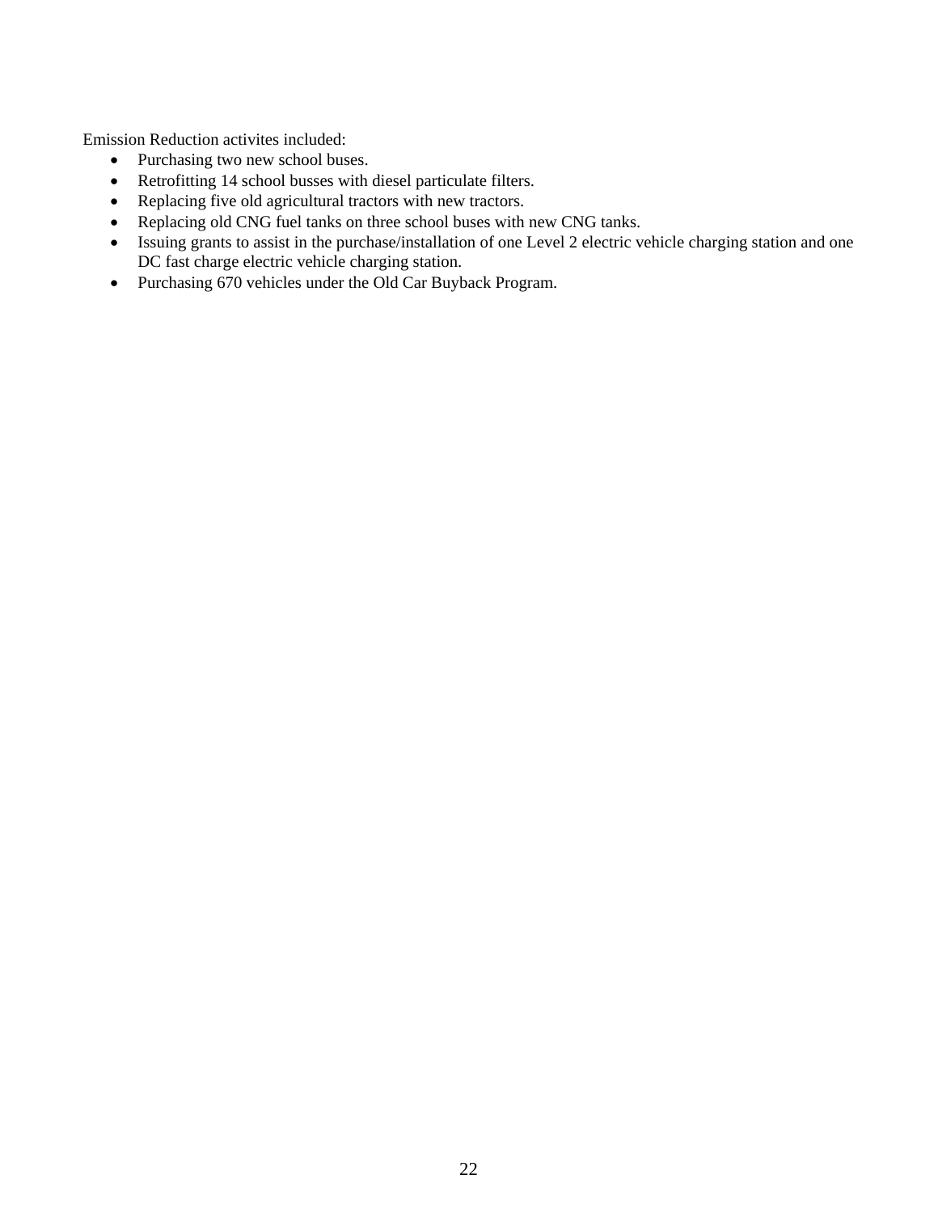Emission Reduction activites included:

- Purchasing two new school buses.
- Retrofitting 14 school busses with diesel particulate filters.
- Replacing five old agricultural tractors with new tractors.
- Replacing old CNG fuel tanks on three school buses with new CNG tanks.
- Issuing grants to assist in the purchase/installation of one Level 2 electric vehicle charging station and one DC fast charge electric vehicle charging station.
- Purchasing 670 vehicles under the Old Car Buyback Program.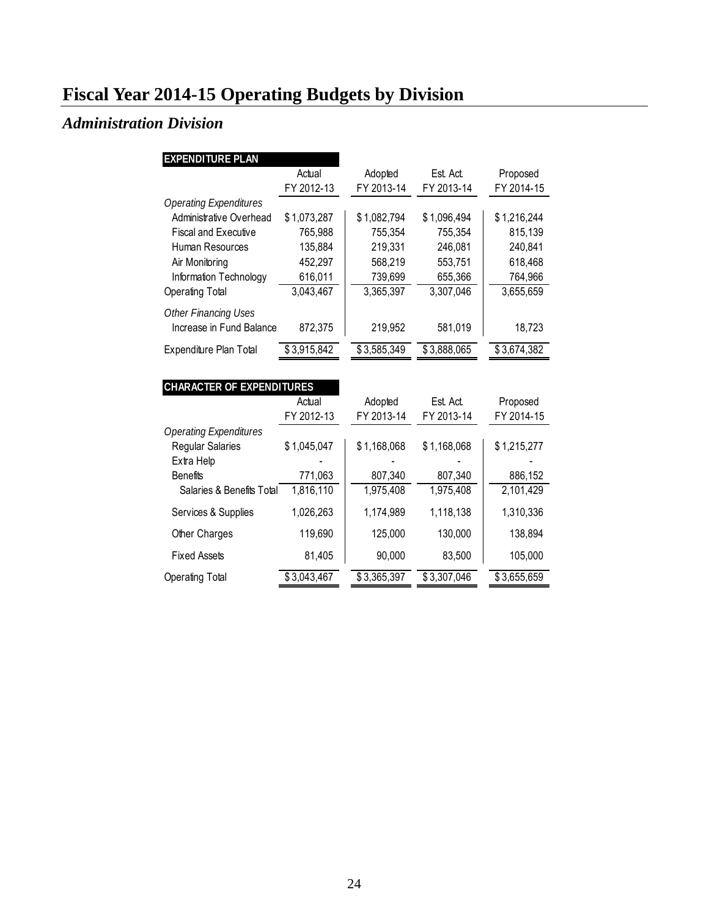# Fiscal Year 2014-15 Operating Budgets by Division

## *Administration Division*

| EXPENDITURE PLAN | Actual FY 2012-13 | Adopted FY 2013-14 | Est. Act. FY 2013-14 | Proposed FY 2014-15 |
|---|---|---|---|---|
| *Operating Expenditures* | | | | |
| Administrative Overhead | $ 1,073,287 | $ 1,082,794 | $ 1,096,494 | $ 1,216,244 |
| Fiscal and Executive | 765,988 | 755,354 | 755,354 | 815,139 |
| Human Resources | 135,884 | 219,331 | 246,081 | 240,841 |
| Air Monitoring | 452,297 | 568,219 | 553,751 | 618,468 |
| Information Technology | 616,011 | 739,699 | 655,366 | 764,966 |
| Operating Total | 3,043,467 | 3,365,397 | 3,307,046 | 3,655,659 |
| *Other Financing Uses* | | | | |
| Increase in Fund Balance | 872,375 | 219,952 | 581,019 | 18,723 |
| Expenditure Plan Total | $ 3,915,842 | $ 3,585,349 | $ 3,888,065 | $ 3,674,382 |

| CHARACTER OF EXPENDITURES | Actual FY 2012-13 | Adopted FY 2013-14 | Est. Act. FY 2013-14 | Proposed FY 2014-15 |
|---|---|---|---|---|
| *Operating Expenditures* | | | | |
| Regular Salaries | $ 1,045,047 | $ 1,168,068 | $ 1,168,068 | $ 1,215,277 |
| Extra Help | - | - | - | - |
| Benefits | 771,063 | 807,340 | 807,340 | 886,152 |
| Salaries & Benefits Total | 1,816,110 | 1,975,408 | 1,975,408 | 2,101,429 |
| Services & Supplies | 1,026,263 | 1,174,989 | 1,118,138 | 1,310,336 |
| Other Charges | 119,690 | 125,000 | 130,000 | 138,894 |
| Fixed Assets | 81,405 | 90,000 | 83,500 | 105,000 |
| Operating Total | $ 3,043,467 | $ 3,365,397 | $ 3,307,046 | $ 3,655,659 |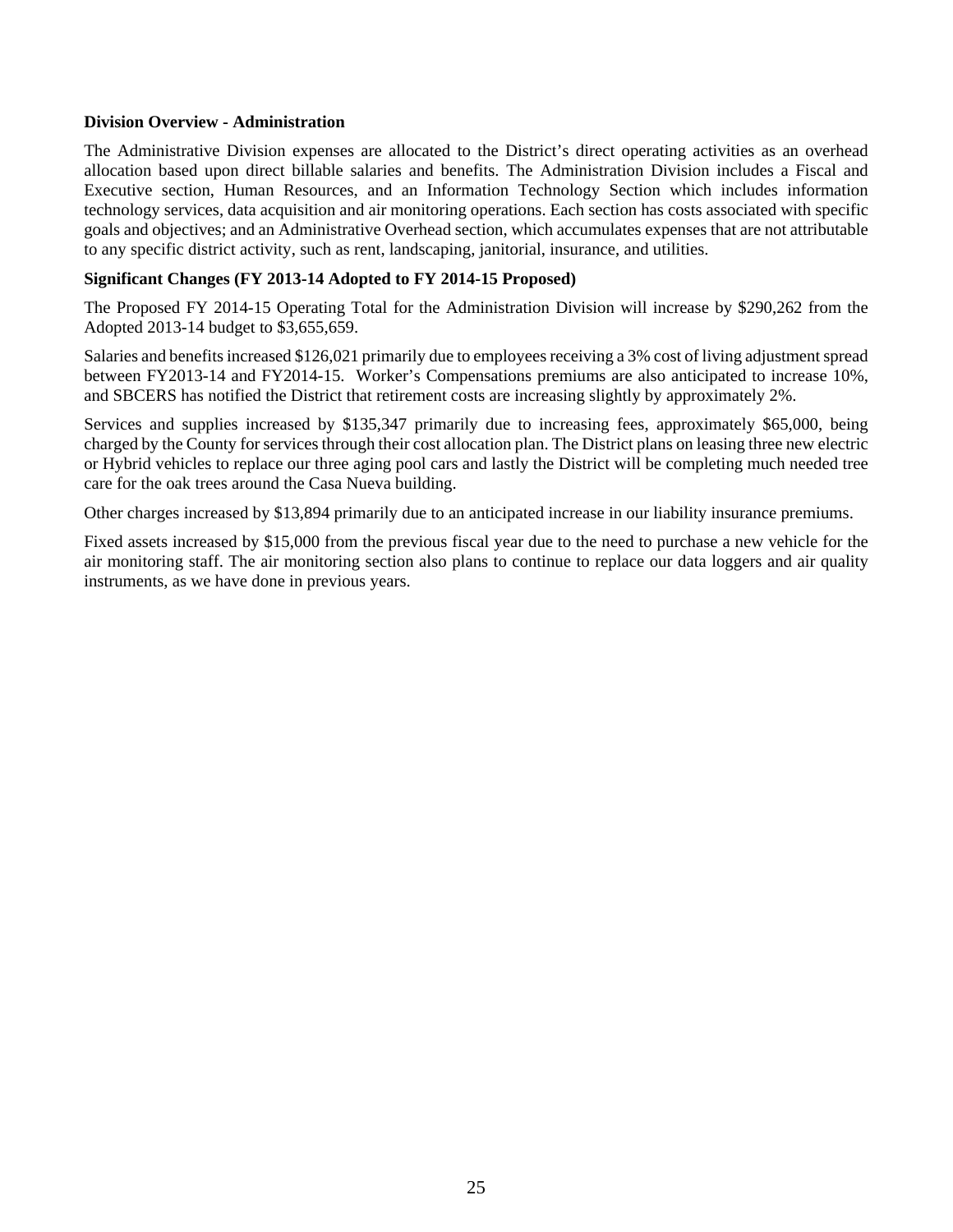**Division Overview - Administration**

The Administrative Division expenses are allocated to the District's direct operating activities as an overhead allocation based upon direct billable salaries and benefits. The Administration Division includes a Fiscal and Executive section, Human Resources, and an Information Technology Section which includes information technology services, data acquisition and air monitoring operations. Each section has costs associated with specific goals and objectives; and an Administrative Overhead section, which accumulates expenses that are not attributable to any specific district activity, such as rent, landscaping, janitorial, insurance, and utilities.

**Significant Changes (FY 2013-14 Adopted to FY 2014-15 Proposed)**

The Proposed FY 2014-15 Operating Total for the Administration Division will increase by $290,262 from the Adopted 2013-14 budget to $3,655,659.

Salaries and benefits increased $126,021 primarily due to employees receiving a 3% cost of living adjustment spread between FY2013-14 and FY2014-15. Worker's Compensations premiums are also anticipated to increase 10%, and SBCERS has notified the District that retirement costs are increasing slightly by approximately 2%.

Services and supplies increased by $135,347 primarily due to increasing fees, approximately $65,000, being charged by the County for services through their cost allocation plan. The District plans on leasing three new electric or Hybrid vehicles to replace our three aging pool cars and lastly the District will be completing much needed tree care for the oak trees around the Casa Nueva building.

Other charges increased by $13,894 primarily due to an anticipated increase in our liability insurance premiums.

Fixed assets increased by $15,000 from the previous fiscal year due to the need to purchase a new vehicle for the air monitoring staff. The air monitoring section also plans to continue to replace our data loggers and air quality instruments, as we have done in previous years.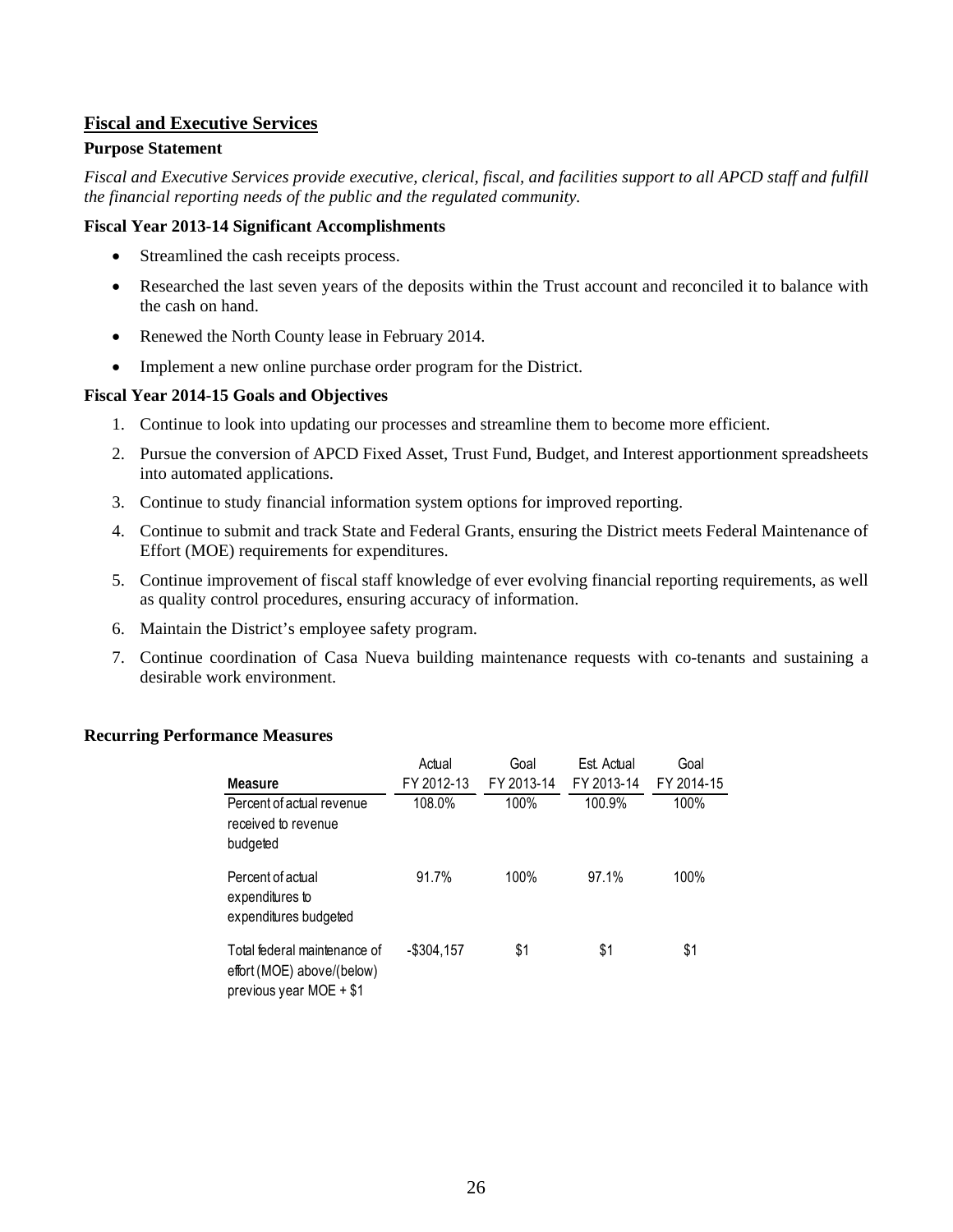## Fiscal and Executive Services

**Purpose Statement**

*Fiscal and Executive Services provide executive, clerical, fiscal, and facilities support to all APCD staff and fulfill the financial reporting needs of the public and the regulated community.*

**Fiscal Year 2013-14 Significant Accomplishments**

- Streamlined the cash receipts process.
- Researched the last seven years of the deposits within the Trust account and reconciled it to balance with the cash on hand.
- Renewed the North County lease in February 2014.
- Implement a new online purchase order program for the District.

**Fiscal Year 2014-15 Goals and Objectives**

1. Continue to look into updating our processes and streamline them to become more efficient.
2. Pursue the conversion of APCD Fixed Asset, Trust Fund, Budget, and Interest apportionment spreadsheets into automated applications.
3. Continue to study financial information system options for improved reporting.
4. Continue to submit and track State and Federal Grants, ensuring the District meets Federal Maintenance of Effort (MOE) requirements for expenditures.
5. Continue improvement of fiscal staff knowledge of ever evolving financial reporting requirements, as well as quality control procedures, ensuring accuracy of information.
6. Maintain the District's employee safety program.
7. Continue coordination of Casa Nueva building maintenance requests with co-tenants and sustaining a desirable work environment.

**Recurring Performance Measures**

| Measure | Actual FY 2012-13 | Goal FY 2013-14 | Est. Actual FY 2013-14 | Goal FY 2014-15 |
|---|---|---|---|---|
| Percent of actual revenue received to revenue budgeted | 108.0% | 100% | 100.9% | 100% |
| Percent of actual expenditures to expenditures budgeted | 91.7% | 100% | 97.1% | 100% |
| Total federal maintenance of effort (MOE) above/(below) previous year MOE + $1 | -$304,157 | $1 | $1 | $1 |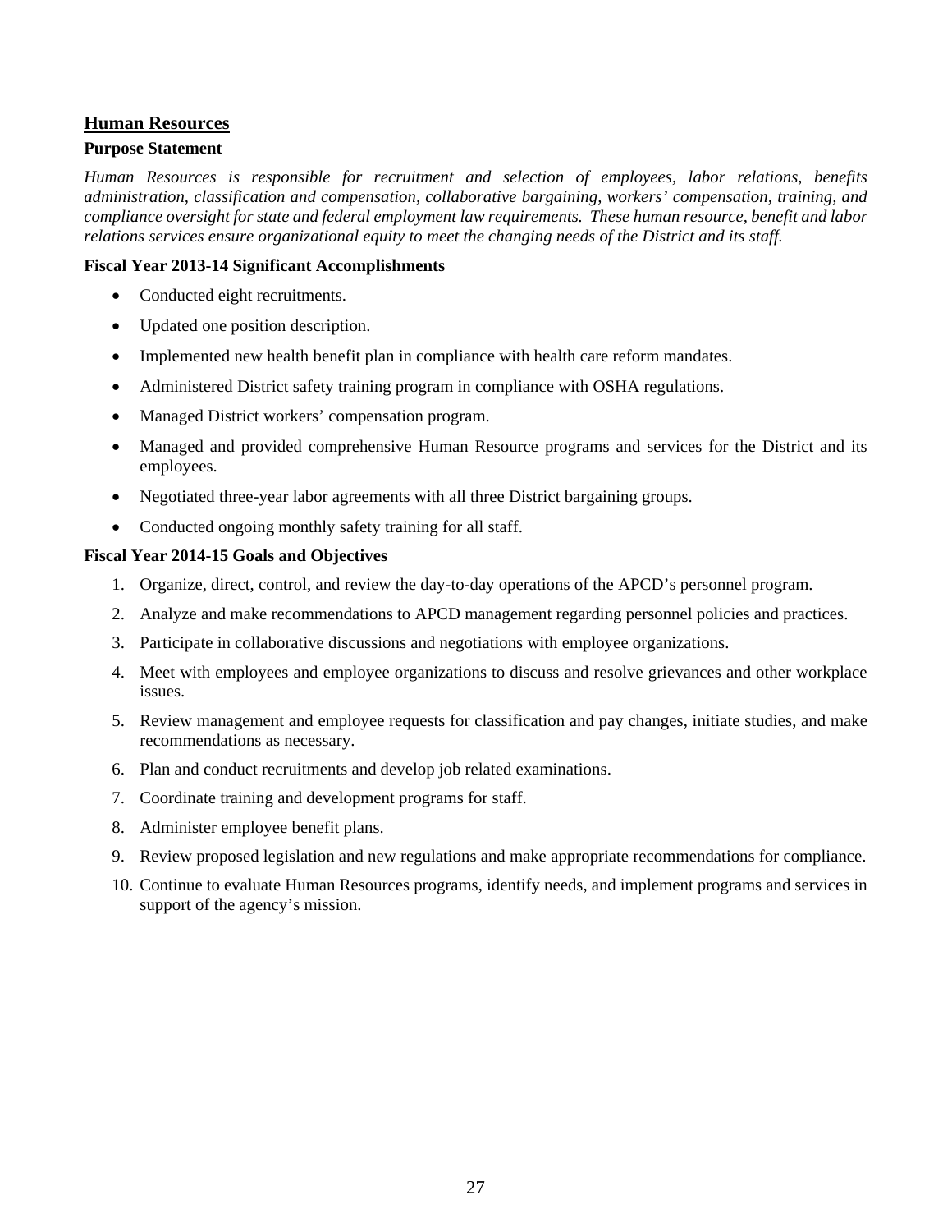## Human Resources

**Purpose Statement**

*Human Resources is responsible for recruitment and selection of employees, labor relations, benefits administration, classification and compensation, collaborative bargaining, workers' compensation, training, and compliance oversight for state and federal employment law requirements. These human resource, benefit and labor relations services ensure organizational equity to meet the changing needs of the District and its staff.*

**Fiscal Year 2013-14 Significant Accomplishments**

- Conducted eight recruitments.
- Updated one position description.
- Implemented new health benefit plan in compliance with health care reform mandates.
- Administered District safety training program in compliance with OSHA regulations.
- Managed District workers' compensation program.
- Managed and provided comprehensive Human Resource programs and services for the District and its employees.
- Negotiated three-year labor agreements with all three District bargaining groups.
- Conducted ongoing monthly safety training for all staff.

**Fiscal Year 2014-15 Goals and Objectives**

1. Organize, direct, control, and review the day-to-day operations of the APCD's personnel program.
2. Analyze and make recommendations to APCD management regarding personnel policies and practices.
3. Participate in collaborative discussions and negotiations with employee organizations.
4. Meet with employees and employee organizations to discuss and resolve grievances and other workplace issues.
5. Review management and employee requests for classification and pay changes, initiate studies, and make recommendations as necessary.
6. Plan and conduct recruitments and develop job related examinations.
7. Coordinate training and development programs for staff.
8. Administer employee benefit plans.
9. Review proposed legislation and new regulations and make appropriate recommendations for compliance.
10. Continue to evaluate Human Resources programs, identify needs, and implement programs and services in support of the agency's mission.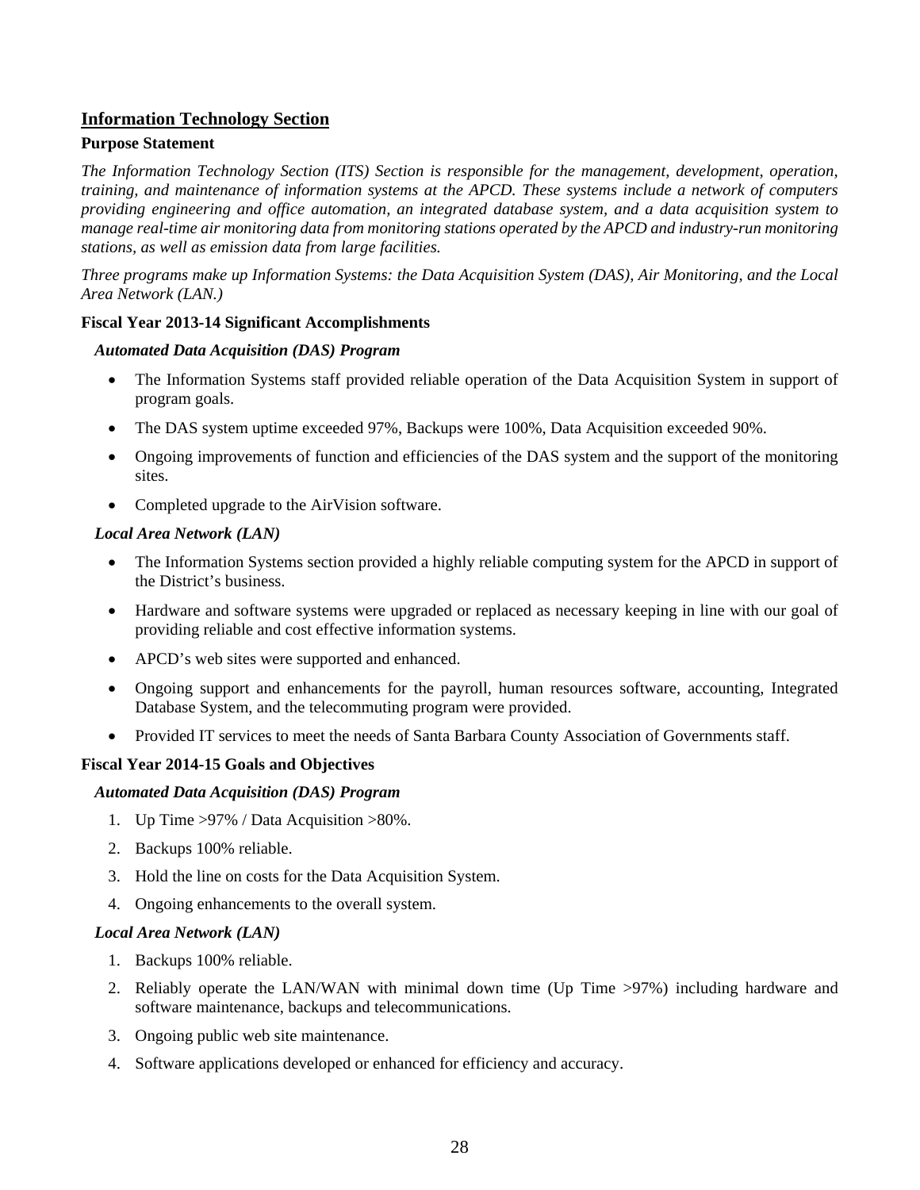## Information Technology Section

**Purpose Statement**

*The Information Technology Section (ITS) Section is responsible for the management, development, operation, training, and maintenance of information systems at the APCD. These systems include a network of computers providing engineering and office automation, an integrated database system, and a data acquisition system to manage real-time air monitoring data from monitoring stations operated by the APCD and industry-run monitoring stations, as well as emission data from large facilities.*

*Three programs make up Information Systems: the Data Acquisition System (DAS), Air Monitoring, and the Local Area Network (LAN.)*

**Fiscal Year 2013-14 Significant Accomplishments**

***Automated Data Acquisition (DAS) Program***

- The Information Systems staff provided reliable operation of the Data Acquisition System in support of program goals.
- The DAS system uptime exceeded 97%, Backups were 100%, Data Acquisition exceeded 90%.
- Ongoing improvements of function and efficiencies of the DAS system and the support of the monitoring sites.
- Completed upgrade to the AirVision software.

***Local Area Network (LAN)***

- The Information Systems section provided a highly reliable computing system for the APCD in support of the District's business.
- Hardware and software systems were upgraded or replaced as necessary keeping in line with our goal of providing reliable and cost effective information systems.
- APCD's web sites were supported and enhanced.
- Ongoing support and enhancements for the payroll, human resources software, accounting, Integrated Database System, and the telecommuting program were provided.
- Provided IT services to meet the needs of Santa Barbara County Association of Governments staff.

**Fiscal Year 2014-15 Goals and Objectives**

***Automated Data Acquisition (DAS) Program***

1. Up Time >97% / Data Acquisition >80%.
2. Backups 100% reliable.
3. Hold the line on costs for the Data Acquisition System.
4. Ongoing enhancements to the overall system.

***Local Area Network (LAN)***

1. Backups 100% reliable.
2. Reliably operate the LAN/WAN with minimal down time (Up Time >97%) including hardware and software maintenance, backups and telecommunications.
3. Ongoing public web site maintenance.
4. Software applications developed or enhanced for efficiency and accuracy.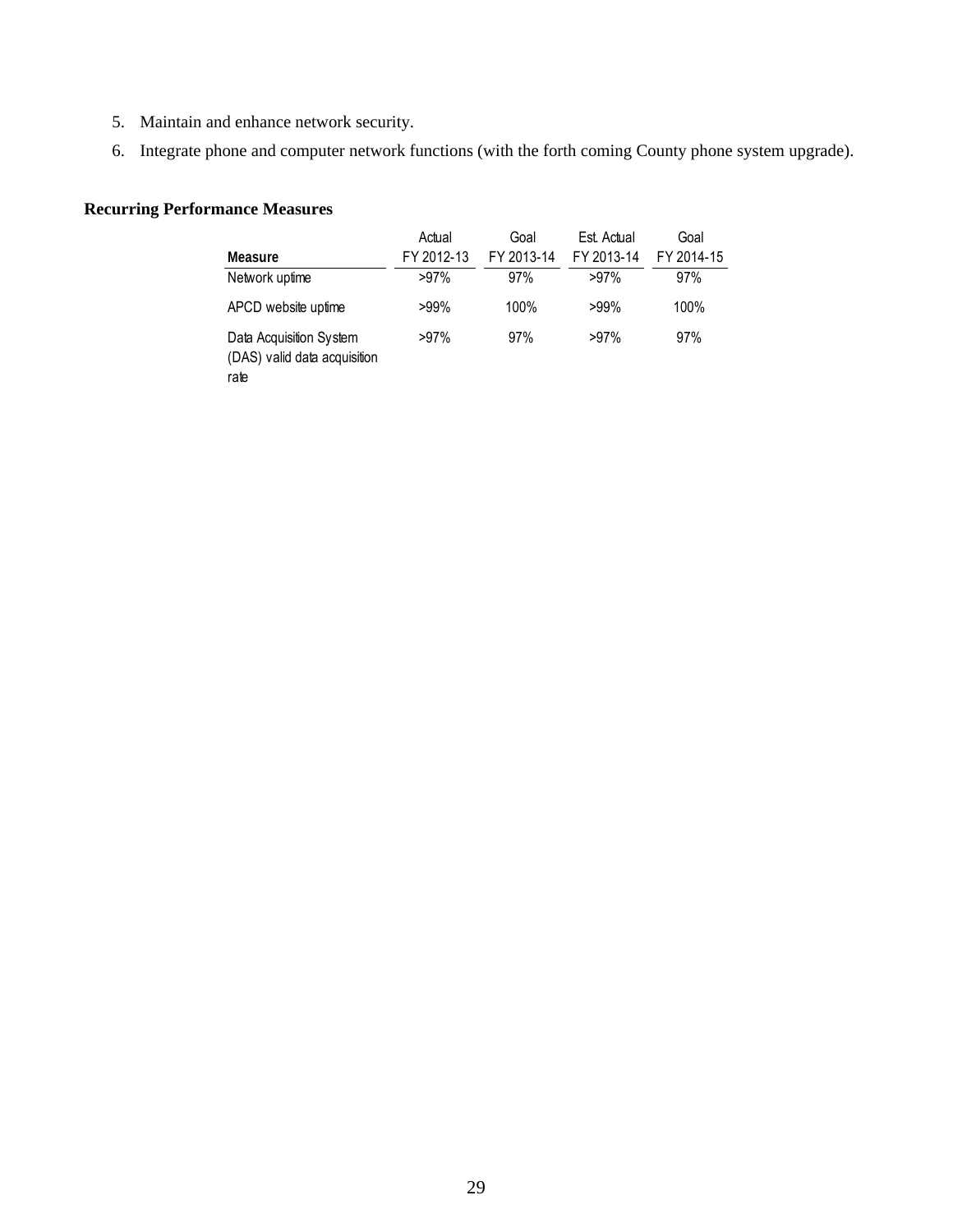5. Maintain and enhance network security.
6. Integrate phone and computer network functions (with the forth coming County phone system upgrade).

**Recurring Performance Measures**

| Measure | Actual FY 2012-13 | Goal FY 2013-14 | Est. Actual FY 2013-14 | Goal FY 2014-15 |
|---|---|---|---|---|
| Network uptime | >97% | 97% | >97% | 97% |
| APCD website uptime | >99% | 100% | >99% | 100% |
| Data Acquisition System (DAS) valid data acquisition rate | >97% | 97% | >97% | 97% |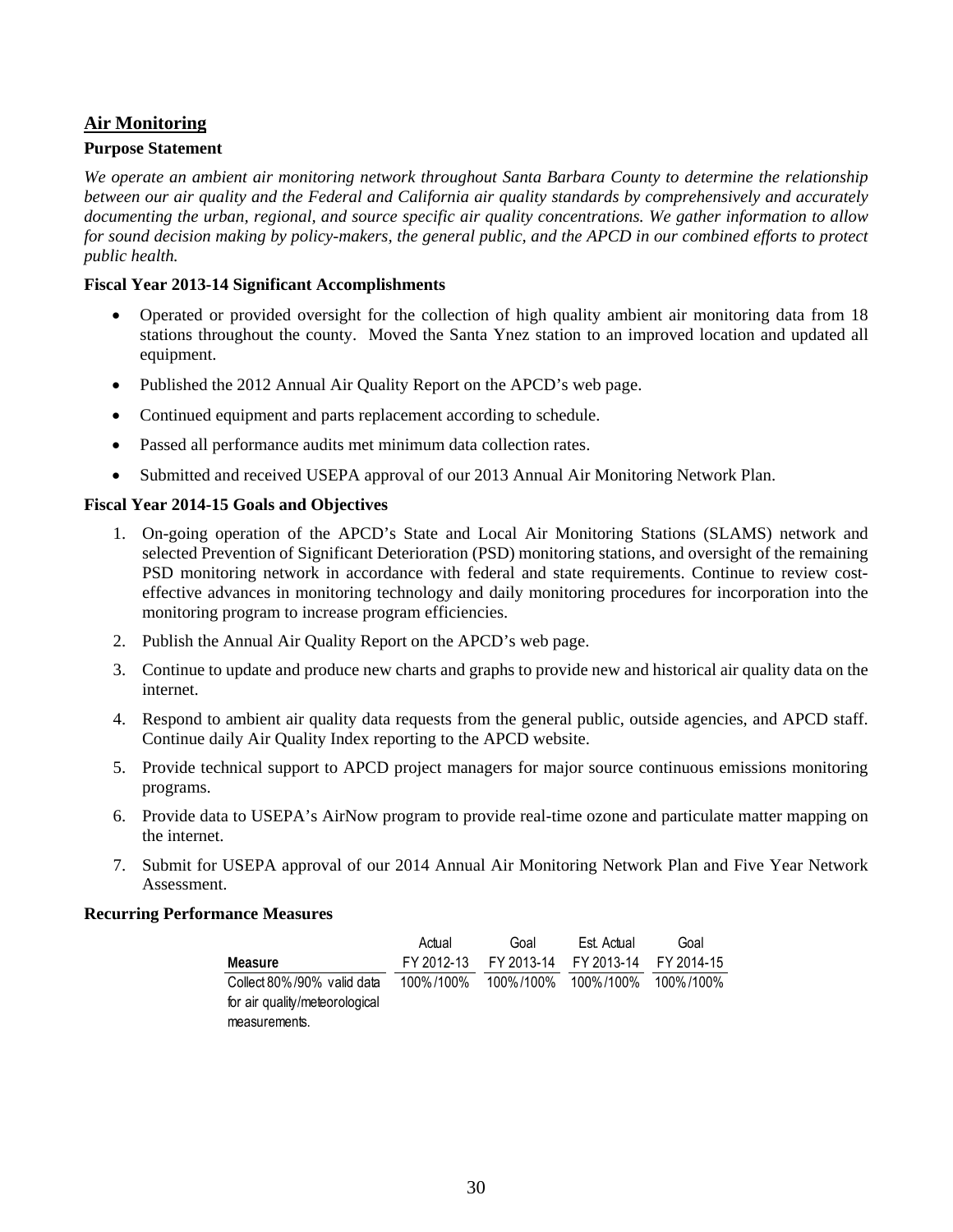## Air Monitoring

**Purpose Statement**

*We operate an ambient air monitoring network throughout Santa Barbara County to determine the relationship between our air quality and the Federal and California air quality standards by comprehensively and accurately documenting the urban, regional, and source specific air quality concentrations. We gather information to allow for sound decision making by policy-makers, the general public, and the APCD in our combined efforts to protect public health.*

**Fiscal Year 2013-14 Significant Accomplishments**

- Operated or provided oversight for the collection of high quality ambient air monitoring data from 18 stations throughout the county. Moved the Santa Ynez station to an improved location and updated all equipment.
- Published the 2012 Annual Air Quality Report on the APCD's web page.
- Continued equipment and parts replacement according to schedule.
- Passed all performance audits met minimum data collection rates.
- Submitted and received USEPA approval of our 2013 Annual Air Monitoring Network Plan.

**Fiscal Year 2014-15 Goals and Objectives**

1. On-going operation of the APCD's State and Local Air Monitoring Stations (SLAMS) network and selected Prevention of Significant Deterioration (PSD) monitoring stations, and oversight of the remaining PSD monitoring network in accordance with federal and state requirements. Continue to review cost-effective advances in monitoring technology and daily monitoring procedures for incorporation into the monitoring program to increase program efficiencies.
2. Publish the Annual Air Quality Report on the APCD's web page.
3. Continue to update and produce new charts and graphs to provide new and historical air quality data on the internet.
4. Respond to ambient air quality data requests from the general public, outside agencies, and APCD staff. Continue daily Air Quality Index reporting to the APCD website.
5. Provide technical support to APCD project managers for major source continuous emissions monitoring programs.
6. Provide data to USEPA's AirNow program to provide real-time ozone and particulate matter mapping on the internet.
7. Submit for USEPA approval of our 2014 Annual Air Monitoring Network Plan and Five Year Network Assessment.

**Recurring Performance Measures**

| Measure | Actual FY 2012-13 | Goal FY 2013-14 | Est. Actual FY 2013-14 | Goal FY 2014-15 |
|---|---|---|---|---|
| Collect 80%/90% valid data for air quality/meteorological measurements. | 100%/100% | 100%/100% | 100%/100% | 100%/100% |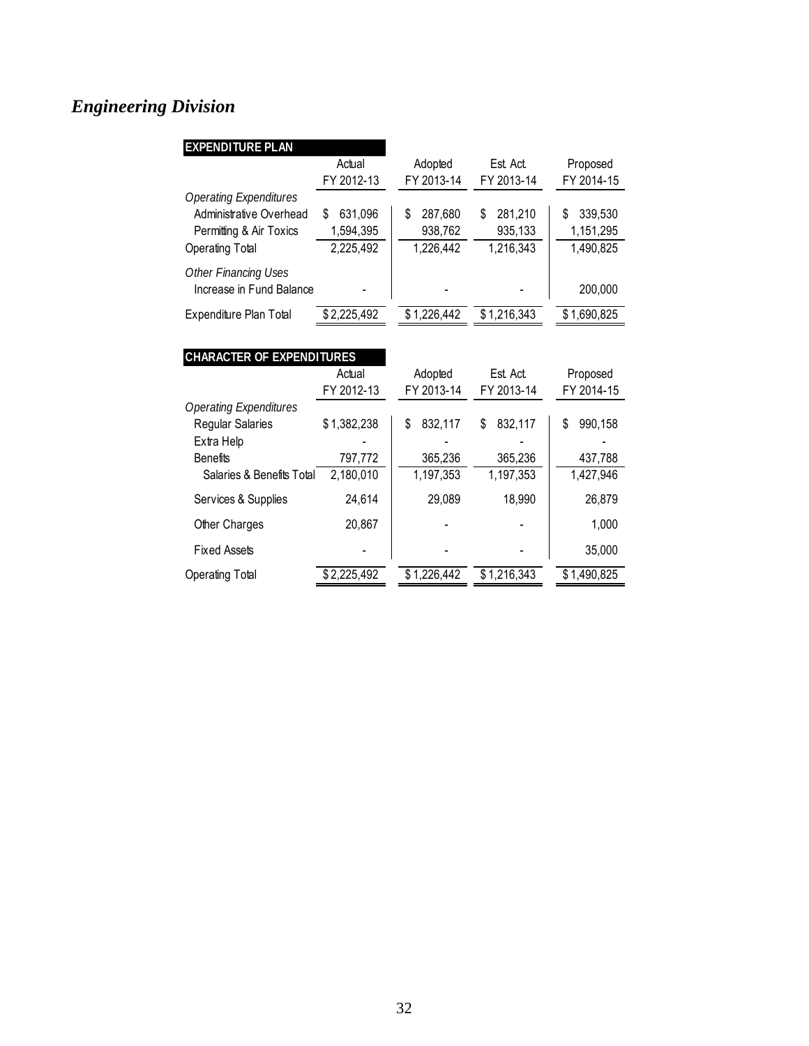## *Engineering Division*

| EXPENDITURE PLAN | Actual FY 2012-13 | Adopted FY 2013-14 | Est. Act. FY 2013-14 | Proposed FY 2014-15 |
|---|---|---|---|---|
| *Operating Expenditures* | | | | |
| Administrative Overhead | $ 631,096 | $ 287,680 | $ 281,210 | $ 339,530 |
| Permitting & Air Toxics | 1,594,395 | 938,762 | 935,133 | 1,151,295 |
| Operating Total | 2,225,492 | 1,226,442 | 1,216,343 | 1,490,825 |
| *Other Financing Uses* | | | | |
| Increase in Fund Balance | - | - | - | 200,000 |
| Expenditure Plan Total | $ 2,225,492 | $ 1,226,442 | $ 1,216,343 | $ 1,690,825 |

| CHARACTER OF EXPENDITURES | Actual FY 2012-13 | Adopted FY 2013-14 | Est. Act. FY 2013-14 | Proposed FY 2014-15 |
|---|---|---|---|---|
| *Operating Expenditures* | | | | |
| Regular Salaries | $ 1,382,238 | $ 832,117 | $ 832,117 | $ 990,158 |
| Extra Help | - | - | - | - |
| Benefits | 797,772 | 365,236 | 365,236 | 437,788 |
| Salaries & Benefits Total | 2,180,010 | 1,197,353 | 1,197,353 | 1,427,946 |
| Services & Supplies | 24,614 | 29,089 | 18,990 | 26,879 |
| Other Charges | 20,867 | - | - | 1,000 |
| Fixed Assets | - | - | - | 35,000 |
| Operating Total | $ 2,225,492 | $ 1,226,442 | $ 1,216,343 | $ 1,490,825 |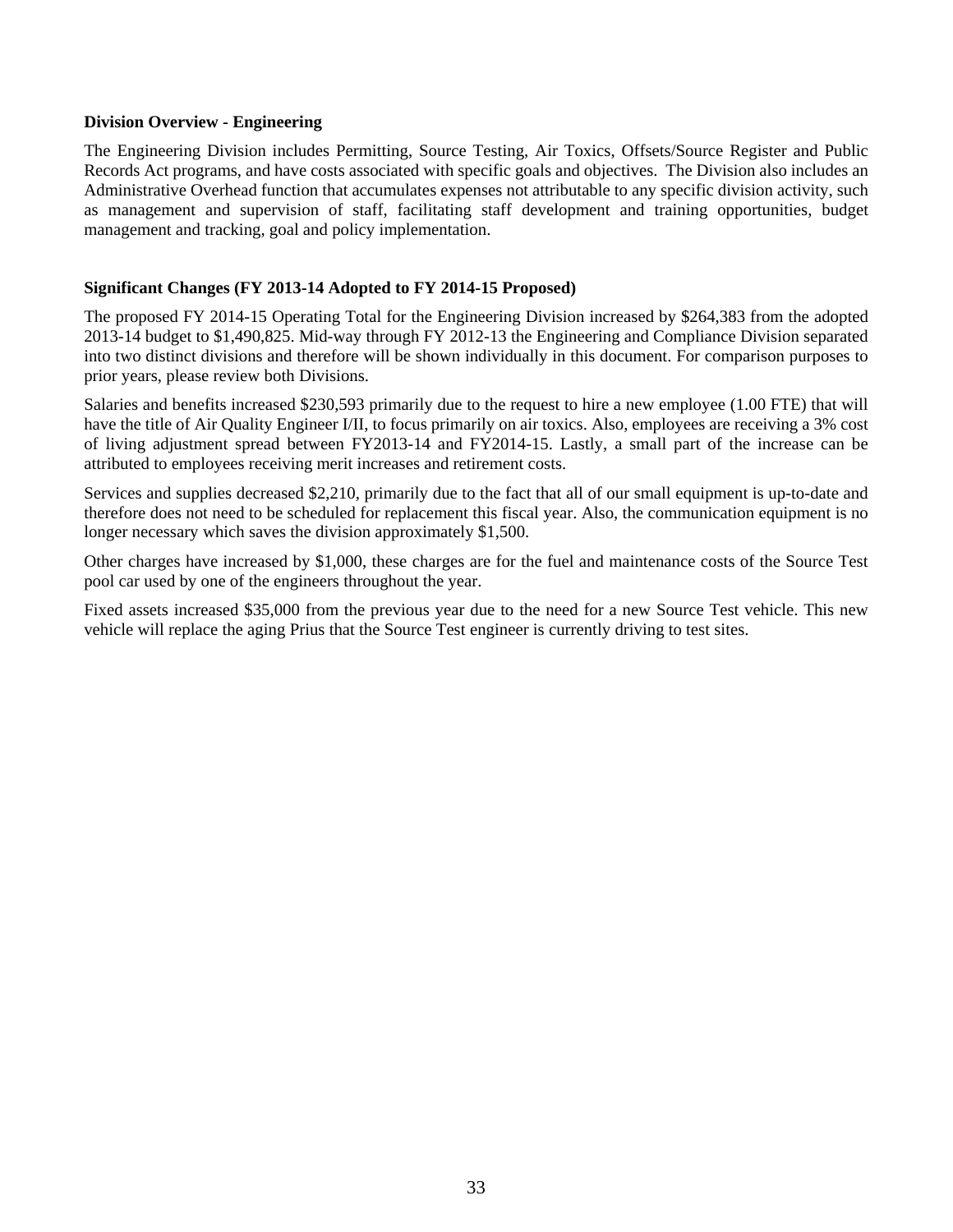**Division Overview - Engineering**

The Engineering Division includes Permitting, Source Testing, Air Toxics, Offsets/Source Register and Public Records Act programs, and have costs associated with specific goals and objectives. The Division also includes an Administrative Overhead function that accumulates expenses not attributable to any specific division activity, such as management and supervision of staff, facilitating staff development and training opportunities, budget management and tracking, goal and policy implementation.

**Significant Changes (FY 2013-14 Adopted to FY 2014-15 Proposed)**

The proposed FY 2014-15 Operating Total for the Engineering Division increased by $264,383 from the adopted 2013-14 budget to $1,490,825. Mid-way through FY 2012-13 the Engineering and Compliance Division separated into two distinct divisions and therefore will be shown individually in this document. For comparison purposes to prior years, please review both Divisions.

Salaries and benefits increased $230,593 primarily due to the request to hire a new employee (1.00 FTE) that will have the title of Air Quality Engineer I/II, to focus primarily on air toxics. Also, employees are receiving a 3% cost of living adjustment spread between FY2013-14 and FY2014-15. Lastly, a small part of the increase can be attributed to employees receiving merit increases and retirement costs.

Services and supplies decreased $2,210, primarily due to the fact that all of our small equipment is up-to-date and therefore does not need to be scheduled for replacement this fiscal year. Also, the communication equipment is no longer necessary which saves the division approximately $1,500.

Other charges have increased by $1,000, these charges are for the fuel and maintenance costs of the Source Test pool car used by one of the engineers throughout the year.

Fixed assets increased $35,000 from the previous year due to the need for a new Source Test vehicle. This new vehicle will replace the aging Prius that the Source Test engineer is currently driving to test sites.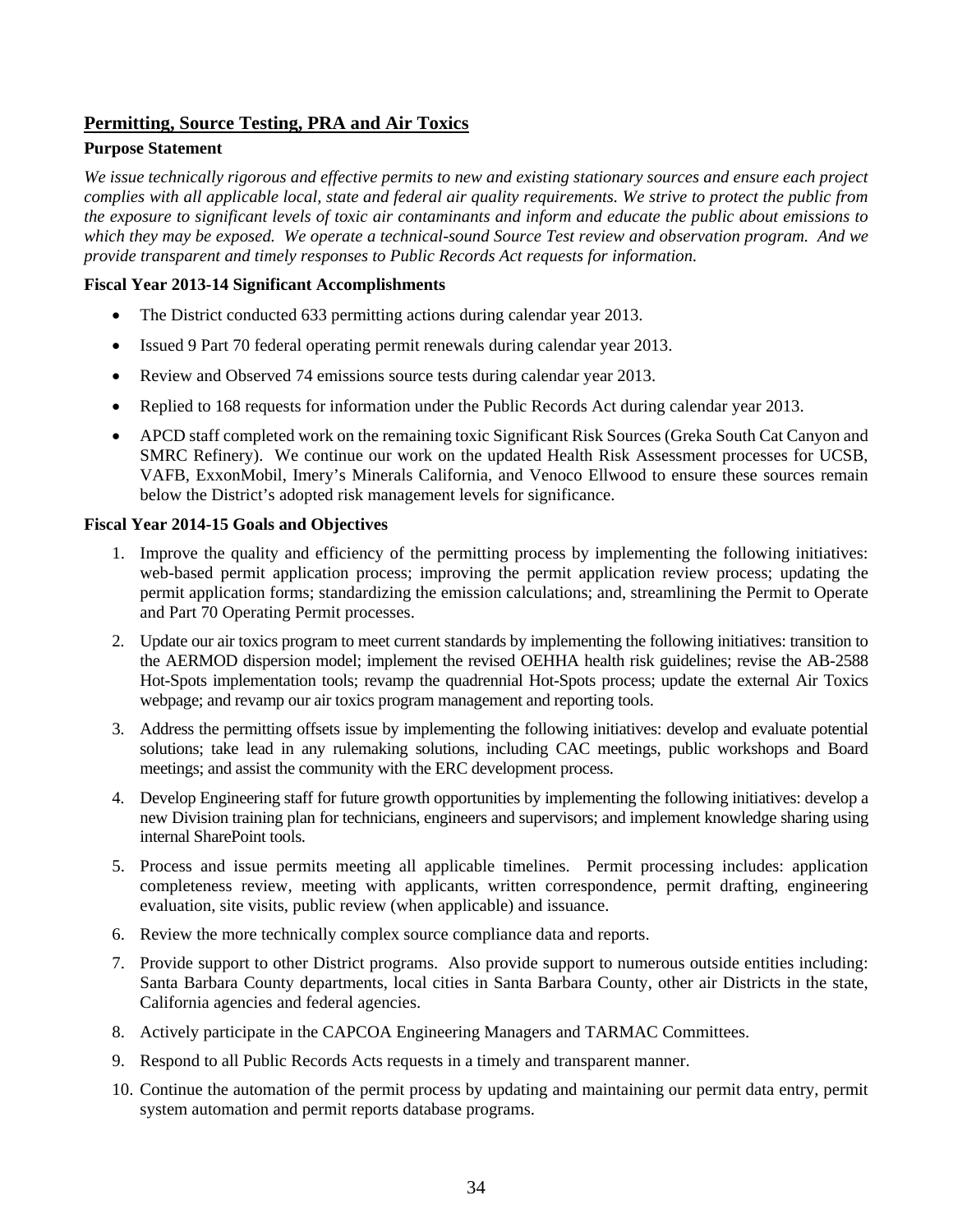## Permitting, Source Testing, PRA and Air Toxics

**Purpose Statement**

*We issue technically rigorous and effective permits to new and existing stationary sources and ensure each project complies with all applicable local, state and federal air quality requirements. We strive to protect the public from the exposure to significant levels of toxic air contaminants and inform and educate the public about emissions to which they may be exposed. We operate a technical-sound Source Test review and observation program. And we provide transparent and timely responses to Public Records Act requests for information.*

**Fiscal Year 2013-14 Significant Accomplishments**

- The District conducted 633 permitting actions during calendar year 2013.
- Issued 9 Part 70 federal operating permit renewals during calendar year 2013.
- Review and Observed 74 emissions source tests during calendar year 2013.
- Replied to 168 requests for information under the Public Records Act during calendar year 2013.
- APCD staff completed work on the remaining toxic Significant Risk Sources (Greka South Cat Canyon and SMRC Refinery). We continue our work on the updated Health Risk Assessment processes for UCSB, VAFB, ExxonMobil, Imery's Minerals California, and Venoco Ellwood to ensure these sources remain below the District's adopted risk management levels for significance.

**Fiscal Year 2014-15 Goals and Objectives**

1. Improve the quality and efficiency of the permitting process by implementing the following initiatives: web-based permit application process; improving the permit application review process; updating the permit application forms; standardizing the emission calculations; and, streamlining the Permit to Operate and Part 70 Operating Permit processes.
2. Update our air toxics program to meet current standards by implementing the following initiatives: transition to the AERMOD dispersion model; implement the revised OEHHA health risk guidelines; revise the AB-2588 Hot-Spots implementation tools; revamp the quadrennial Hot-Spots process; update the external Air Toxics webpage; and revamp our air toxics program management and reporting tools.
3. Address the permitting offsets issue by implementing the following initiatives: develop and evaluate potential solutions; take lead in any rulemaking solutions, including CAC meetings, public workshops and Board meetings; and assist the community with the ERC development process.
4. Develop Engineering staff for future growth opportunities by implementing the following initiatives: develop a new Division training plan for technicians, engineers and supervisors; and implement knowledge sharing using internal SharePoint tools.
5. Process and issue permits meeting all applicable timelines. Permit processing includes: application completeness review, meeting with applicants, written correspondence, permit drafting, engineering evaluation, site visits, public review (when applicable) and issuance.
6. Review the more technically complex source compliance data and reports.
7. Provide support to other District programs. Also provide support to numerous outside entities including: Santa Barbara County departments, local cities in Santa Barbara County, other air Districts in the state, California agencies and federal agencies.
8. Actively participate in the CAPCOA Engineering Managers and TARMAC Committees.
9. Respond to all Public Records Acts requests in a timely and transparent manner.
10. Continue the automation of the permit process by updating and maintaining our permit data entry, permit system automation and permit reports database programs.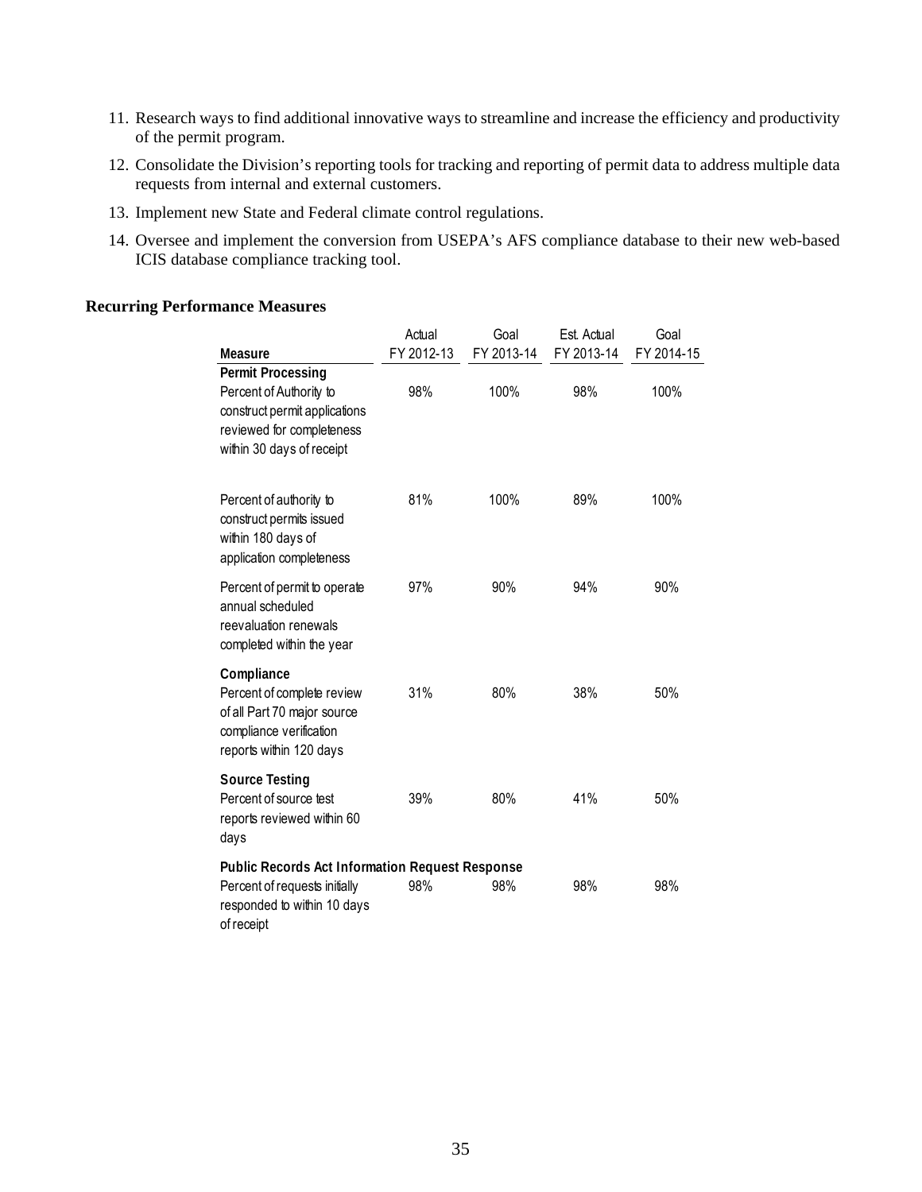11. Research ways to find additional innovative ways to streamline and increase the efficiency and productivity of the permit program.
12. Consolidate the Division's reporting tools for tracking and reporting of permit data to address multiple data requests from internal and external customers.
13. Implement new State and Federal climate control regulations.
14. Oversee and implement the conversion from USEPA's AFS compliance database to their new web-based ICIS database compliance tracking tool.

**Recurring Performance Measures**

| Measure | Actual FY 2012-13 | Goal FY 2013-14 | Est. Actual FY 2013-14 | Goal FY 2014-15 |
|---|---|---|---|---|
| **Permit Processing** | | | | |
| Percent of Authority to construct permit applications reviewed for completeness within 30 days of receipt | 98% | 100% | 98% | 100% |
| Percent of authority to construct permits issued within 180 days of application completeness | 81% | 100% | 89% | 100% |
| Percent of permit to operate annual scheduled reevaluation renewals completed within the year | 97% | 90% | 94% | 90% |
| **Compliance** | | | | |
| Percent of complete review of all Part 70 major source compliance verification reports within 120 days | 31% | 80% | 38% | 50% |
| **Source Testing** | | | | |
| Percent of source test reports reviewed within 60 days | 39% | 80% | 41% | 50% |
| **Public Records Act Information Request Response** | | | | |
| Percent of requests initially responded to within 10 days of receipt | 98% | 98% | 98% | 98% |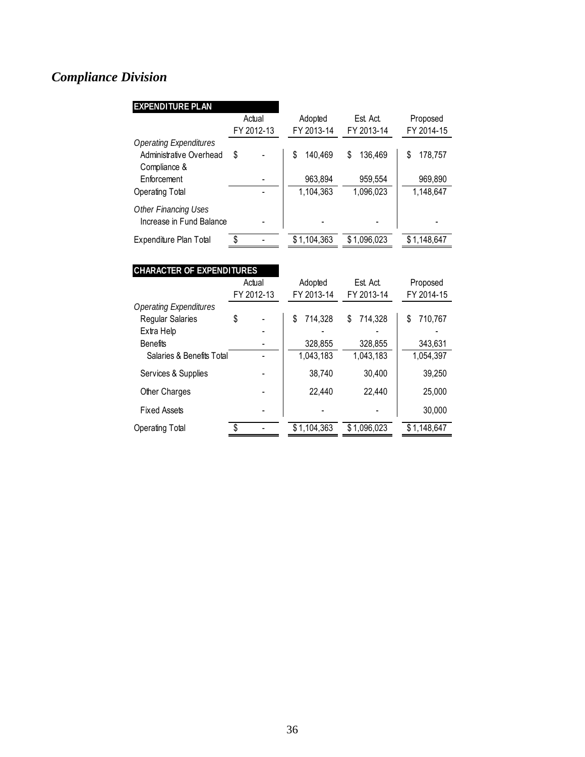## *Compliance Division*

| EXPENDITURE PLAN | Actual FY 2012-13 | Adopted FY 2013-14 | Est. Act. FY 2013-14 | Proposed FY 2014-15 |
|---|---|---|---|---|
| *Operating Expenditures* | | | | |
| Administrative Overhead | $ - | $ 140,469 | $ 136,469 | $ 178,757 |
| Compliance & Enforcement | - | 963,894 | 959,554 | 969,890 |
| Operating Total | - | 1,104,363 | 1,096,023 | 1,148,647 |
| *Other Financing Uses* | | | | |
| Increase in Fund Balance | - | - | - | - |
| Expenditure Plan Total | $ - | $ 1,104,363 | $ 1,096,023 | $ 1,148,647 |

| CHARACTER OF EXPENDITURES | Actual FY 2012-13 | Adopted FY 2013-14 | Est. Act. FY 2013-14 | Proposed FY 2014-15 |
|---|---|---|---|---|
| *Operating Expenditures* | | | | |
| Regular Salaries | $ - | $ 714,328 | $ 714,328 | $ 710,767 |
| Extra Help | - | - | - | - |
| Benefits | - | 328,855 | 328,855 | 343,631 |
| Salaries & Benefits Total | - | 1,043,183 | 1,043,183 | 1,054,397 |
| Services & Supplies | - | 38,740 | 30,400 | 39,250 |
| Other Charges | - | 22,440 | 22,440 | 25,000 |
| Fixed Assets | - | - | - | 30,000 |
| Operating Total | $ - | $ 1,104,363 | $ 1,096,023 | $ 1,148,647 |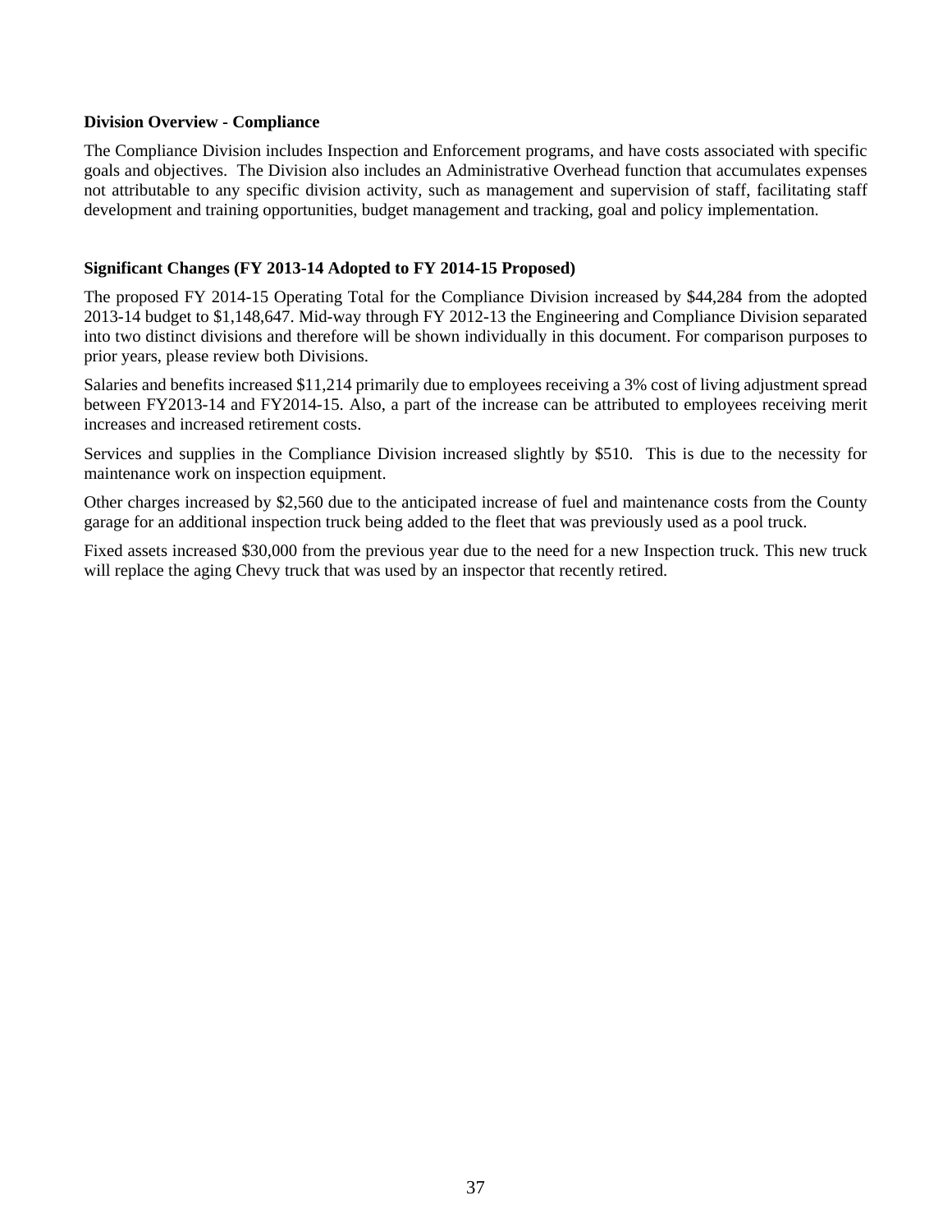**Division Overview - Compliance**

The Compliance Division includes Inspection and Enforcement programs, and have costs associated with specific goals and objectives. The Division also includes an Administrative Overhead function that accumulates expenses not attributable to any specific division activity, such as management and supervision of staff, facilitating staff development and training opportunities, budget management and tracking, goal and policy implementation.

**Significant Changes (FY 2013-14 Adopted to FY 2014-15 Proposed)**

The proposed FY 2014-15 Operating Total for the Compliance Division increased by $44,284 from the adopted 2013-14 budget to $1,148,647. Mid-way through FY 2012-13 the Engineering and Compliance Division separated into two distinct divisions and therefore will be shown individually in this document. For comparison purposes to prior years, please review both Divisions.

Salaries and benefits increased $11,214 primarily due to employees receiving a 3% cost of living adjustment spread between FY2013-14 and FY2014-15. Also, a part of the increase can be attributed to employees receiving merit increases and increased retirement costs.

Services and supplies in the Compliance Division increased slightly by $510. This is due to the necessity for maintenance work on inspection equipment.

Other charges increased by $2,560 due to the anticipated increase of fuel and maintenance costs from the County garage for an additional inspection truck being added to the fleet that was previously used as a pool truck.

Fixed assets increased $30,000 from the previous year due to the need for a new Inspection truck. This new truck will replace the aging Chevy truck that was used by an inspector that recently retired.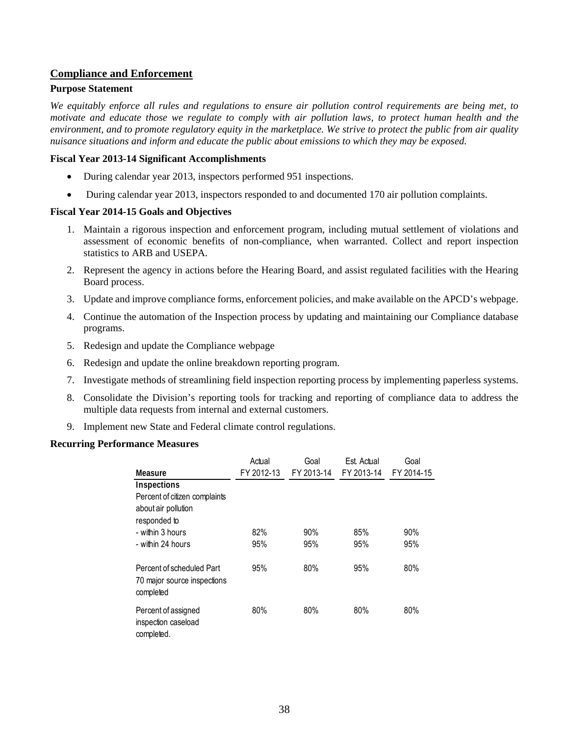## Compliance and Enforcement

**Purpose Statement**

*We equitably enforce all rules and regulations to ensure air pollution control requirements are being met, to motivate and educate those we regulate to comply with air pollution laws, to protect human health and the environment, and to promote regulatory equity in the marketplace. We strive to protect the public from air quality nuisance situations and inform and educate the public about emissions to which they may be exposed.*

**Fiscal Year 2013-14 Significant Accomplishments**

- During calendar year 2013, inspectors performed 951 inspections.
- During calendar year 2013, inspectors responded to and documented 170 air pollution complaints.

**Fiscal Year 2014-15 Goals and Objectives**

1. Maintain a rigorous inspection and enforcement program, including mutual settlement of violations and assessment of economic benefits of non-compliance, when warranted. Collect and report inspection statistics to ARB and USEPA.
2. Represent the agency in actions before the Hearing Board, and assist regulated facilities with the Hearing Board process.
3. Update and improve compliance forms, enforcement policies, and make available on the APCD's webpage.
4. Continue the automation of the Inspection process by updating and maintaining our Compliance database programs.
5. Redesign and update the Compliance webpage
6. Redesign and update the online breakdown reporting program.
7. Investigate methods of streamlining field inspection reporting process by implementing paperless systems.
8. Consolidate the Division's reporting tools for tracking and reporting of compliance data to address the multiple data requests from internal and external customers.
9. Implement new State and Federal climate control regulations.

**Recurring Performance Measures**

| Measure | Actual FY 2012-13 | Goal FY 2013-14 | Est. Actual FY 2013-14 | Goal FY 2014-15 |
|---|---|---|---|---|
| **Inspections** | | | | |
| Percent of citizen complaints about air pollution responded to | | | | |
| - within 3 hours | 82% | 90% | 85% | 90% |
| - within 24 hours | 95% | 95% | 95% | 95% |
| Percent of scheduled Part 70 major source inspections completed | 95% | 80% | 95% | 80% |
| Percent of assigned inspection caseload completed. | 80% | 80% | 80% | 80% |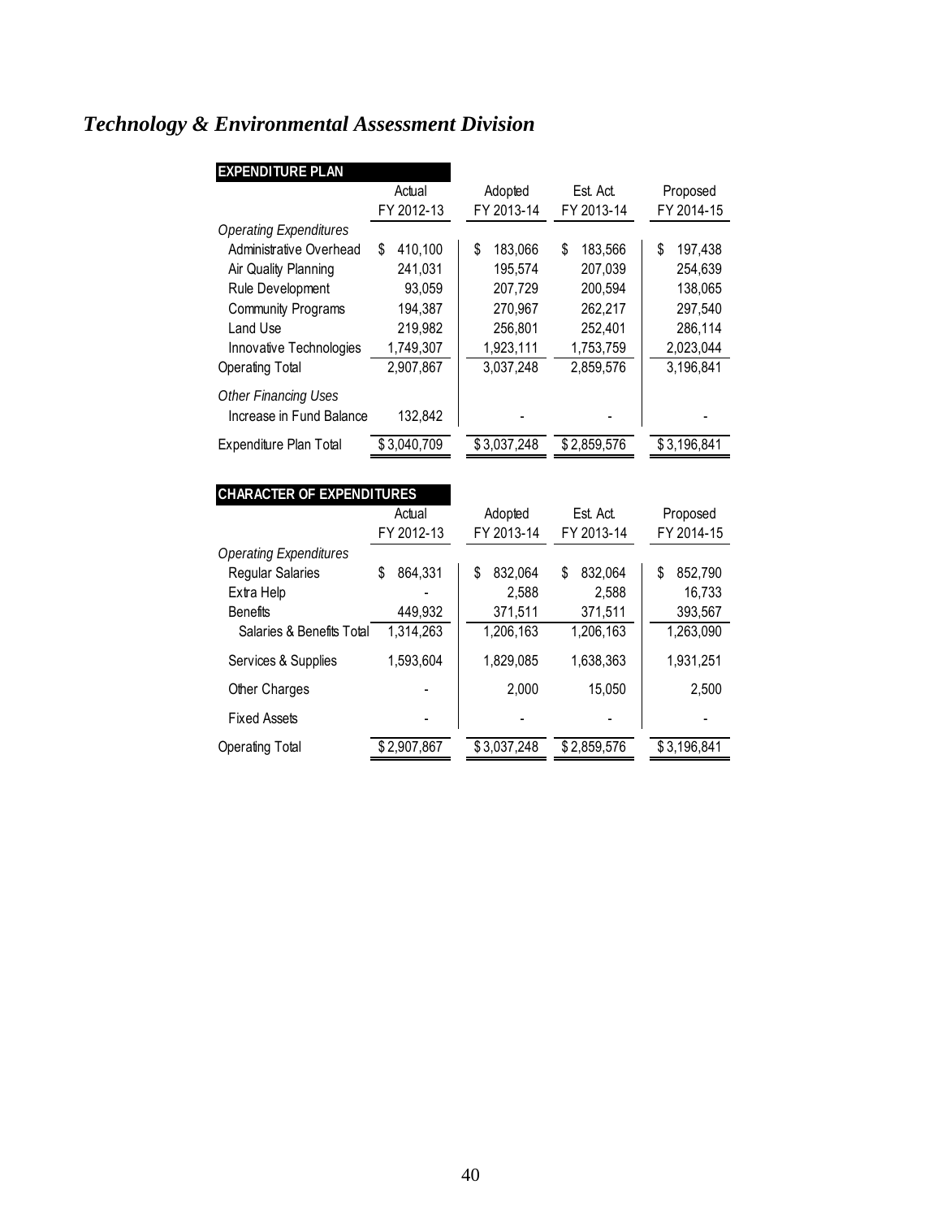## *Technology & Environmental Assessment Division*

| EXPENDITURE PLAN | Actual FY 2012-13 | Adopted FY 2013-14 | Est. Act. FY 2013-14 | Proposed FY 2014-15 |
|---|---|---|---|---|
| *Operating Expenditures* | | | | |
| Administrative Overhead | $ 410,100 | $ 183,066 | $ 183,566 | $ 197,438 |
| Air Quality Planning | 241,031 | 195,574 | 207,039 | 254,639 |
| Rule Development | 93,059 | 207,729 | 200,594 | 138,065 |
| Community Programs | 194,387 | 270,967 | 262,217 | 297,540 |
| Land Use | 219,982 | 256,801 | 252,401 | 286,114 |
| Innovative Technologies | 1,749,307 | 1,923,111 | 1,753,759 | 2,023,044 |
| Operating Total | 2,907,867 | 3,037,248 | 2,859,576 | 3,196,841 |
| *Other Financing Uses* | | | | |
| Increase in Fund Balance | 132,842 | - | - | - |
| Expenditure Plan Total | $ 3,040,709 | $ 3,037,248 | $ 2,859,576 | $ 3,196,841 |

| CHARACTER OF EXPENDITURES | Actual FY 2012-13 | Adopted FY 2013-14 | Est. Act. FY 2013-14 | Proposed FY 2014-15 |
|---|---|---|---|---|
| *Operating Expenditures* | | | | |
| Regular Salaries | $ 864,331 | $ 832,064 | $ 832,064 | $ 852,790 |
| Extra Help | - | 2,588 | 2,588 | 16,733 |
| Benefits | 449,932 | 371,511 | 371,511 | 393,567 |
| Salaries & Benefits Total | 1,314,263 | 1,206,163 | 1,206,163 | 1,263,090 |
| Services & Supplies | 1,593,604 | 1,829,085 | 1,638,363 | 1,931,251 |
| Other Charges | - | 2,000 | 15,050 | 2,500 |
| Fixed Assets | - | - | - | - |
| Operating Total | $ 2,907,867 | $ 3,037,248 | $ 2,859,576 | $ 3,196,841 |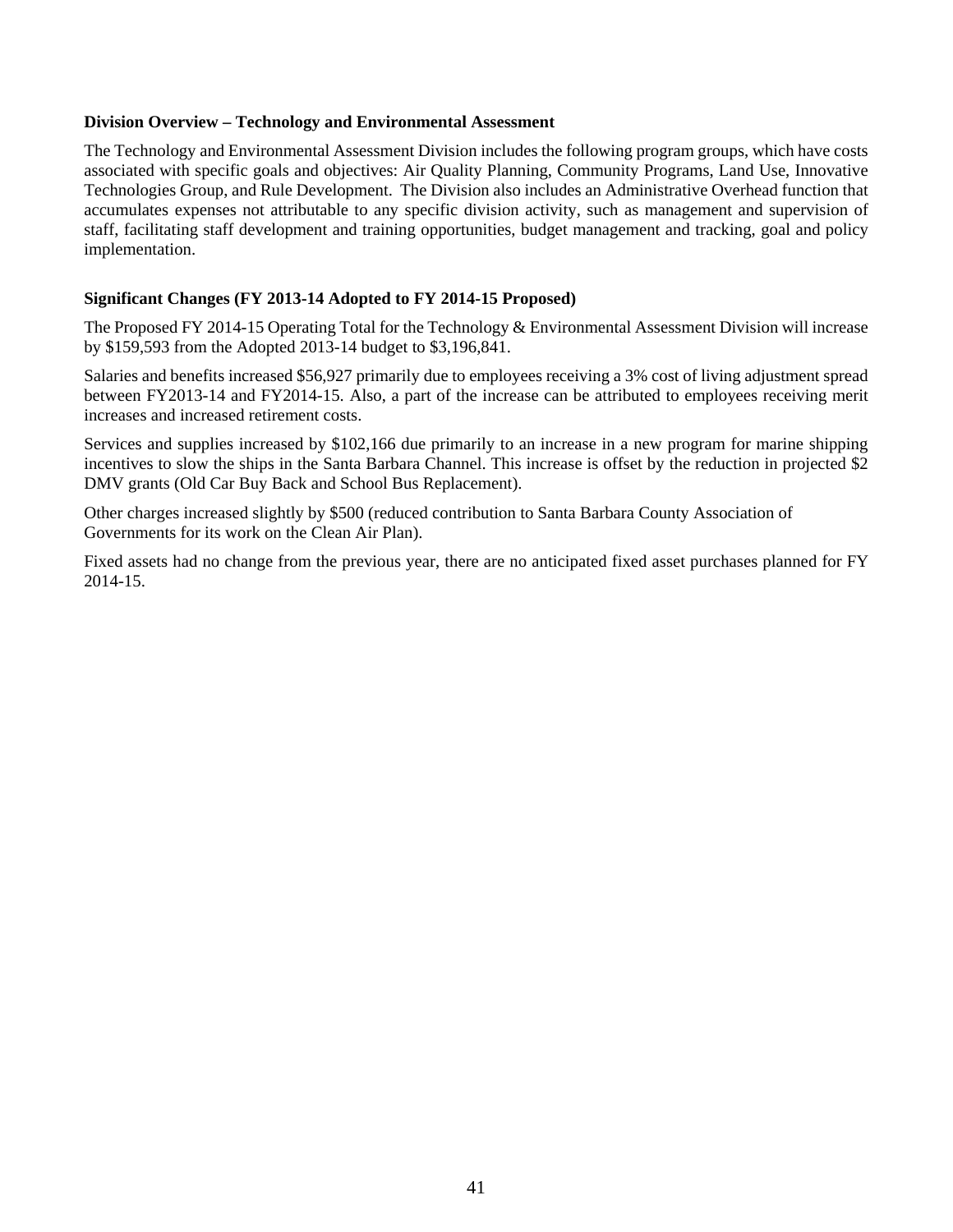**Division Overview – Technology and Environmental Assessment**

The Technology and Environmental Assessment Division includes the following program groups, which have costs associated with specific goals and objectives: Air Quality Planning, Community Programs, Land Use, Innovative Technologies Group, and Rule Development. The Division also includes an Administrative Overhead function that accumulates expenses not attributable to any specific division activity, such as management and supervision of staff, facilitating staff development and training opportunities, budget management and tracking, goal and policy implementation.

**Significant Changes (FY 2013-14 Adopted to FY 2014-15 Proposed)**

The Proposed FY 2014-15 Operating Total for the Technology & Environmental Assessment Division will increase by $159,593 from the Adopted 2013-14 budget to $3,196,841.

Salaries and benefits increased $56,927 primarily due to employees receiving a 3% cost of living adjustment spread between FY2013-14 and FY2014-15. Also, a part of the increase can be attributed to employees receiving merit increases and increased retirement costs.

Services and supplies increased by $102,166 due primarily to an increase in a new program for marine shipping incentives to slow the ships in the Santa Barbara Channel. This increase is offset by the reduction in projected $2 DMV grants (Old Car Buy Back and School Bus Replacement).

Other charges increased slightly by $500 (reduced contribution to Santa Barbara County Association of Governments for its work on the Clean Air Plan).

Fixed assets had no change from the previous year, there are no anticipated fixed asset purchases planned for FY 2014-15.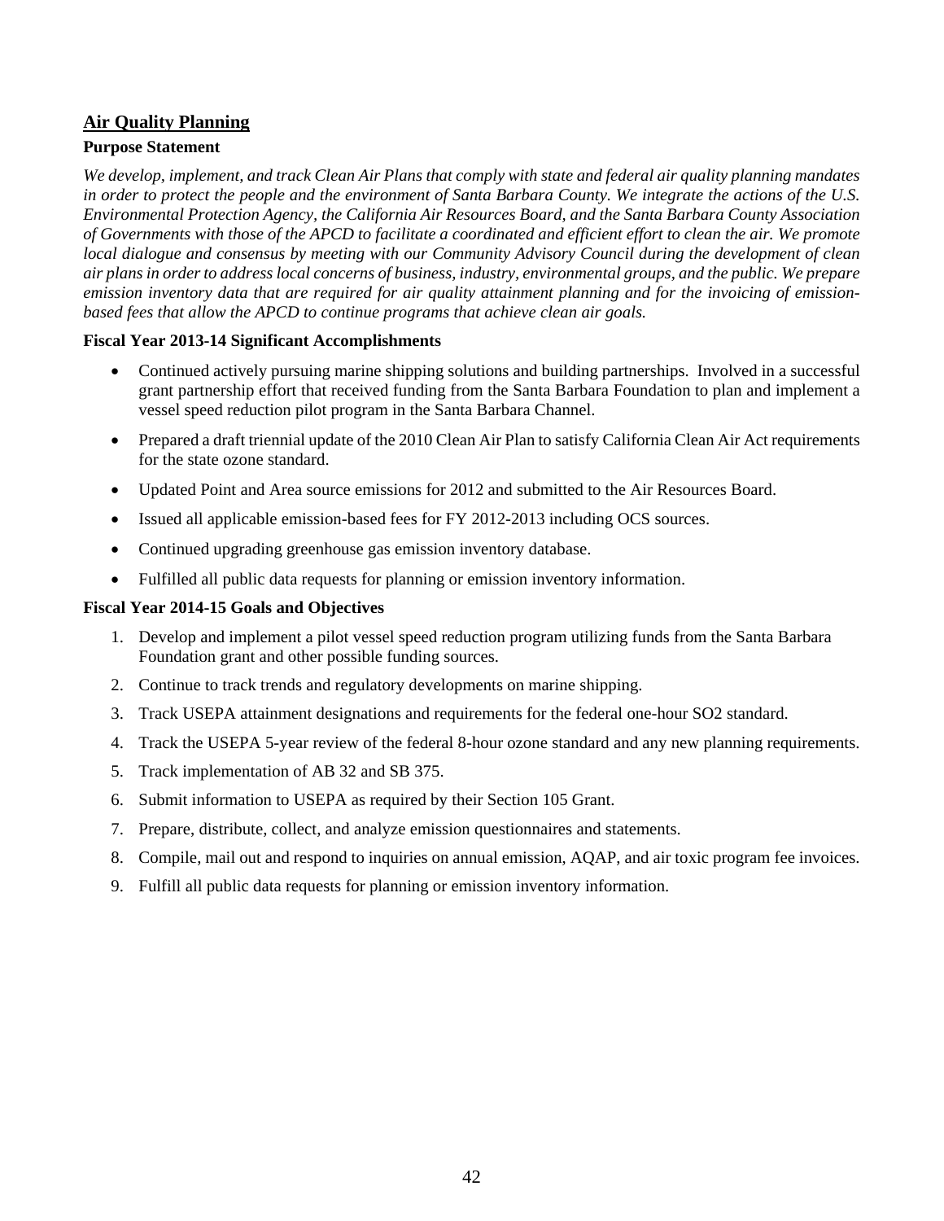## Air Quality Planning

**Purpose Statement**

*We develop, implement, and track Clean Air Plans that comply with state and federal air quality planning mandates in order to protect the people and the environment of Santa Barbara County. We integrate the actions of the U.S. Environmental Protection Agency, the California Air Resources Board, and the Santa Barbara County Association of Governments with those of the APCD to facilitate a coordinated and efficient effort to clean the air. We promote local dialogue and consensus by meeting with our Community Advisory Council during the development of clean air plans in order to address local concerns of business, industry, environmental groups, and the public. We prepare emission inventory data that are required for air quality attainment planning and for the invoicing of emission-based fees that allow the APCD to continue programs that achieve clean air goals.*

**Fiscal Year 2013-14 Significant Accomplishments**

- Continued actively pursuing marine shipping solutions and building partnerships. Involved in a successful grant partnership effort that received funding from the Santa Barbara Foundation to plan and implement a vessel speed reduction pilot program in the Santa Barbara Channel.
- Prepared a draft triennial update of the 2010 Clean Air Plan to satisfy California Clean Air Act requirements for the state ozone standard.
- Updated Point and Area source emissions for 2012 and submitted to the Air Resources Board.
- Issued all applicable emission-based fees for FY 2012-2013 including OCS sources.
- Continued upgrading greenhouse gas emission inventory database.
- Fulfilled all public data requests for planning or emission inventory information.

**Fiscal Year 2014-15 Goals and Objectives**

1. Develop and implement a pilot vessel speed reduction program utilizing funds from the Santa Barbara Foundation grant and other possible funding sources.
2. Continue to track trends and regulatory developments on marine shipping.
3. Track USEPA attainment designations and requirements for the federal one-hour $SO_2$ standard.
4. Track the USEPA 5-year review of the federal 8-hour ozone standard and any new planning requirements.
5. Track implementation of AB 32 and SB 375.
6. Submit information to USEPA as required by their Section 105 Grant.
7. Prepare, distribute, collect, and analyze emission questionnaires and statements.
8. Compile, mail out and respond to inquiries on annual emission, AQAP, and air toxic program fee invoices.
9. Fulfill all public data requests for planning or emission inventory information.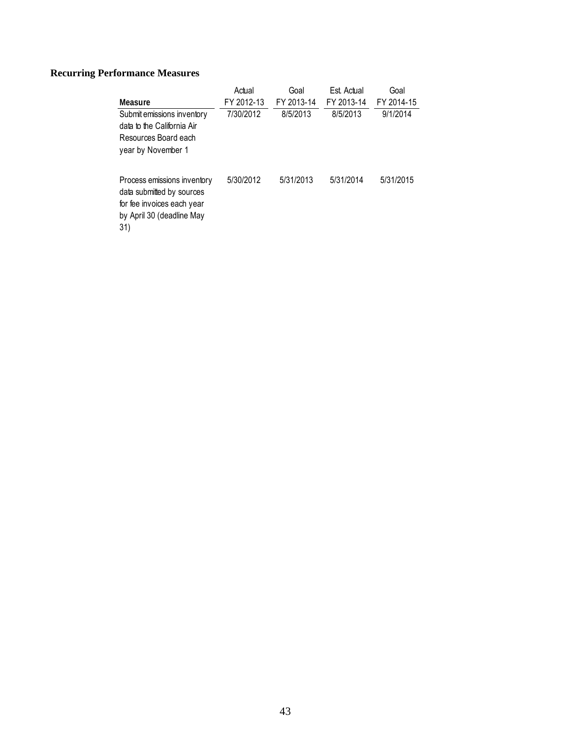## Recurring Performance Measures

| Measure | Actual FY 2012-13 | Goal FY 2013-14 | Est. Actual FY 2013-14 | Goal FY 2014-15 |
|---|---|---|---|---|
| Submit emissions inventory data to the California Air Resources Board each year by November 1 | 7/30/2012 | 8/5/2013 | 8/5/2013 | 9/1/2014 |
| Process emissions inventory data submitted by sources for fee invoices each year by April 30 (deadline May 31) | 5/30/2012 | 5/31/2013 | 5/31/2014 | 5/31/2015 |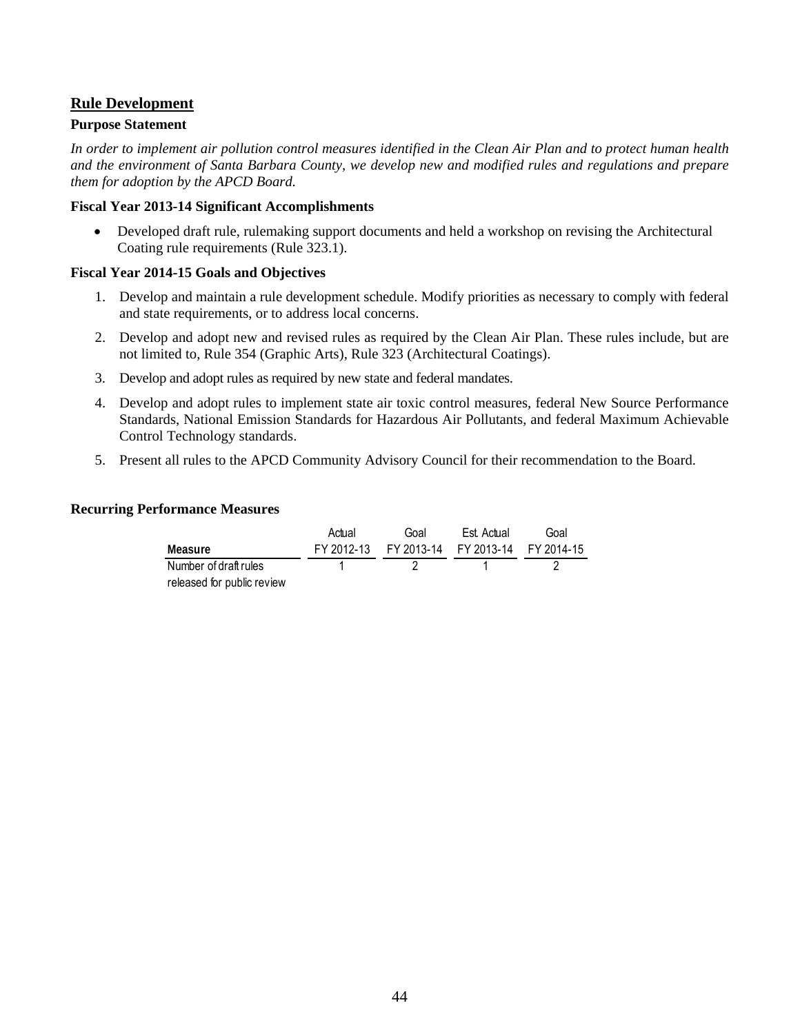## Rule Development

**Purpose Statement**

*In order to implement air pollution control measures identified in the Clean Air Plan and to protect human health and the environment of Santa Barbara County, we develop new and modified rules and regulations and prepare them for adoption by the APCD Board.*

**Fiscal Year 2013-14 Significant Accomplishments**

- Developed draft rule, rulemaking support documents and held a workshop on revising the Architectural Coating rule requirements (Rule 323.1).

**Fiscal Year 2014-15 Goals and Objectives**

1. Develop and maintain a rule development schedule. Modify priorities as necessary to comply with federal and state requirements, or to address local concerns.
2. Develop and adopt new and revised rules as required by the Clean Air Plan. These rules include, but are not limited to, Rule 354 (Graphic Arts), Rule 323 (Architectural Coatings).
3. Develop and adopt rules as required by new state and federal mandates.
4. Develop and adopt rules to implement state air toxic control measures, federal New Source Performance Standards, National Emission Standards for Hazardous Air Pollutants, and federal Maximum Achievable Control Technology standards.
5. Present all rules to the APCD Community Advisory Council for their recommendation to the Board.

**Recurring Performance Measures**

| Measure | Actual FY 2012-13 | Goal FY 2013-14 | Est. Actual FY 2013-14 | Goal FY 2014-15 |
|---|---|---|---|---|
| Number of draft rules released for public review | 1 | 2 | 1 | 2 |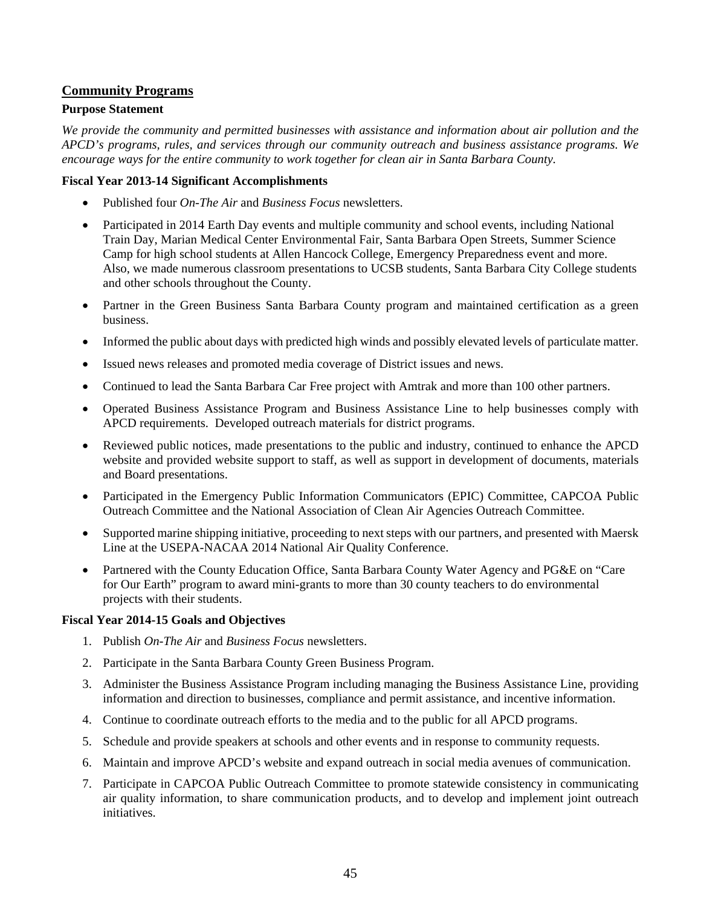## Community Programs

**Purpose Statement**

*We provide the community and permitted businesses with assistance and information about air pollution and the APCD's programs, rules, and services through our community outreach and business assistance programs. We encourage ways for the entire community to work together for clean air in Santa Barbara County.*

**Fiscal Year 2013-14 Significant Accomplishments**

- Published four *On-The Air* and *Business Focus* newsletters.
- Participated in 2014 Earth Day events and multiple community and school events, including National Train Day, Marian Medical Center Environmental Fair, Santa Barbara Open Streets, Summer Science Camp for high school students at Allen Hancock College, Emergency Preparedness event and more. Also, we made numerous classroom presentations to UCSB students, Santa Barbara City College students and other schools throughout the County.
- Partner in the Green Business Santa Barbara County program and maintained certification as a green business.
- Informed the public about days with predicted high winds and possibly elevated levels of particulate matter.
- Issued news releases and promoted media coverage of District issues and news.
- Continued to lead the Santa Barbara Car Free project with Amtrak and more than 100 other partners.
- Operated Business Assistance Program and Business Assistance Line to help businesses comply with APCD requirements. Developed outreach materials for district programs.
- Reviewed public notices, made presentations to the public and industry, continued to enhance the APCD website and provided website support to staff, as well as support in development of documents, materials and Board presentations.
- Participated in the Emergency Public Information Communicators (EPIC) Committee, CAPCOA Public Outreach Committee and the National Association of Clean Air Agencies Outreach Committee.
- Supported marine shipping initiative, proceeding to next steps with our partners, and presented with Maersk Line at the USEPA-NACAA 2014 National Air Quality Conference.
- Partnered with the County Education Office, Santa Barbara County Water Agency and PG&E on "Care for Our Earth" program to award mini-grants to more than 30 county teachers to do environmental projects with their students.

**Fiscal Year 2014-15 Goals and Objectives**

1. Publish *On-The Air* and *Business Focus* newsletters.
2. Participate in the Santa Barbara County Green Business Program.
3. Administer the Business Assistance Program including managing the Business Assistance Line, providing information and direction to businesses, compliance and permit assistance, and incentive information.
4. Continue to coordinate outreach efforts to the media and to the public for all APCD programs.
5. Schedule and provide speakers at schools and other events and in response to community requests.
6. Maintain and improve APCD's website and expand outreach in social media avenues of communication.
7. Participate in CAPCOA Public Outreach Committee to promote statewide consistency in communicating air quality information, to share communication products, and to develop and implement joint outreach initiatives.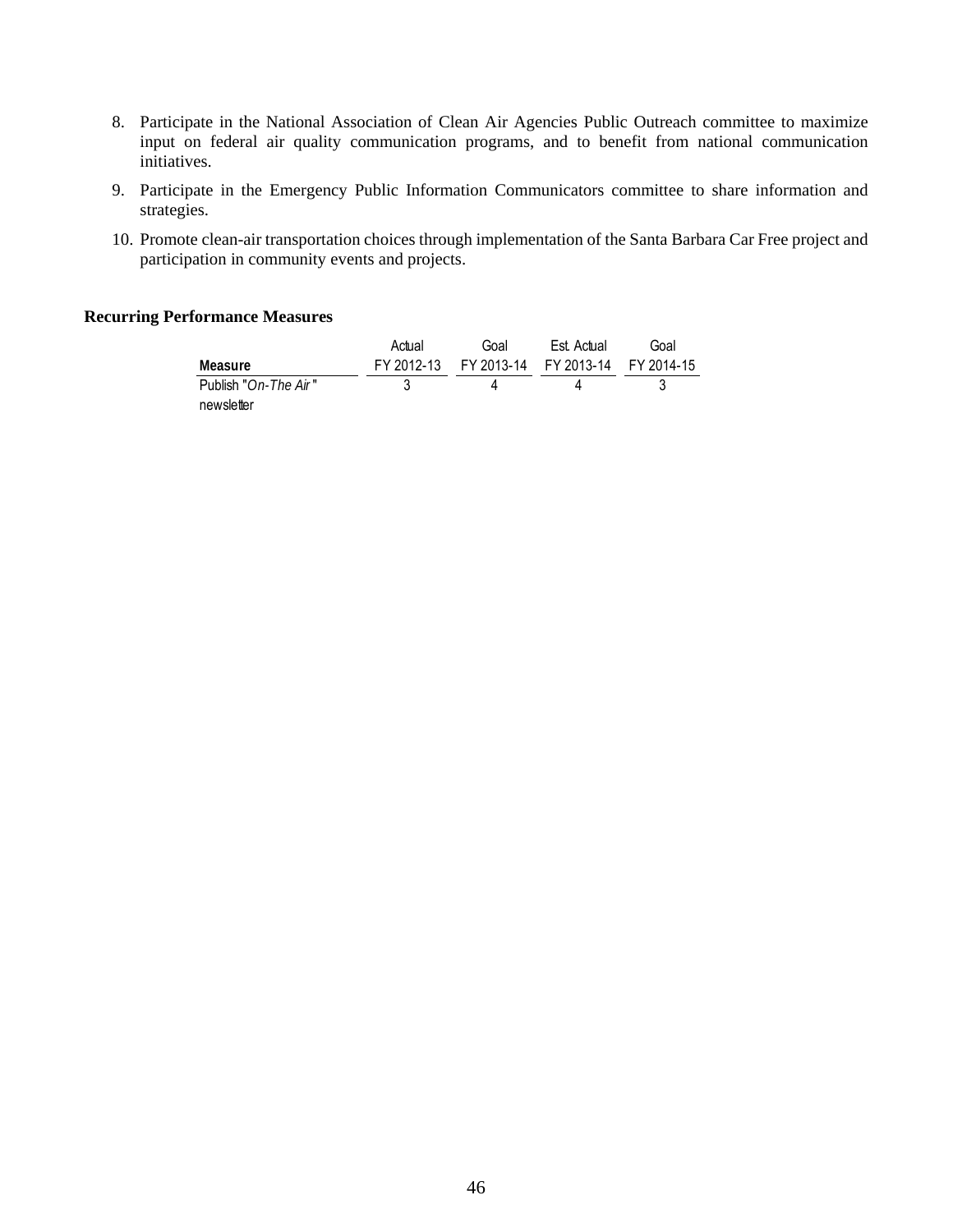8. Participate in the National Association of Clean Air Agencies Public Outreach committee to maximize input on federal air quality communication programs, and to benefit from national communication initiatives.
9. Participate in the Emergency Public Information Communicators committee to share information and strategies.
10. Promote clean-air transportation choices through implementation of the Santa Barbara Car Free project and participation in community events and projects.

**Recurring Performance Measures**

| Measure | Actual FY 2012-13 | Goal FY 2013-14 | Est. Actual FY 2013-14 | Goal FY 2014-15 |
|---|---|---|---|---|
| Publish "*On-The Air*" newsletter | 3 | 4 | 4 | 3 |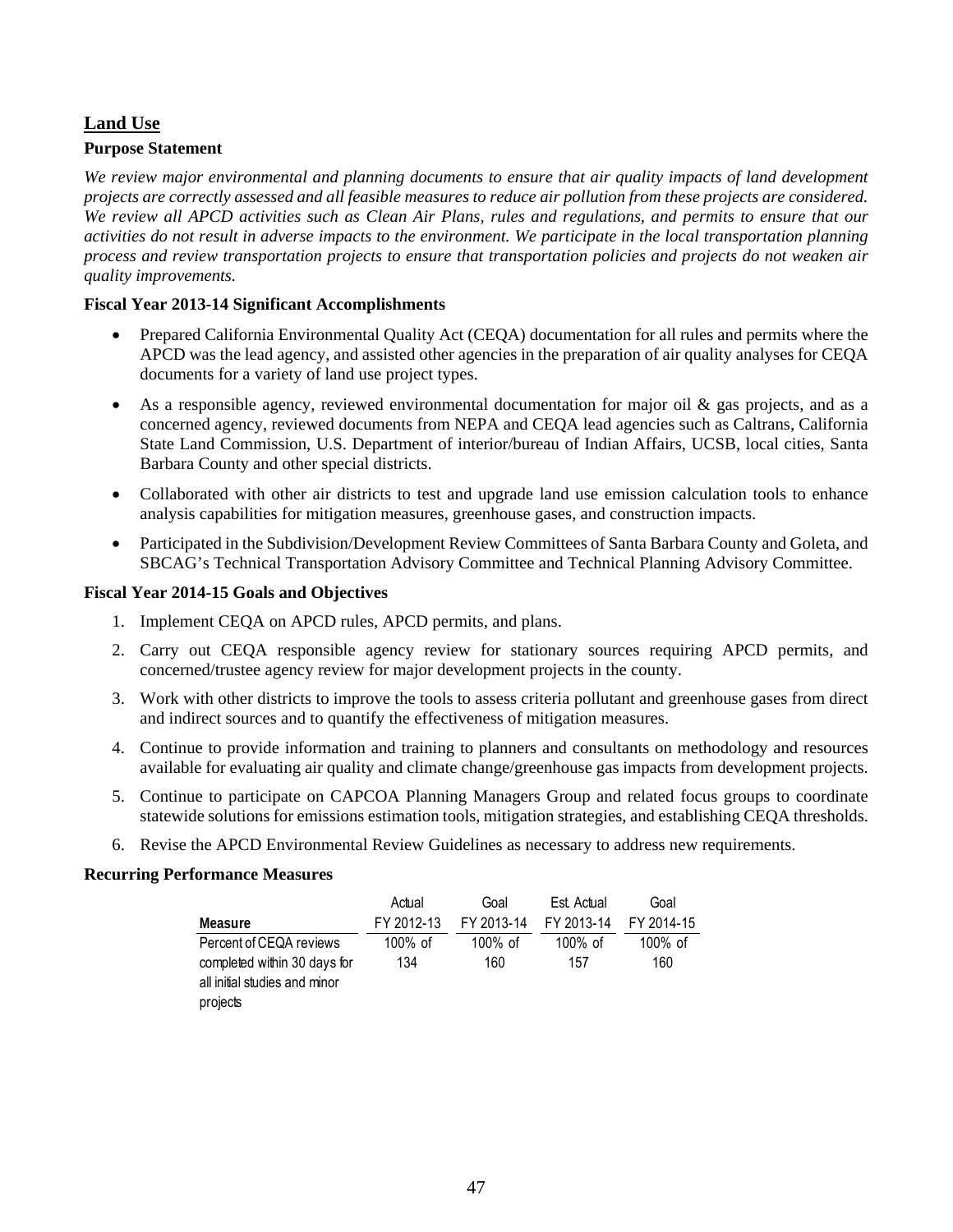## Land Use

### Purpose Statement

*We review major environmental and planning documents to ensure that air quality impacts of land development projects are correctly assessed and all feasible measures to reduce air pollution from these projects are considered. We review all APCD activities such as Clean Air Plans, rules and regulations, and permits to ensure that our activities do not result in adverse impacts to the environment. We participate in the local transportation planning process and review transportation projects to ensure that transportation policies and projects do not weaken air quality improvements.*

### Fiscal Year 2013-14 Significant Accomplishments

- Prepared California Environmental Quality Act (CEQA) documentation for all rules and permits where the APCD was the lead agency, and assisted other agencies in the preparation of air quality analyses for CEQA documents for a variety of land use project types.
- As a responsible agency, reviewed environmental documentation for major oil & gas projects, and as a concerned agency, reviewed documents from NEPA and CEQA lead agencies such as Caltrans, California State Land Commission, U.S. Department of interior/bureau of Indian Affairs, UCSB, local cities, Santa Barbara County and other special districts.
- Collaborated with other air districts to test and upgrade land use emission calculation tools to enhance analysis capabilities for mitigation measures, greenhouse gases, and construction impacts.
- Participated in the Subdivision/Development Review Committees of Santa Barbara County and Goleta, and SBCAG's Technical Transportation Advisory Committee and Technical Planning Advisory Committee.

### Fiscal Year 2014-15 Goals and Objectives

1. Implement CEQA on APCD rules, APCD permits, and plans.
2. Carry out CEQA responsible agency review for stationary sources requiring APCD permits, and concerned/trustee agency review for major development projects in the county.
3. Work with other districts to improve the tools to assess criteria pollutant and greenhouse gases from direct and indirect sources and to quantify the effectiveness of mitigation measures.
4. Continue to provide information and training to planners and consultants on methodology and resources available for evaluating air quality and climate change/greenhouse gas impacts from development projects.
5. Continue to participate on CAPCOA Planning Managers Group and related focus groups to coordinate statewide solutions for emissions estimation tools, mitigation strategies, and establishing CEQA thresholds.
6. Revise the APCD Environmental Review Guidelines as necessary to address new requirements.

### Recurring Performance Measures

| Measure | Actual FY 2012-13 | Goal FY 2013-14 | Est. Actual FY 2013-14 | Goal FY 2014-15 |
|---|---|---|---|---|
| Percent of CEQA reviews completed within 30 days for all initial studies and minor projects | 100% of 134 | 100% of 160 | 100% of 157 | 100% of 160 |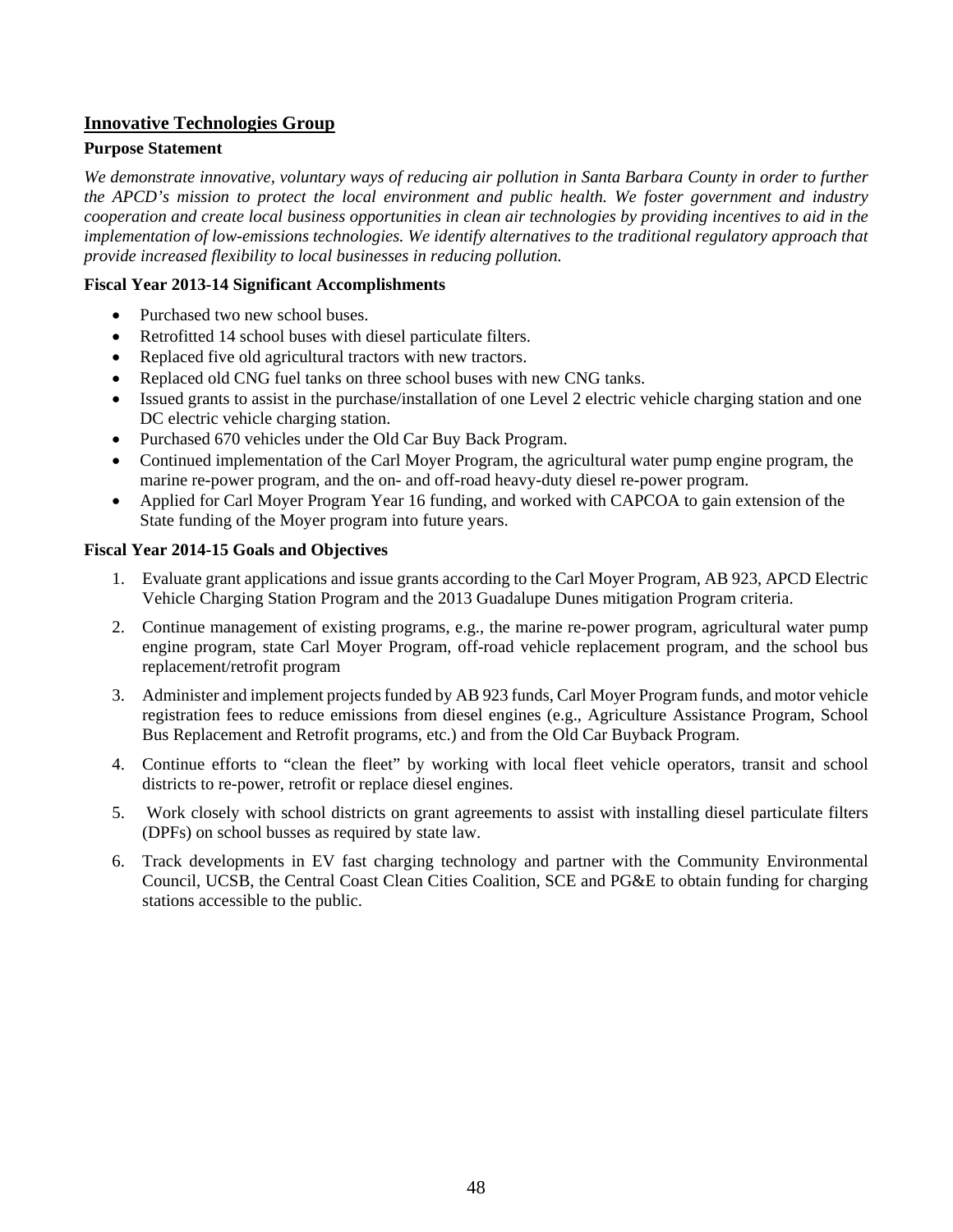## Innovative Technologies Group

**Purpose Statement**

*We demonstrate innovative, voluntary ways of reducing air pollution in Santa Barbara County in order to further the APCD's mission to protect the local environment and public health. We foster government and industry cooperation and create local business opportunities in clean air technologies by providing incentives to aid in the implementation of low-emissions technologies. We identify alternatives to the traditional regulatory approach that provide increased flexibility to local businesses in reducing pollution.*

**Fiscal Year 2013-14 Significant Accomplishments**

- Purchased two new school buses.
- Retrofitted 14 school buses with diesel particulate filters.
- Replaced five old agricultural tractors with new tractors.
- Replaced old CNG fuel tanks on three school buses with new CNG tanks.
- Issued grants to assist in the purchase/installation of one Level 2 electric vehicle charging station and one DC electric vehicle charging station.
- Purchased 670 vehicles under the Old Car Buy Back Program.
- Continued implementation of the Carl Moyer Program, the agricultural water pump engine program, the marine re-power program, and the on- and off-road heavy-duty diesel re-power program.
- Applied for Carl Moyer Program Year 16 funding, and worked with CAPCOA to gain extension of the State funding of the Moyer program into future years.

**Fiscal Year 2014-15 Goals and Objectives**

1. Evaluate grant applications and issue grants according to the Carl Moyer Program, AB 923, APCD Electric Vehicle Charging Station Program and the 2013 Guadalupe Dunes mitigation Program criteria.
2. Continue management of existing programs, e.g., the marine re-power program, agricultural water pump engine program, state Carl Moyer Program, off-road vehicle replacement program, and the school bus replacement/retrofit program
3. Administer and implement projects funded by AB 923 funds, Carl Moyer Program funds, and motor vehicle registration fees to reduce emissions from diesel engines (e.g., Agriculture Assistance Program, School Bus Replacement and Retrofit programs, etc.) and from the Old Car Buyback Program.
4. Continue efforts to "clean the fleet" by working with local fleet vehicle operators, transit and school districts to re-power, retrofit or replace diesel engines.
5. Work closely with school districts on grant agreements to assist with installing diesel particulate filters (DPFs) on school busses as required by state law.
6. Track developments in EV fast charging technology and partner with the Community Environmental Council, UCSB, the Central Coast Clean Cities Coalition, SCE and PG&E to obtain funding for charging stations accessible to the public.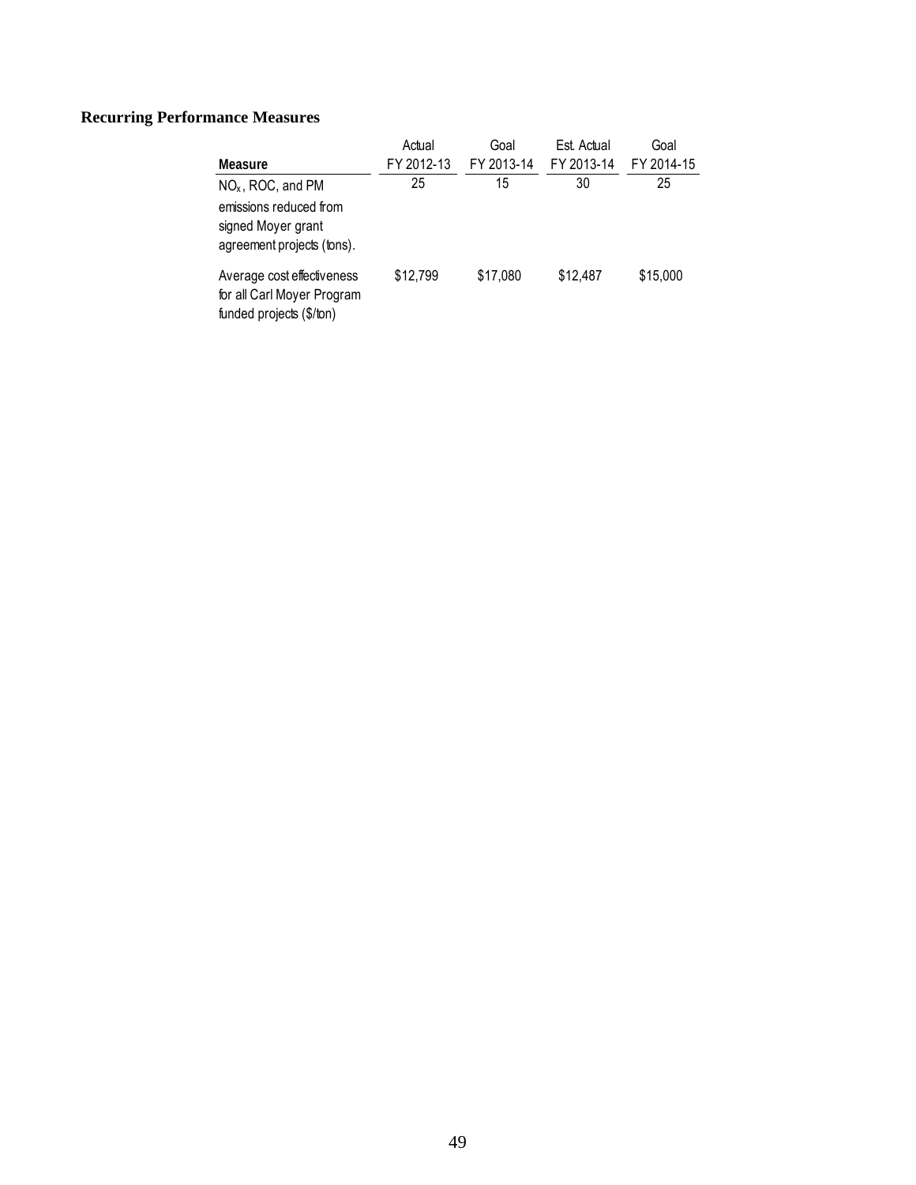### Recurring Performance Measures

| Measure | Actual FY 2012-13 | Goal FY 2013-14 | Est. Actual FY 2013-14 | Goal FY 2014-15 |
|---|---|---|---|---|
| $NO_x$, ROC, and PM emissions reduced from signed Moyer grant agreement projects (tons). | 25 | 15 | 30 | 25 |
| Average cost effectiveness for all Carl Moyer Program funded projects ($/ton) | $12,799 | $17,080 | $12,487 | $15,000 |